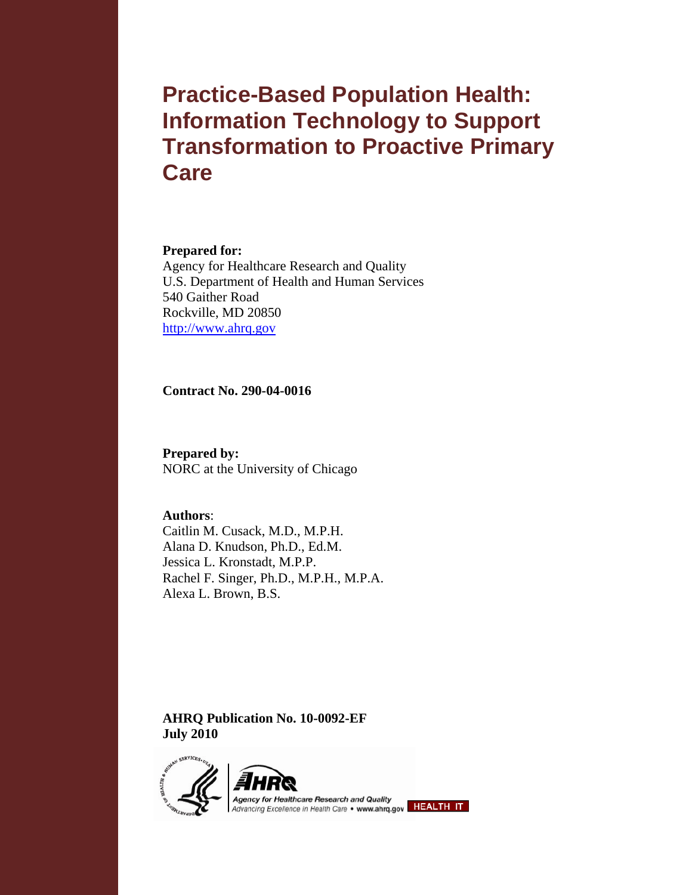# Practice-Based Population Health: Information Technology to Support Transformation to Proactive Primary Care

**Prepared for:**
Agency for Healthcare Research and Quality
U.S. Department of Health and Human Services
540 Gaither Road
Rockville, MD 20850
http://www.ahrq.gov

**Contract No. 290-04-0016**

**Prepared by:**
NORC at the University of Chicago

**Authors**:
Caitlin M. Cusack, M.D., M.P.H.
Alana D. Knudson, Ph.D., Ed.M.
Jessica L. Kronstadt, M.P.P.
Rachel F. Singer, Ph.D., M.P.H., M.P.A.
Alexa L. Brown, B.S.

**AHRQ Publication No. 10-0092-EF**
**July 2010**

Agency for Healthcare Research and Quality
Advancing Excellence in Health Care • www.ahrq.gov HEALTH IT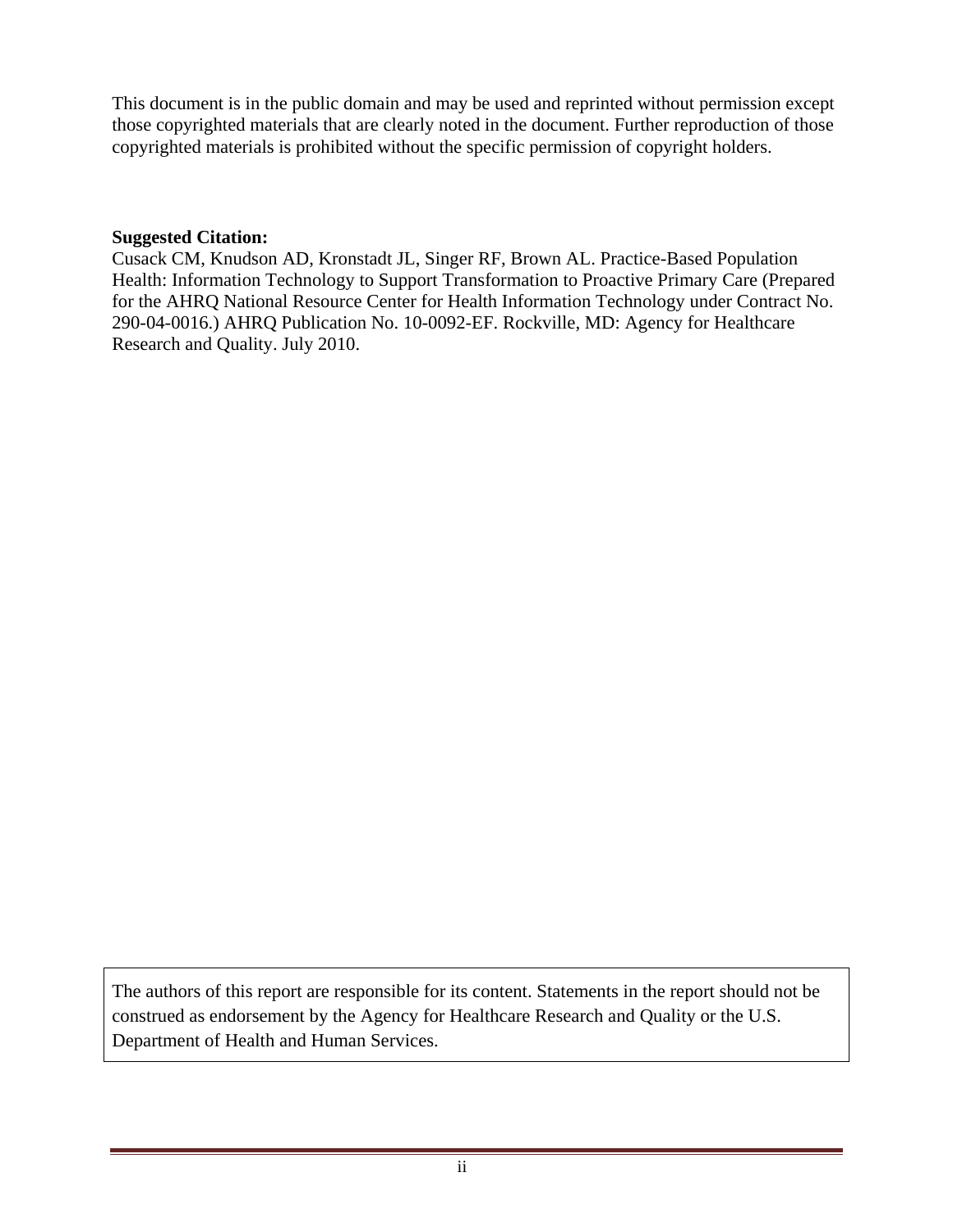This document is in the public domain and may be used and reprinted without permission except those copyrighted materials that are clearly noted in the document. Further reproduction of those copyrighted materials is prohibited without the specific permission of copyright holders.

**Suggested Citation:**
Cusack CM, Knudson AD, Kronstadt JL, Singer RF, Brown AL. Practice-Based Population Health: Information Technology to Support Transformation to Proactive Primary Care (Prepared for the AHRQ National Resource Center for Health Information Technology under Contract No. 290-04-0016.) AHRQ Publication No. 10-0092-EF. Rockville, MD: Agency for Healthcare Research and Quality. July 2010.

The authors of this report are responsible for its content. Statements in the report should not be construed as endorsement by the Agency for Healthcare Research and Quality or the U.S. Department of Health and Human Services.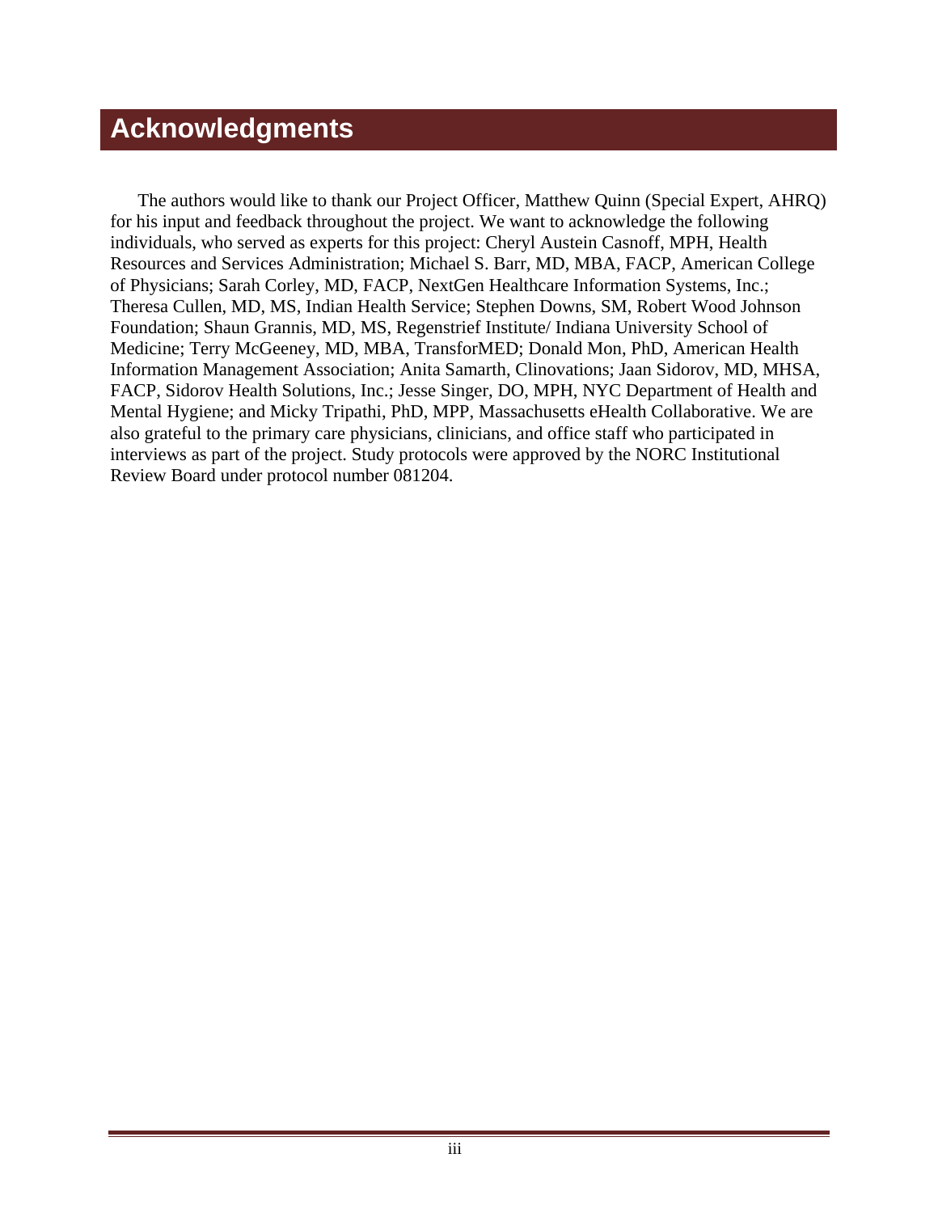# Acknowledgments

The authors would like to thank our Project Officer, Matthew Quinn (Special Expert, AHRQ) for his input and feedback throughout the project. We want to acknowledge the following individuals, who served as experts for this project: Cheryl Austein Casnoff, MPH, Health Resources and Services Administration; Michael S. Barr, MD, MBA, FACP, American College of Physicians; Sarah Corley, MD, FACP, NextGen Healthcare Information Systems, Inc.; Theresa Cullen, MD, MS, Indian Health Service; Stephen Downs, SM, Robert Wood Johnson Foundation; Shaun Grannis, MD, MS, Regenstrief Institute/ Indiana University School of Medicine; Terry McGeeney, MD, MBA, TransforMED; Donald Mon, PhD, American Health Information Management Association; Anita Samarth, Clinovations; Jaan Sidorov, MD, MHSA, FACP, Sidorov Health Solutions, Inc.; Jesse Singer, DO, MPH, NYC Department of Health and Mental Hygiene; and Micky Tripathi, PhD, MPP, Massachusetts eHealth Collaborative. We are also grateful to the primary care physicians, clinicians, and office staff who participated in interviews as part of the project. Study protocols were approved by the NORC Institutional Review Board under protocol number 081204.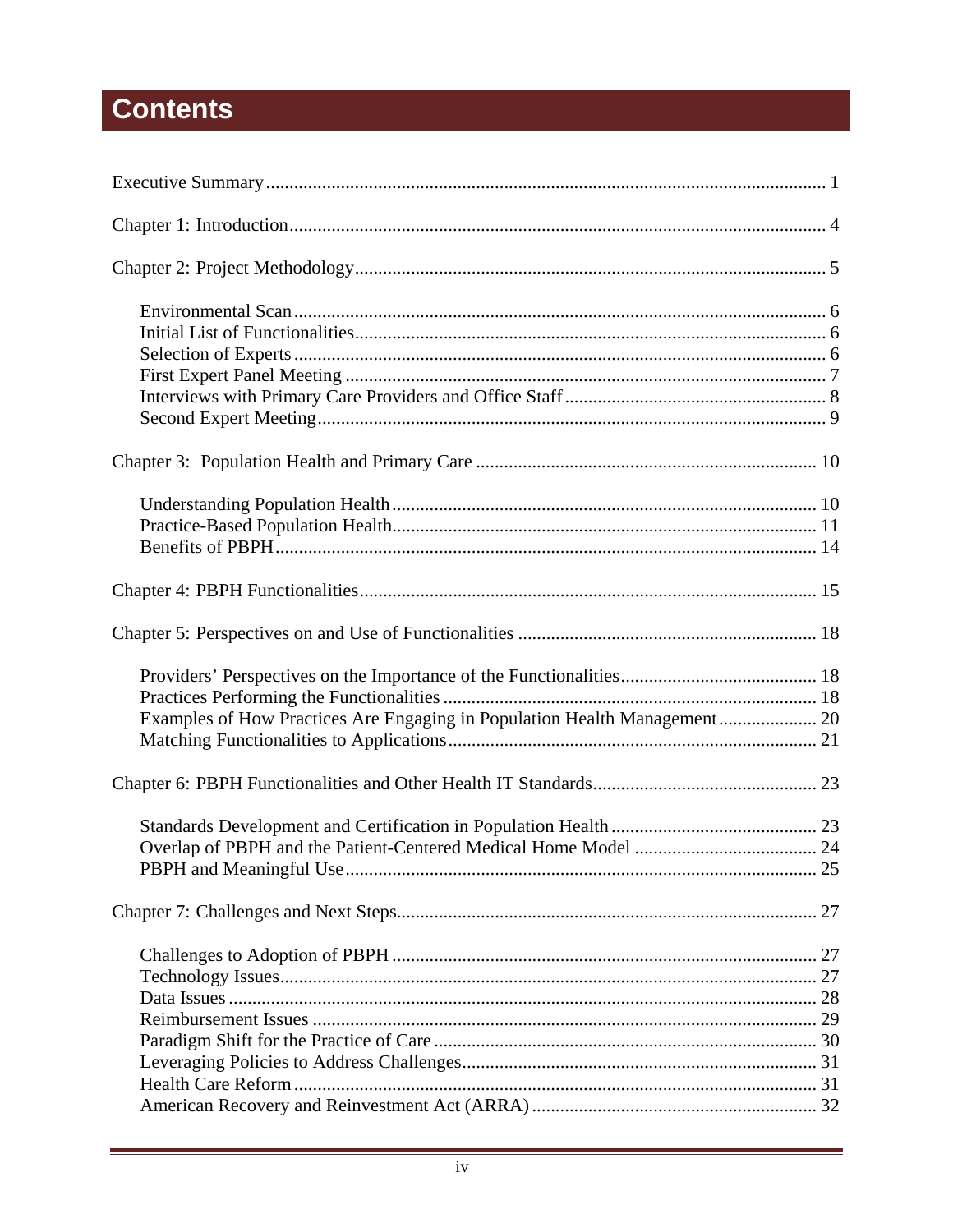# Contents

Executive Summary ........................................................................................................ 1

Chapter 1: Introduction................................................................................................... 4

Chapter 2: Project Methodology..................................................................................... 5

- Environmental Scan ................................................................................................. 6
- Initial List of Functionalities.................................................................................... 6
- Selection of Experts ................................................................................................. 6
- First Expert Panel Meeting ....................................................................................... 7
- Interviews with Primary Care Providers and Office Staff ........................................ 8
- Second Expert Meeting............................................................................................. 9

Chapter 3: Population Health and Primary Care ........................................................ 10

- Understanding Population Health .......................................................................... 10
- Practice-Based Population Health.......................................................................... 11
- Benefits of PBPH.................................................................................................... 14

Chapter 4: PBPH Functionalities.................................................................................. 15

Chapter 5: Perspectives on and Use of Functionalities ............................................... 18

- Providers' Perspectives on the Importance of the Functionalities.......................... 18
- Practices Performing the Functionalities ............................................................... 18
- Examples of How Practices Are Engaging in Population Health Management..................... 20
- Matching Functionalities to Applications.............................................................. 21

Chapter 6: PBPH Functionalities and Other Health IT Standards............................... 23

- Standards Development and Certification in Population Health ........................... 23
- Overlap of PBPH and the Patient-Centered Medical Home Model ....................... 24
- PBPH and Meaningful Use.................................................................................... 25

Chapter 7: Challenges and Next Steps......................................................................... 27

- Challenges to Adoption of PBPH .......................................................................... 27
- Technology Issues.................................................................................................. 27
- Data Issues ............................................................................................................. 28
- Reimbursement Issues ............................................................................................ 29
- Paradigm Shift for the Practice of Care ................................................................. 30
- Leveraging Policies to Address Challenges........................................................... 31
- Health Care Reform ............................................................................................... 31
- American Recovery and Reinvestment Act (ARRA) ............................................. 32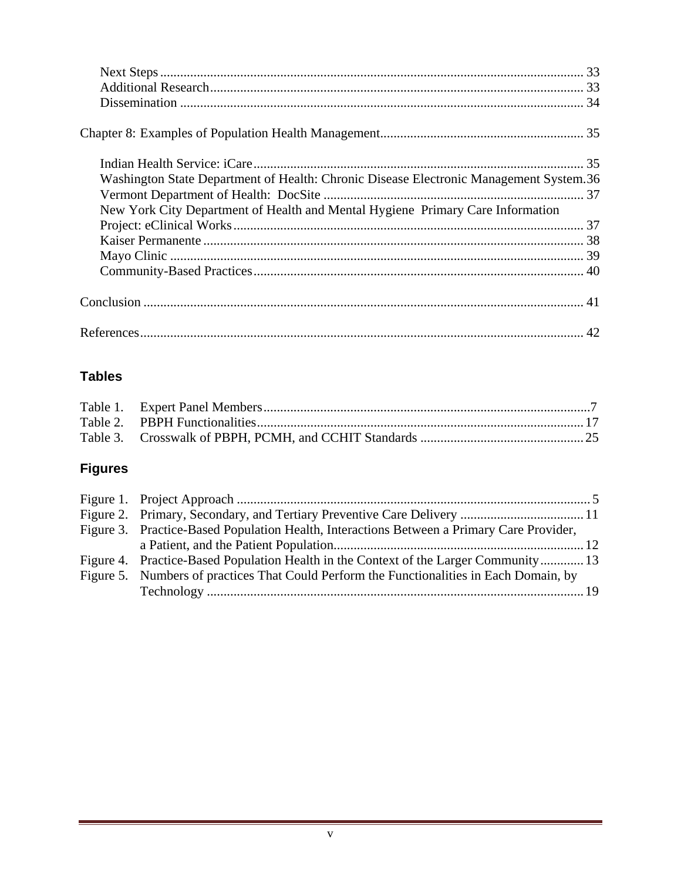Next Steps ............................................................................................................................ 33
Additional Research............................................................................................................... 33
Dissemination ....................................................................................................................... 34

Chapter 8: Examples of Population Health Management............................................................ 35

Indian Health Service: iCare.................................................................................................. 35
Washington State Department of Health: Chronic Disease Electronic Management System.36
Vermont Department of Health: DocSite ............................................................................. 37
New York City Department of Health and Mental Hygiene Primary Care Information Project: eClinical Works........................................................................................................ 37
Kaiser Permanente ................................................................................................................. 38
Mayo Clinic .......................................................................................................................... 39
Community-Based Practices.................................................................................................. 40

Conclusion .................................................................................................................................. 41

References.................................................................................................................................... 42

## Tables

Table 1. Expert Panel Members.................................................................................................7
Table 2. PBPH Functionalities.................................................................................................. 17
Table 3. Crosswalk of PBPH, PCMH, and CCHIT Standards ................................................. 25

## Figures

Figure 1. Project Approach ......................................................................................................... 5
Figure 2. Primary, Secondary, and Tertiary Preventive Care Delivery ..................................... 11
Figure 3. Practice-Based Population Health, Interactions Between a Primary Care Provider, a Patient, and the Patient Population........................................................................... 12
Figure 4. Practice-Based Population Health in the Context of the Larger Community............. 13
Figure 5. Numbers of practices That Could Perform the Functionalities in Each Domain, by Technology ................................................................................................................. 19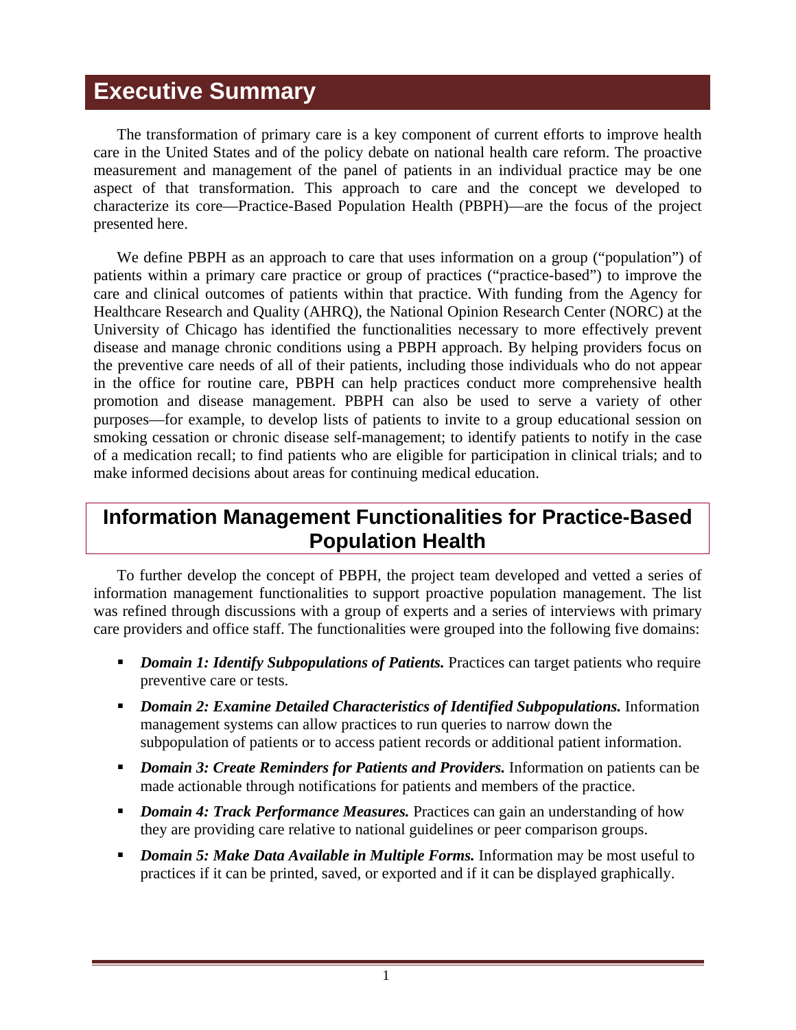# Executive Summary

The transformation of primary care is a key component of current efforts to improve health care in the United States and of the policy debate on national health care reform. The proactive measurement and management of the panel of patients in an individual practice may be one aspect of that transformation. This approach to care and the concept we developed to characterize its core—Practice-Based Population Health (PBPH)—are the focus of the project presented here.

We define PBPH as an approach to care that uses information on a group ("population") of patients within a primary care practice or group of practices ("practice-based") to improve the care and clinical outcomes of patients within that practice. With funding from the Agency for Healthcare Research and Quality (AHRQ), the National Opinion Research Center (NORC) at the University of Chicago has identified the functionalities necessary to more effectively prevent disease and manage chronic conditions using a PBPH approach. By helping providers focus on the preventive care needs of all of their patients, including those individuals who do not appear in the office for routine care, PBPH can help practices conduct more comprehensive health promotion and disease management. PBPH can also be used to serve a variety of other purposes—for example, to develop lists of patients to invite to a group educational session on smoking cessation or chronic disease self-management; to identify patients to notify in the case of a medication recall; to find patients who are eligible for participation in clinical trials; and to make informed decisions about areas for continuing medical education.

## Information Management Functionalities for Practice-Based Population Health

To further develop the concept of PBPH, the project team developed and vetted a series of information management functionalities to support proactive population management. The list was refined through discussions with a group of experts and a series of interviews with primary care providers and office staff. The functionalities were grouped into the following five domains:

- ***Domain 1: Identify Subpopulations of Patients.*** Practices can target patients who require preventive care or tests.
- ***Domain 2: Examine Detailed Characteristics of Identified Subpopulations.*** Information management systems can allow practices to run queries to narrow down the subpopulation of patients or to access patient records or additional patient information.
- ***Domain 3: Create Reminders for Patients and Providers.*** Information on patients can be made actionable through notifications for patients and members of the practice.
- ***Domain 4: Track Performance Measures.*** Practices can gain an understanding of how they are providing care relative to national guidelines or peer comparison groups.
- ***Domain 5: Make Data Available in Multiple Forms.*** Information may be most useful to practices if it can be printed, saved, or exported and if it can be displayed graphically.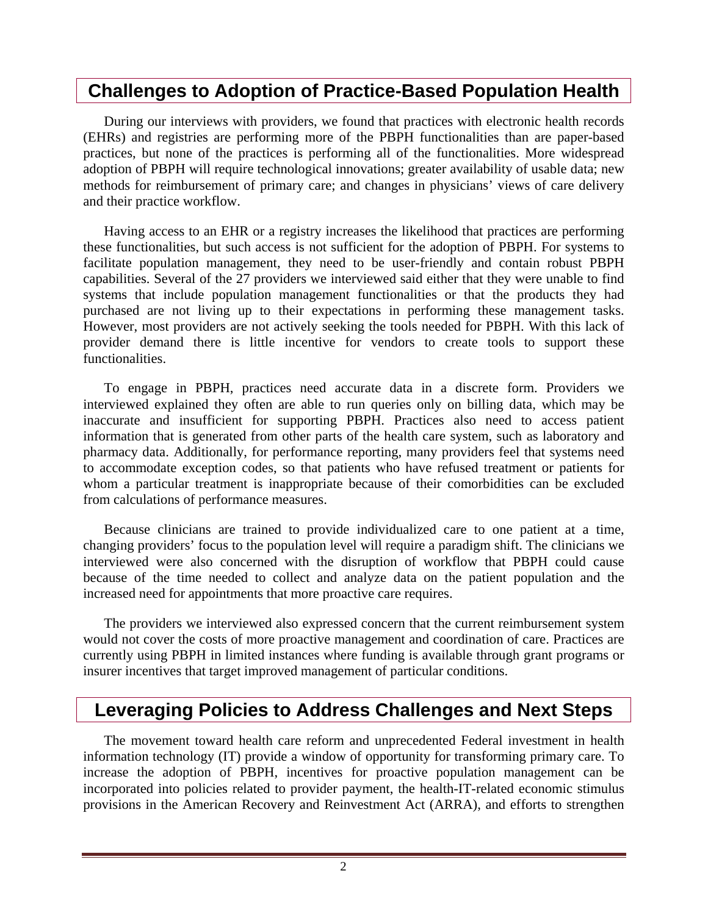## Challenges to Adoption of Practice-Based Population Health

During our interviews with providers, we found that practices with electronic health records (EHRs) and registries are performing more of the PBPH functionalities than are paper-based practices, but none of the practices is performing all of the functionalities. More widespread adoption of PBPH will require technological innovations; greater availability of usable data; new methods for reimbursement of primary care; and changes in physicians' views of care delivery and their practice workflow.

Having access to an EHR or a registry increases the likelihood that practices are performing these functionalities, but such access is not sufficient for the adoption of PBPH. For systems to facilitate population management, they need to be user-friendly and contain robust PBPH capabilities. Several of the 27 providers we interviewed said either that they were unable to find systems that include population management functionalities or that the products they had purchased are not living up to their expectations in performing these management tasks. However, most providers are not actively seeking the tools needed for PBPH. With this lack of provider demand there is little incentive for vendors to create tools to support these functionalities.

To engage in PBPH, practices need accurate data in a discrete form. Providers we interviewed explained they often are able to run queries only on billing data, which may be inaccurate and insufficient for supporting PBPH. Practices also need to access patient information that is generated from other parts of the health care system, such as laboratory and pharmacy data. Additionally, for performance reporting, many providers feel that systems need to accommodate exception codes, so that patients who have refused treatment or patients for whom a particular treatment is inappropriate because of their comorbidities can be excluded from calculations of performance measures.

Because clinicians are trained to provide individualized care to one patient at a time, changing providers' focus to the population level will require a paradigm shift. The clinicians we interviewed were also concerned with the disruption of workflow that PBPH could cause because of the time needed to collect and analyze data on the patient population and the increased need for appointments that more proactive care requires.

The providers we interviewed also expressed concern that the current reimbursement system would not cover the costs of more proactive management and coordination of care. Practices are currently using PBPH in limited instances where funding is available through grant programs or insurer incentives that target improved management of particular conditions.

## Leveraging Policies to Address Challenges and Next Steps

The movement toward health care reform and unprecedented Federal investment in health information technology (IT) provide a window of opportunity for transforming primary care. To increase the adoption of PBPH, incentives for proactive population management can be incorporated into policies related to provider payment, the health-IT-related economic stimulus provisions in the American Recovery and Reinvestment Act (ARRA), and efforts to strengthen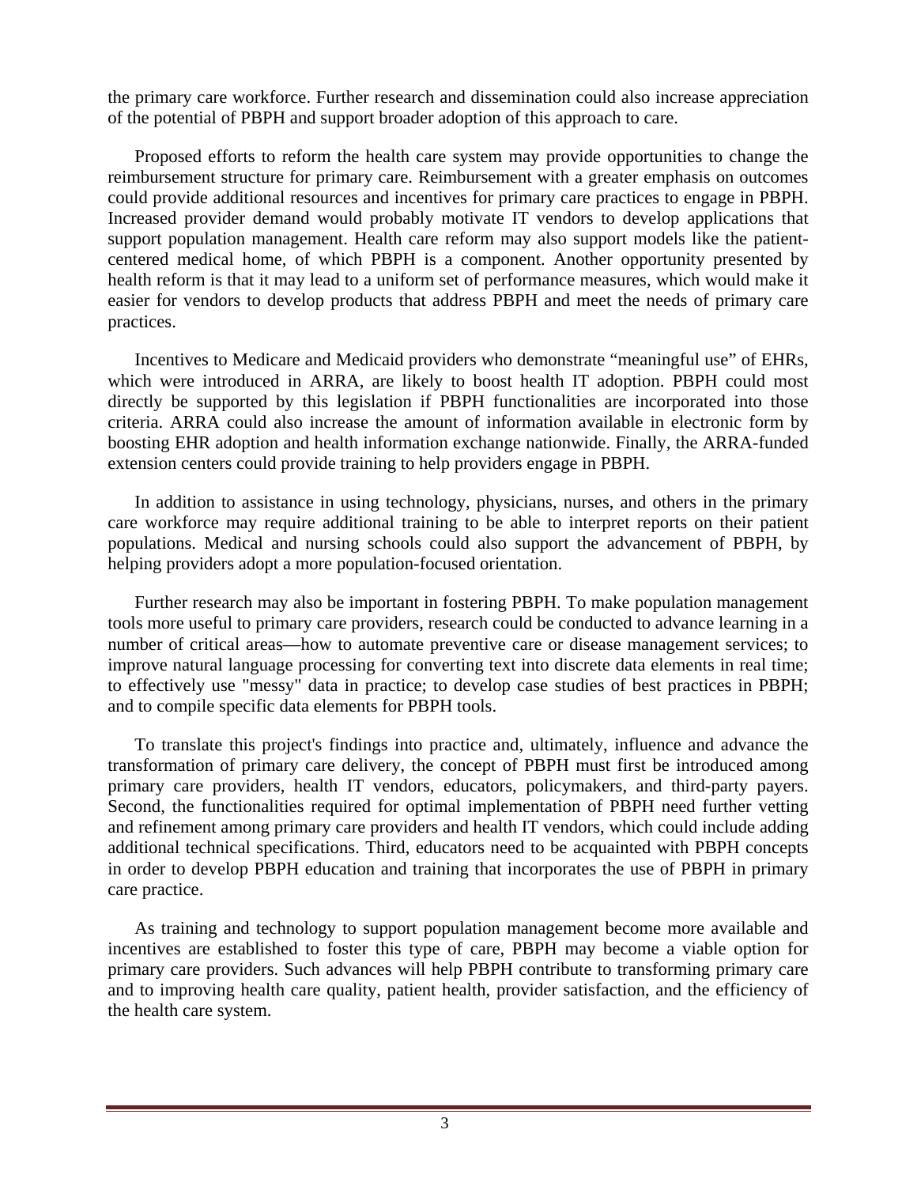the primary care workforce. Further research and dissemination could also increase appreciation of the potential of PBPH and support broader adoption of this approach to care.

Proposed efforts to reform the health care system may provide opportunities to change the reimbursement structure for primary care. Reimbursement with a greater emphasis on outcomes could provide additional resources and incentives for primary care practices to engage in PBPH. Increased provider demand would probably motivate IT vendors to develop applications that support population management. Health care reform may also support models like the patient-centered medical home, of which PBPH is a component. Another opportunity presented by health reform is that it may lead to a uniform set of performance measures, which would make it easier for vendors to develop products that address PBPH and meet the needs of primary care practices.

Incentives to Medicare and Medicaid providers who demonstrate "meaningful use" of EHRs, which were introduced in ARRA, are likely to boost health IT adoption. PBPH could most directly be supported by this legislation if PBPH functionalities are incorporated into those criteria. ARRA could also increase the amount of information available in electronic form by boosting EHR adoption and health information exchange nationwide. Finally, the ARRA-funded extension centers could provide training to help providers engage in PBPH.

In addition to assistance in using technology, physicians, nurses, and others in the primary care workforce may require additional training to be able to interpret reports on their patient populations. Medical and nursing schools could also support the advancement of PBPH, by helping providers adopt a more population-focused orientation.

Further research may also be important in fostering PBPH. To make population management tools more useful to primary care providers, research could be conducted to advance learning in a number of critical areas—how to automate preventive care or disease management services; to improve natural language processing for converting text into discrete data elements in real time; to effectively use "messy" data in practice; to develop case studies of best practices in PBPH; and to compile specific data elements for PBPH tools.

To translate this project's findings into practice and, ultimately, influence and advance the transformation of primary care delivery, the concept of PBPH must first be introduced among primary care providers, health IT vendors, educators, policymakers, and third-party payers. Second, the functionalities required for optimal implementation of PBPH need further vetting and refinement among primary care providers and health IT vendors, which could include adding additional technical specifications. Third, educators need to be acquainted with PBPH concepts in order to develop PBPH education and training that incorporates the use of PBPH in primary care practice.

As training and technology to support population management become more available and incentives are established to foster this type of care, PBPH may become a viable option for primary care providers. Such advances will help PBPH contribute to transforming primary care and to improving health care quality, patient health, provider satisfaction, and the efficiency of the health care system.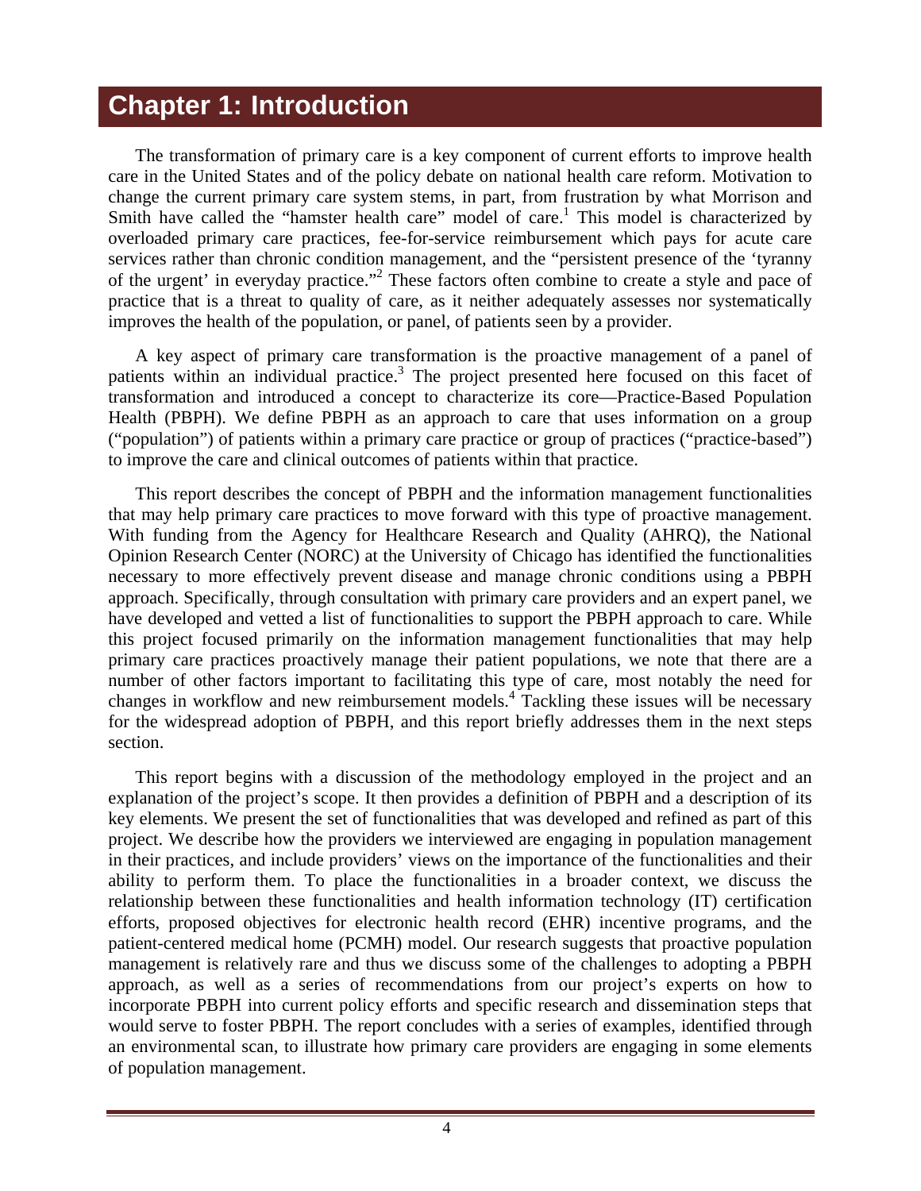# Chapter 1: Introduction

The transformation of primary care is a key component of current efforts to improve health care in the United States and of the policy debate on national health care reform. Motivation to change the current primary care system stems, in part, from frustration by what Morrison and Smith have called the "hamster health care" model of care.[1] This model is characterized by overloaded primary care practices, fee-for-service reimbursement which pays for acute care services rather than chronic condition management, and the "persistent presence of the 'tyranny of the urgent' in everyday practice."[2] These factors often combine to create a style and pace of practice that is a threat to quality of care, as it neither adequately assesses nor systematically improves the health of the population, or panel, of patients seen by a provider.

A key aspect of primary care transformation is the proactive management of a panel of patients within an individual practice.[3] The project presented here focused on this facet of transformation and introduced a concept to characterize its core—Practice-Based Population Health (PBPH). We define PBPH as an approach to care that uses information on a group ("population") of patients within a primary care practice or group of practices ("practice-based") to improve the care and clinical outcomes of patients within that practice.

This report describes the concept of PBPH and the information management functionalities that may help primary care practices to move forward with this type of proactive management. With funding from the Agency for Healthcare Research and Quality (AHRQ), the National Opinion Research Center (NORC) at the University of Chicago has identified the functionalities necessary to more effectively prevent disease and manage chronic conditions using a PBPH approach. Specifically, through consultation with primary care providers and an expert panel, we have developed and vetted a list of functionalities to support the PBPH approach to care. While this project focused primarily on the information management functionalities that may help primary care practices proactively manage their patient populations, we note that there are a number of other factors important to facilitating this type of care, most notably the need for changes in workflow and new reimbursement models.[4] Tackling these issues will be necessary for the widespread adoption of PBPH, and this report briefly addresses them in the next steps section.

This report begins with a discussion of the methodology employed in the project and an explanation of the project's scope. It then provides a definition of PBPH and a description of its key elements. We present the set of functionalities that was developed and refined as part of this project. We describe how the providers we interviewed are engaging in population management in their practices, and include providers' views on the importance of the functionalities and their ability to perform them. To place the functionalities in a broader context, we discuss the relationship between these functionalities and health information technology (IT) certification efforts, proposed objectives for electronic health record (EHR) incentive programs, and the patient-centered medical home (PCMH) model. Our research suggests that proactive population management is relatively rare and thus we discuss some of the challenges to adopting a PBPH approach, as well as a series of recommendations from our project's experts on how to incorporate PBPH into current policy efforts and specific research and dissemination steps that would serve to foster PBPH. The report concludes with a series of examples, identified through an environmental scan, to illustrate how primary care providers are engaging in some elements of population management.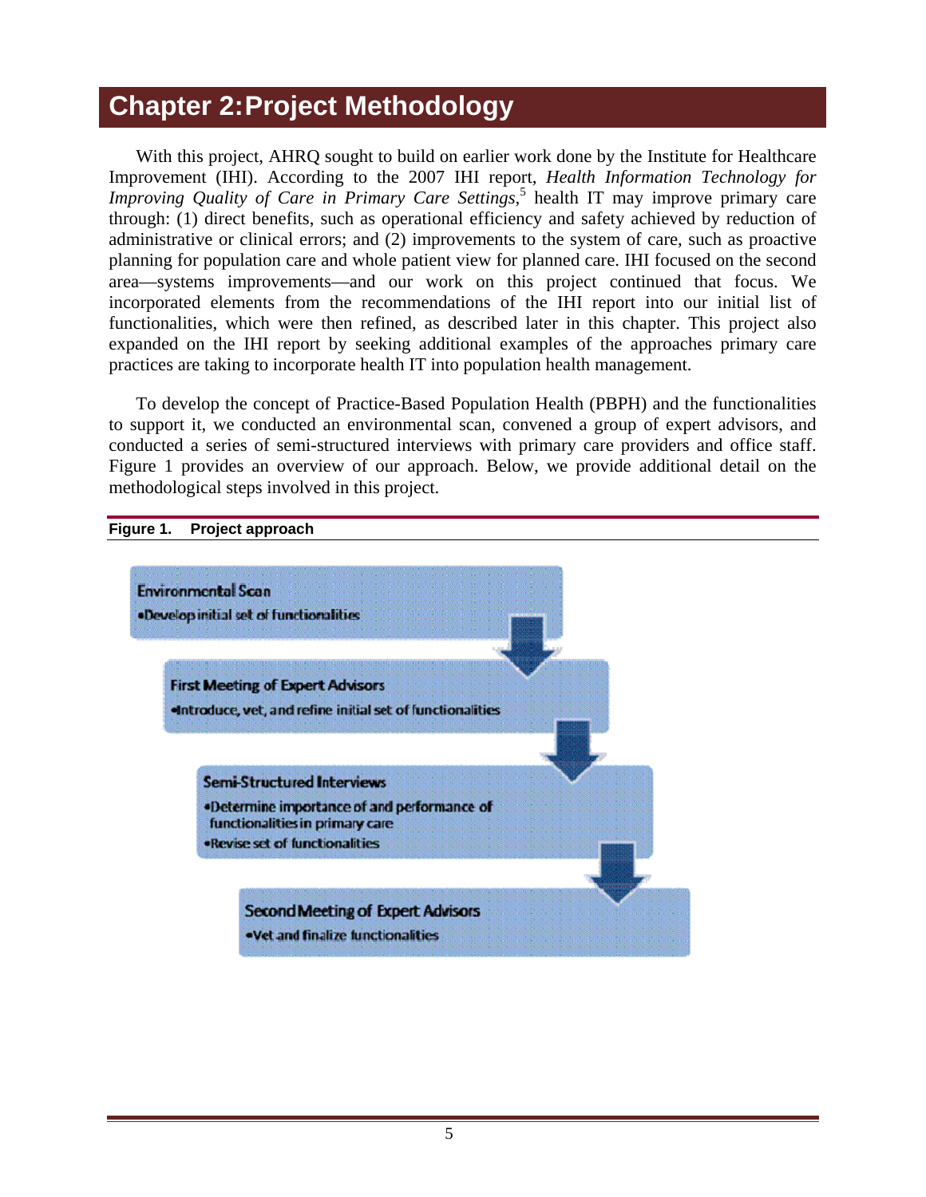# Chapter 2: Project Methodology

With this project, AHRQ sought to build on earlier work done by the Institute for Healthcare Improvement (IHI). According to the 2007 IHI report, *Health Information Technology for Improving Quality of Care in Primary Care Settings*,[5] health IT may improve primary care through: (1) direct benefits, such as operational efficiency and safety achieved by reduction of administrative or clinical errors; and (2) improvements to the system of care, such as proactive planning for population care and whole patient view for planned care. IHI focused on the second area—systems improvements—and our work on this project continued that focus. We incorporated elements from the recommendations of the IHI report into our initial list of functionalities, which were then refined, as described later in this chapter. This project also expanded on the IHI report by seeking additional examples of the approaches primary care practices are taking to incorporate health IT into population health management.

To develop the concept of Practice-Based Population Health (PBPH) and the functionalities to support it, we conducted an environmental scan, convened a group of expert advisors, and conducted a series of semi-structured interviews with primary care providers and office staff. Figure 1 provides an overview of our approach. Below, we provide additional detail on the methodological steps involved in this project.

**Figure 1. Project approach**

**Environmental Scan**
- Develop initial set of functionalities

**First Meeting of Expert Advisors**
- Introduce, vet, and refine initial set of functionalities

**Semi-Structured Interviews**
- Determine importance of and performance of functionalities in primary care
- Revise set of functionalities

**Second Meeting of Expert Advisors**
- Vet and finalize functionalities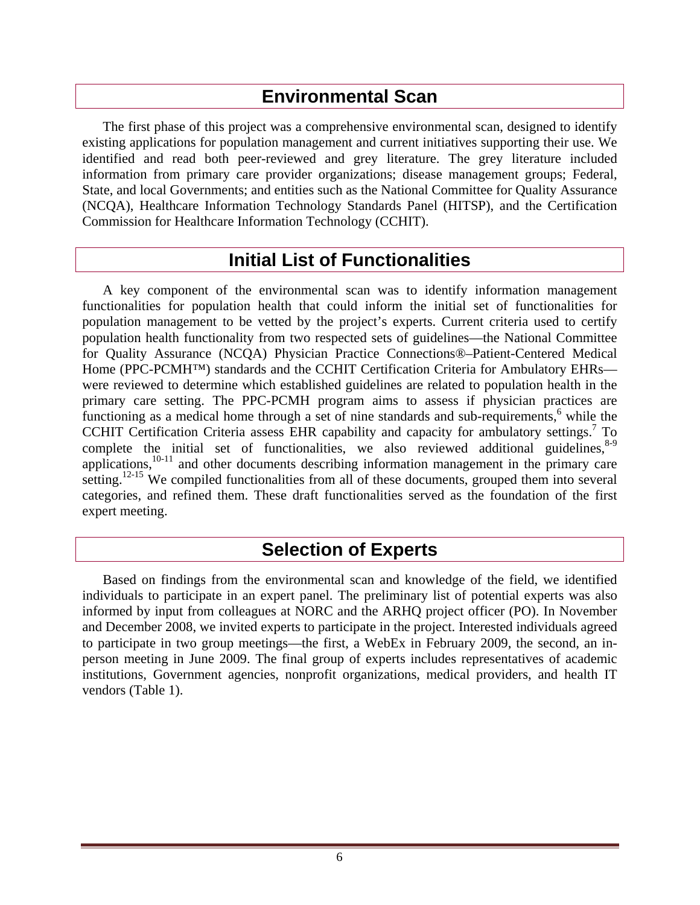## Environmental Scan

The first phase of this project was a comprehensive environmental scan, designed to identify existing applications for population management and current initiatives supporting their use. We identified and read both peer-reviewed and grey literature. The grey literature included information from primary care provider organizations; disease management groups; Federal, State, and local Governments; and entities such as the National Committee for Quality Assurance (NCQA), Healthcare Information Technology Standards Panel (HITSP), and the Certification Commission for Healthcare Information Technology (CCHIT).

## Initial List of Functionalities

A key component of the environmental scan was to identify information management functionalities for population health that could inform the initial set of functionalities for population management to be vetted by the project's experts. Current criteria used to certify population health functionality from two respected sets of guidelines—the National Committee for Quality Assurance (NCQA) Physician Practice Connections®–Patient-Centered Medical Home (PPC-PCMH™) standards and the CCHIT Certification Criteria for Ambulatory EHRs—were reviewed to determine which established guidelines are related to population health in the primary care setting. The PPC-PCMH program aims to assess if physician practices are functioning as a medical home through a set of nine standards and sub-requirements,[6] while the CCHIT Certification Criteria assess EHR capability and capacity for ambulatory settings.[7] To complete the initial set of functionalities, we also reviewed additional guidelines,[8-9] applications,[10-11] and other documents describing information management in the primary care setting.[12-15] We compiled functionalities from all of these documents, grouped them into several categories, and refined them. These draft functionalities served as the foundation of the first expert meeting.

## Selection of Experts

Based on findings from the environmental scan and knowledge of the field, we identified individuals to participate in an expert panel. The preliminary list of potential experts was also informed by input from colleagues at NORC and the ARHQ project officer (PO). In November and December 2008, we invited experts to participate in the project. Interested individuals agreed to participate in two group meetings—the first, a WebEx in February 2009, the second, an in-person meeting in June 2009. The final group of experts includes representatives of academic institutions, Government agencies, nonprofit organizations, medical providers, and health IT vendors (Table 1).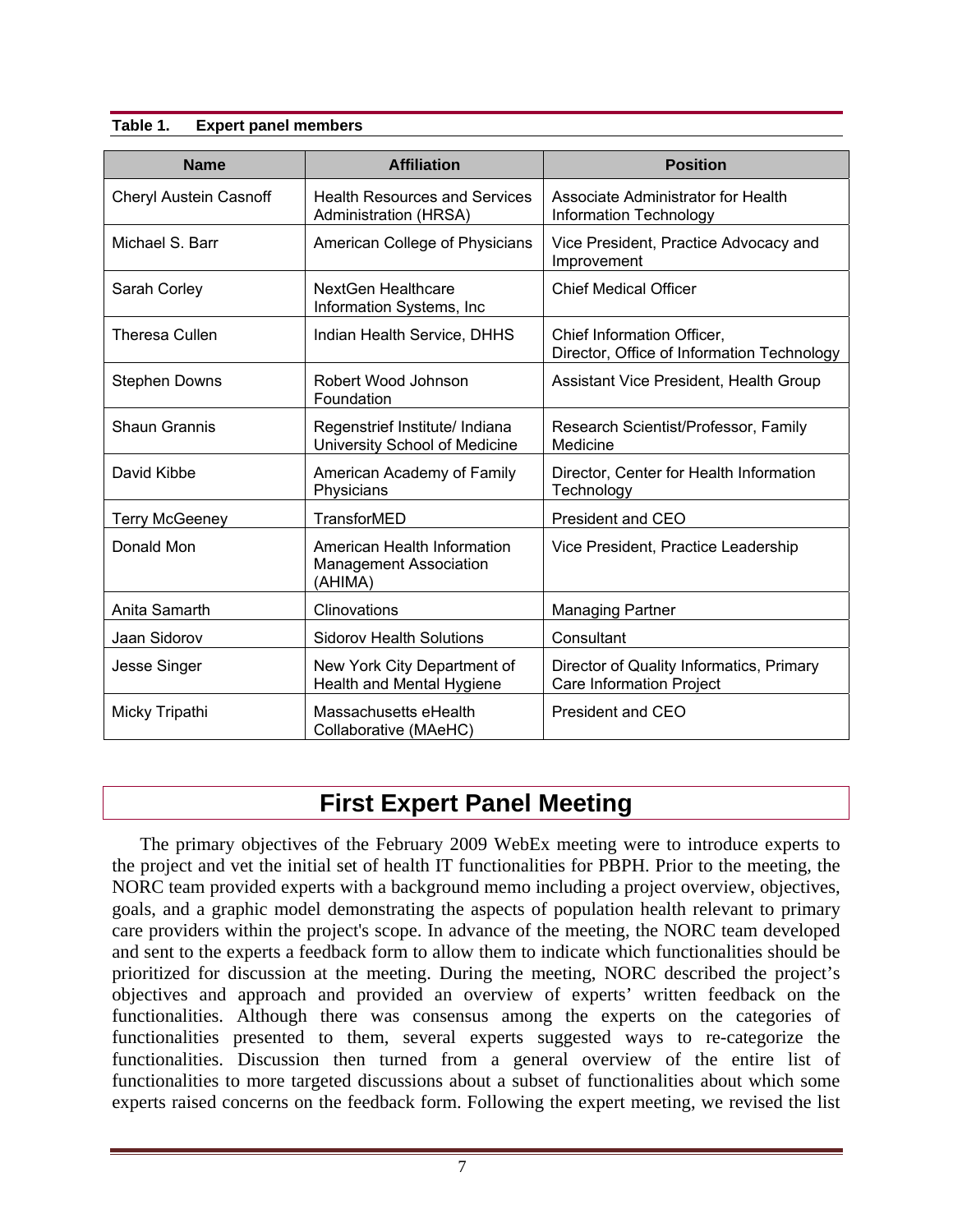**Table 1. Expert panel members**

| Name | Affiliation | Position |
|---|---|---|
| Cheryl Austein Casnoff | Health Resources and Services Administration (HRSA) | Associate Administrator for Health Information Technology |
| Michael S. Barr | American College of Physicians | Vice President, Practice Advocacy and Improvement |
| Sarah Corley | NextGen Healthcare Information Systems, Inc | Chief Medical Officer |
| Theresa Cullen | Indian Health Service, DHHS | Chief Information Officer, Director, Office of Information Technology |
| Stephen Downs | Robert Wood Johnson Foundation | Assistant Vice President, Health Group |
| Shaun Grannis | Regenstrief Institute/ Indiana University School of Medicine | Research Scientist/Professor, Family Medicine |
| David Kibbe | American Academy of Family Physicians | Director, Center for Health Information Technology |
| Terry McGeeney | TransforMED | President and CEO |
| Donald Mon | American Health Information Management Association (AHIMA) | Vice President, Practice Leadership |
| Anita Samarth | Clinovations | Managing Partner |
| Jaan Sidorov | Sidorov Health Solutions | Consultant |
| Jesse Singer | New York City Department of Health and Mental Hygiene | Director of Quality Informatics, Primary Care Information Project |
| Micky Tripathi | Massachusetts eHealth Collaborative (MAeHC) | President and CEO |

# First Expert Panel Meeting

The primary objectives of the February 2009 WebEx meeting were to introduce experts to the project and vet the initial set of health IT functionalities for PBPH. Prior to the meeting, the NORC team provided experts with a background memo including a project overview, objectives, goals, and a graphic model demonstrating the aspects of population health relevant to primary care providers within the project's scope. In advance of the meeting, the NORC team developed and sent to the experts a feedback form to allow them to indicate which functionalities should be prioritized for discussion at the meeting. During the meeting, NORC described the project's objectives and approach and provided an overview of experts' written feedback on the functionalities. Although there was consensus among the experts on the categories of functionalities presented to them, several experts suggested ways to re-categorize the functionalities. Discussion then turned from a general overview of the entire list of functionalities to more targeted discussions about a subset of functionalities about which some experts raised concerns on the feedback form. Following the expert meeting, we revised the list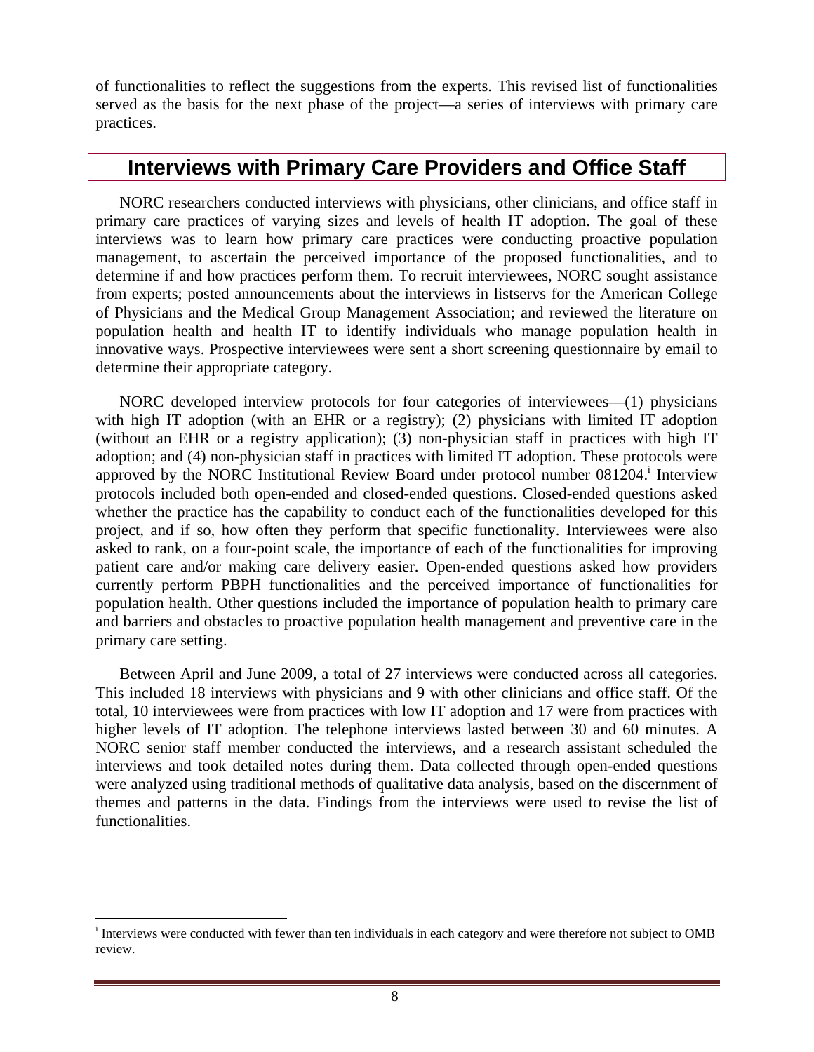of functionalities to reflect the suggestions from the experts. This revised list of functionalities served as the basis for the next phase of the project—a series of interviews with primary care practices.

## Interviews with Primary Care Providers and Office Staff

NORC researchers conducted interviews with physicians, other clinicians, and office staff in primary care practices of varying sizes and levels of health IT adoption. The goal of these interviews was to learn how primary care practices were conducting proactive population management, to ascertain the perceived importance of the proposed functionalities, and to determine if and how practices perform them. To recruit interviewees, NORC sought assistance from experts; posted announcements about the interviews in listservs for the American College of Physicians and the Medical Group Management Association; and reviewed the literature on population health and health IT to identify individuals who manage population health in innovative ways. Prospective interviewees were sent a short screening questionnaire by email to determine their appropriate category.

NORC developed interview protocols for four categories of interviewees—(1) physicians with high IT adoption (with an EHR or a registry); (2) physicians with limited IT adoption (without an EHR or a registry application); (3) non-physician staff in practices with high IT adoption; and (4) non-physician staff in practices with limited IT adoption. These protocols were approved by the NORC Institutional Review Board under protocol number 081204.[i] Interview protocols included both open-ended and closed-ended questions. Closed-ended questions asked whether the practice has the capability to conduct each of the functionalities developed for this project, and if so, how often they perform that specific functionality. Interviewees were also asked to rank, on a four-point scale, the importance of each of the functionalities for improving patient care and/or making care delivery easier. Open-ended questions asked how providers currently perform PBPH functionalities and the perceived importance of functionalities for population health. Other questions included the importance of population health to primary care and barriers and obstacles to proactive population health management and preventive care in the primary care setting.

Between April and June 2009, a total of 27 interviews were conducted across all categories. This included 18 interviews with physicians and 9 with other clinicians and office staff. Of the total, 10 interviewees were from practices with low IT adoption and 17 were from practices with higher levels of IT adoption. The telephone interviews lasted between 30 and 60 minutes. A NORC senior staff member conducted the interviews, and a research assistant scheduled the interviews and took detailed notes during them. Data collected through open-ended questions were analyzed using traditional methods of qualitative data analysis, based on the discernment of themes and patterns in the data. Findings from the interviews were used to revise the list of functionalities.

---

[i] Interviews were conducted with fewer than ten individuals in each category and were therefore not subject to OMB review.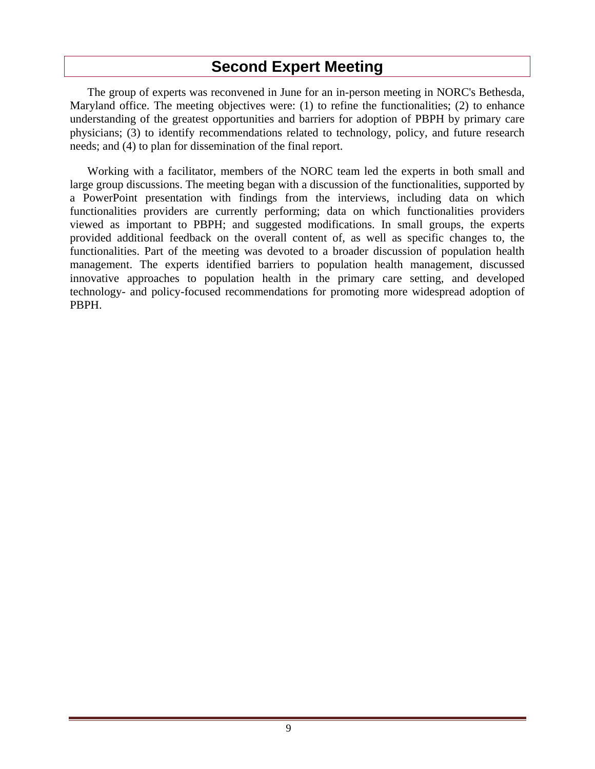## Second Expert Meeting

The group of experts was reconvened in June for an in-person meeting in NORC's Bethesda, Maryland office. The meeting objectives were: (1) to refine the functionalities; (2) to enhance understanding of the greatest opportunities and barriers for adoption of PBPH by primary care physicians; (3) to identify recommendations related to technology, policy, and future research needs; and (4) to plan for dissemination of the final report.

Working with a facilitator, members of the NORC team led the experts in both small and large group discussions. The meeting began with a discussion of the functionalities, supported by a PowerPoint presentation with findings from the interviews, including data on which functionalities providers are currently performing; data on which functionalities providers viewed as important to PBPH; and suggested modifications. In small groups, the experts provided additional feedback on the overall content of, as well as specific changes to, the functionalities. Part of the meeting was devoted to a broader discussion of population health management. The experts identified barriers to population health management, discussed innovative approaches to population health in the primary care setting, and developed technology- and policy-focused recommendations for promoting more widespread adoption of PBPH.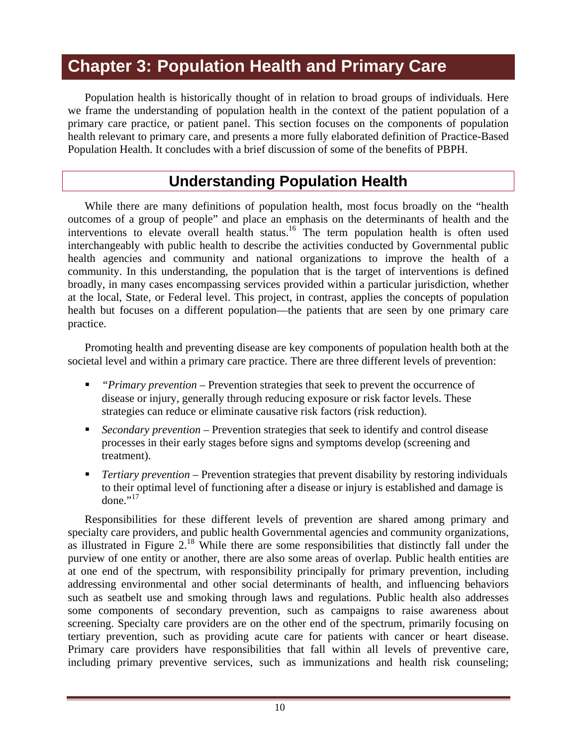# Chapter 3: Population Health and Primary Care

Population health is historically thought of in relation to broad groups of individuals. Here we frame the understanding of population health in the context of the patient population of a primary care practice, or patient panel. This section focuses on the components of population health relevant to primary care, and presents a more fully elaborated definition of Practice-Based Population Health. It concludes with a brief discussion of some of the benefits of PBPH.

## Understanding Population Health

While there are many definitions of population health, most focus broadly on the "health outcomes of a group of people" and place an emphasis on the determinants of health and the interventions to elevate overall health status.[16] The term population health is often used interchangeably with public health to describe the activities conducted by Governmental public health agencies and community and national organizations to improve the health of a community. In this understanding, the population that is the target of interventions is defined broadly, in many cases encompassing services provided within a particular jurisdiction, whether at the local, State, or Federal level. This project, in contrast, applies the concepts of population health but focuses on a different population—the patients that are seen by one primary care practice.

Promoting health and preventing disease are key components of population health both at the societal level and within a primary care practice. There are three different levels of prevention:

- *"Primary prevention* – Prevention strategies that seek to prevent the occurrence of disease or injury, generally through reducing exposure or risk factor levels. These strategies can reduce or eliminate causative risk factors (risk reduction).
- *Secondary prevention* – Prevention strategies that seek to identify and control disease processes in their early stages before signs and symptoms develop (screening and treatment).
- *Tertiary prevention* – Prevention strategies that prevent disability by restoring individuals to their optimal level of functioning after a disease or injury is established and damage is done."[17]

Responsibilities for these different levels of prevention are shared among primary and specialty care providers, and public health Governmental agencies and community organizations, as illustrated in Figure 2.[18] While there are some responsibilities that distinctly fall under the purview of one entity or another, there are also some areas of overlap. Public health entities are at one end of the spectrum, with responsibility principally for primary prevention, including addressing environmental and other social determinants of health, and influencing behaviors such as seatbelt use and smoking through laws and regulations. Public health also addresses some components of secondary prevention, such as campaigns to raise awareness about screening. Specialty care providers are on the other end of the spectrum, primarily focusing on tertiary prevention, such as providing acute care for patients with cancer or heart disease. Primary care providers have responsibilities that fall within all levels of preventive care, including primary preventive services, such as immunizations and health risk counseling;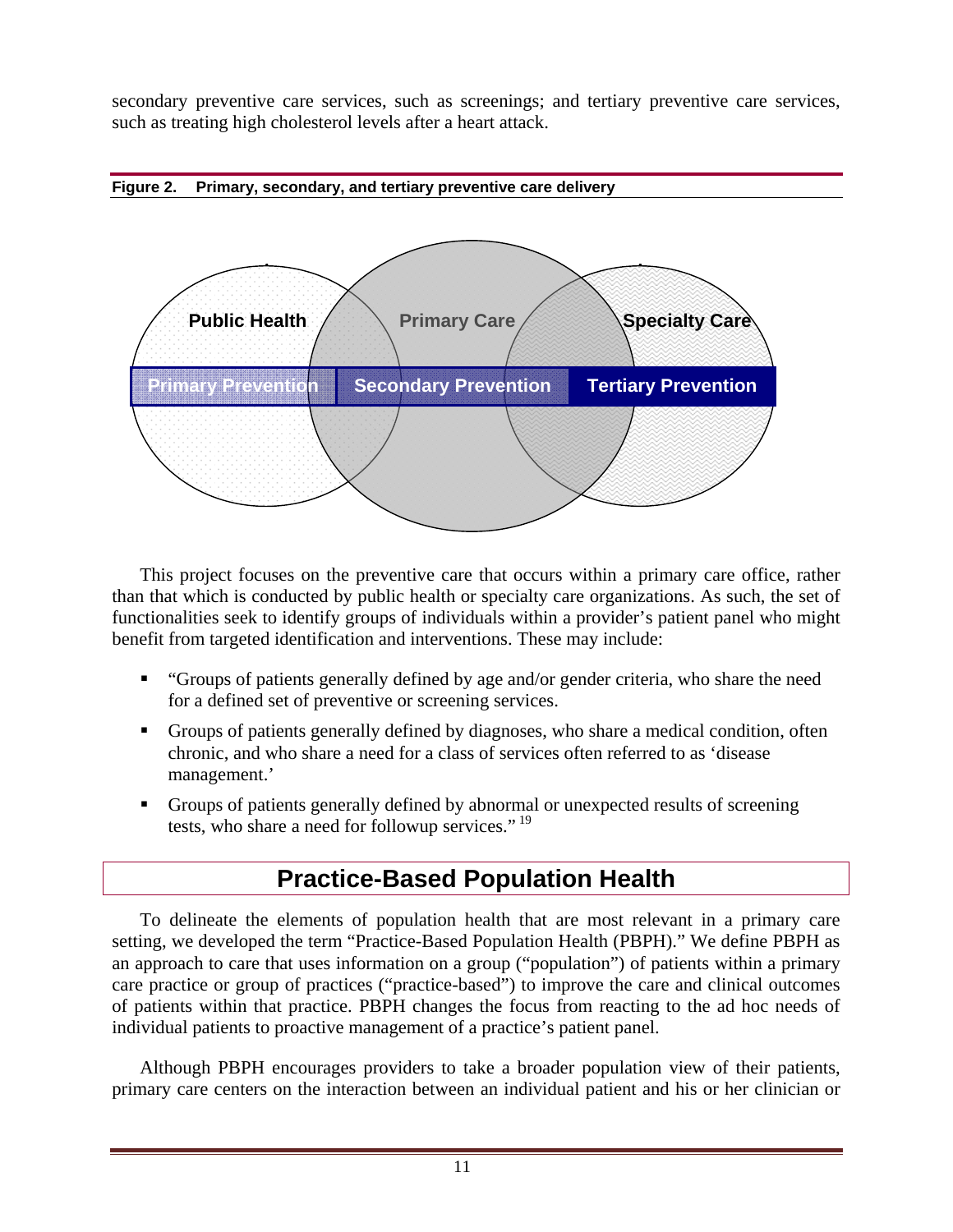secondary preventive care services, such as screenings; and tertiary preventive care services, such as treating high cholesterol levels after a heart attack.

**Figure 2. Primary, secondary, and tertiary preventive care delivery**

Public Health | Primary Care | Specialty Care

Primary Prevention | Secondary Prevention | Tertiary Prevention

This project focuses on the preventive care that occurs within a primary care office, rather than that which is conducted by public health or specialty care organizations. As such, the set of functionalities seek to identify groups of individuals within a provider's patient panel who might benefit from targeted identification and interventions. These may include:

- "Groups of patients generally defined by age and/or gender criteria, who share the need for a defined set of preventive or screening services.
- Groups of patients generally defined by diagnoses, who share a medical condition, often chronic, and who share a need for a class of services often referred to as 'disease management.'
- Groups of patients generally defined by abnormal or unexpected results of screening tests, who share a need for followup services." [19]

## Practice-Based Population Health

To delineate the elements of population health that are most relevant in a primary care setting, we developed the term "Practice-Based Population Health (PBPH)." We define PBPH as an approach to care that uses information on a group ("population") of patients within a primary care practice or group of practices ("practice-based") to improve the care and clinical outcomes of patients within that practice. PBPH changes the focus from reacting to the ad hoc needs of individual patients to proactive management of a practice's patient panel.

Although PBPH encourages providers to take a broader population view of their patients, primary care centers on the interaction between an individual patient and his or her clinician or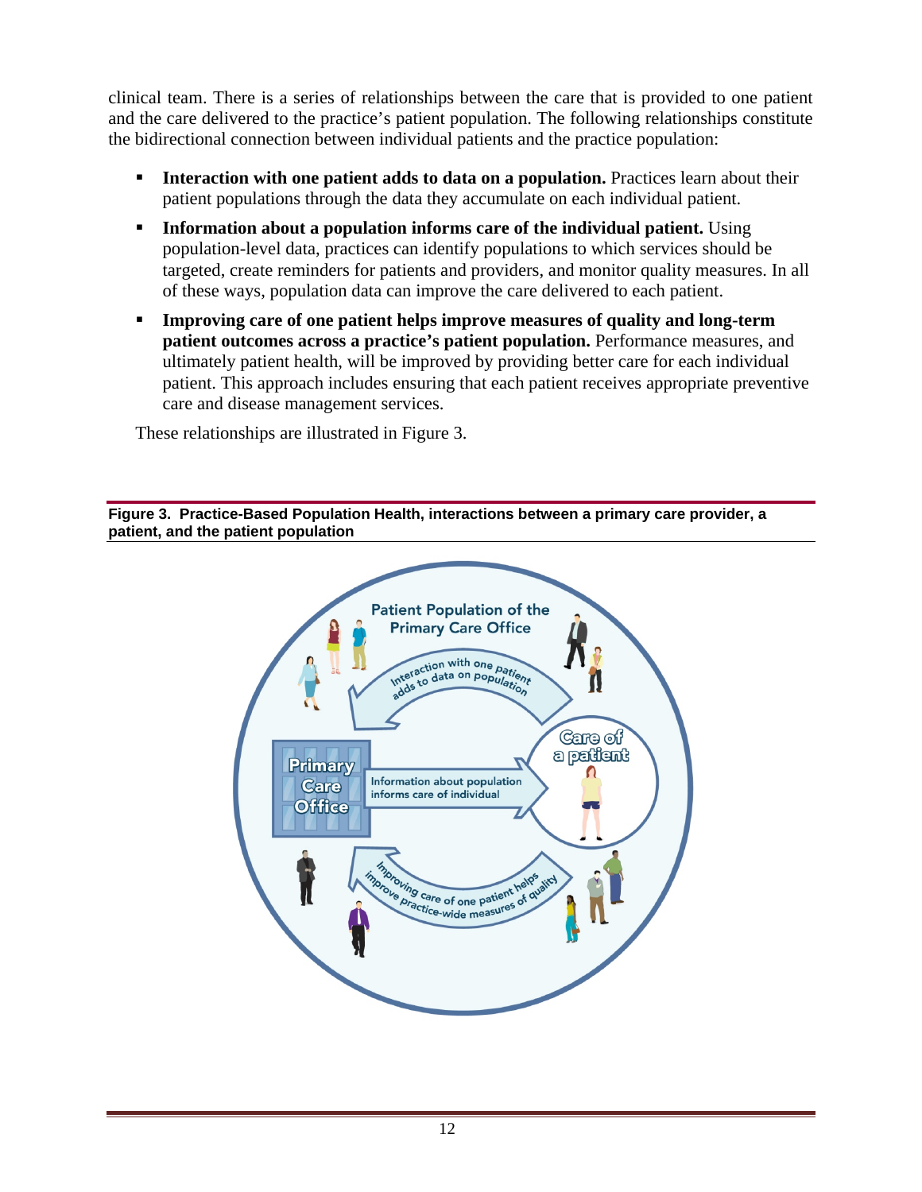clinical team. There is a series of relationships between the care that is provided to one patient and the care delivered to the practice's patient population. The following relationships constitute the bidirectional connection between individual patients and the practice population:

- **Interaction with one patient adds to data on a population.** Practices learn about their patient populations through the data they accumulate on each individual patient.
- **Information about a population informs care of the individual patient.** Using population-level data, practices can identify populations to which services should be targeted, create reminders for patients and providers, and monitor quality measures. In all of these ways, population data can improve the care delivered to each patient.
- **Improving care of one patient helps improve measures of quality and long-term patient outcomes across a practice's patient population.** Performance measures, and ultimately patient health, will be improved by providing better care for each individual patient. This approach includes ensuring that each patient receives appropriate preventive care and disease management services.

These relationships are illustrated in Figure 3.

**Figure 3. Practice-Based Population Health, interactions between a primary care provider, a patient, and the patient population**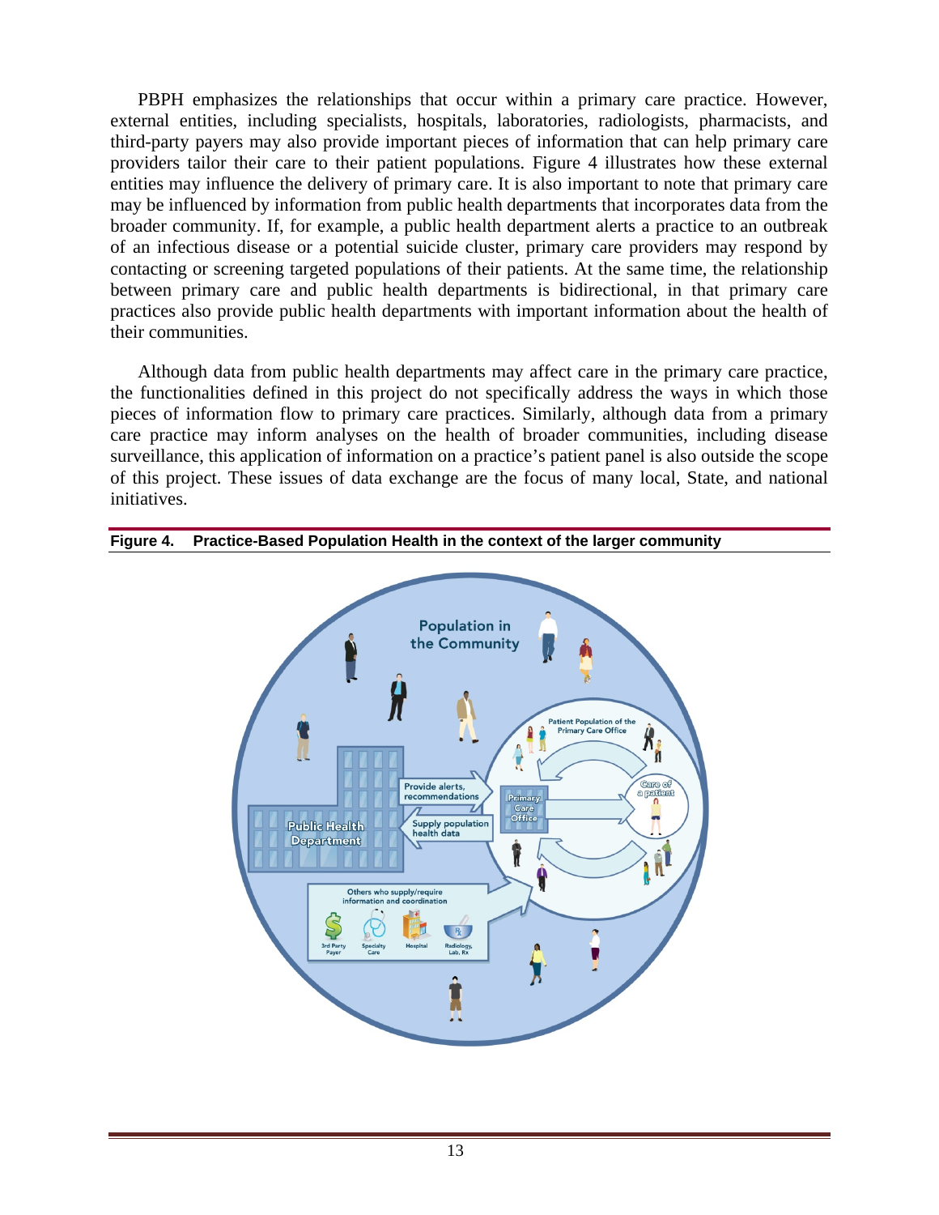PBPH emphasizes the relationships that occur within a primary care practice. However, external entities, including specialists, hospitals, laboratories, radiologists, pharmacists, and third-party payers may also provide important pieces of information that can help primary care providers tailor their care to their patient populations. Figure 4 illustrates how these external entities may influence the delivery of primary care. It is also important to note that primary care may be influenced by information from public health departments that incorporates data from the broader community. If, for example, a public health department alerts a practice to an outbreak of an infectious disease or a potential suicide cluster, primary care providers may respond by contacting or screening targeted populations of their patients. At the same time, the relationship between primary care and public health departments is bidirectional, in that primary care practices also provide public health departments with important information about the health of their communities.

Although data from public health departments may affect care in the primary care practice, the functionalities defined in this project do not specifically address the ways in which those pieces of information flow to primary care practices. Similarly, although data from a primary care practice may inform analyses on the health of broader communities, including disease surveillance, this application of information on a practice's patient panel is also outside the scope of this project. These issues of data exchange are the focus of many local, State, and national initiatives.

**Figure 4. Practice-Based Population Health in the context of the larger community**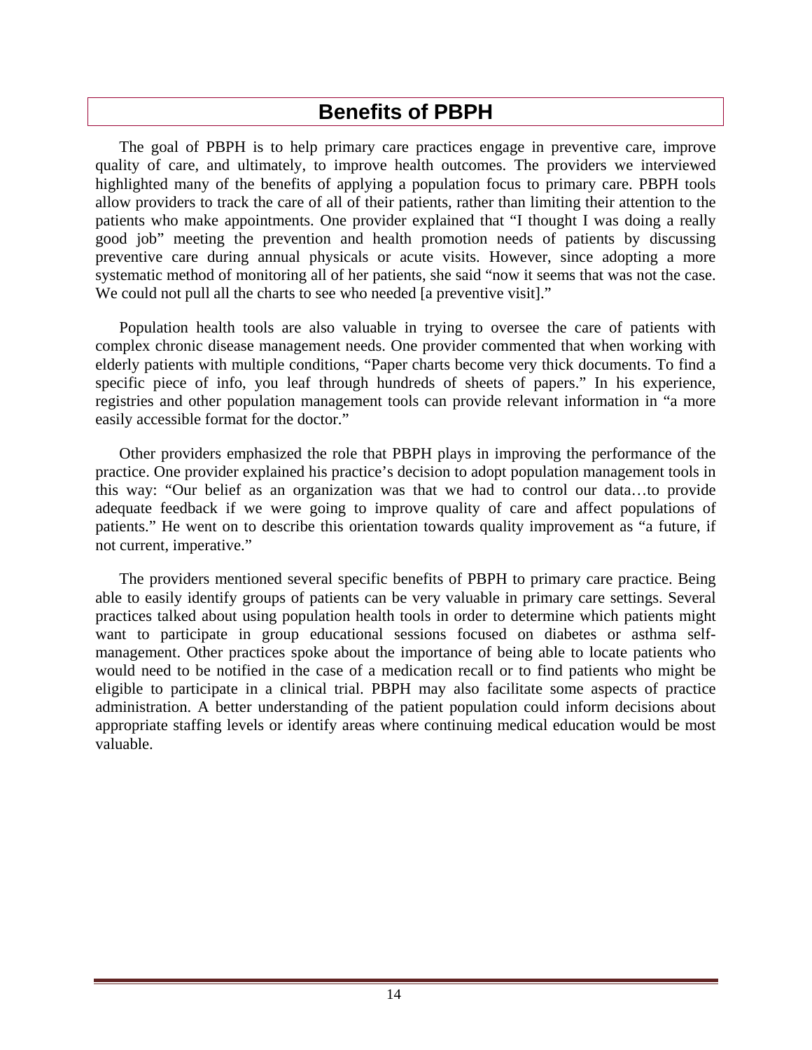# Benefits of PBPH

The goal of PBPH is to help primary care practices engage in preventive care, improve quality of care, and ultimately, to improve health outcomes. The providers we interviewed highlighted many of the benefits of applying a population focus to primary care. PBPH tools allow providers to track the care of all of their patients, rather than limiting their attention to the patients who make appointments. One provider explained that "I thought I was doing a really good job" meeting the prevention and health promotion needs of patients by discussing preventive care during annual physicals or acute visits. However, since adopting a more systematic method of monitoring all of her patients, she said "now it seems that was not the case. We could not pull all the charts to see who needed [a preventive visit]."

Population health tools are also valuable in trying to oversee the care of patients with complex chronic disease management needs. One provider commented that when working with elderly patients with multiple conditions, "Paper charts become very thick documents. To find a specific piece of info, you leaf through hundreds of sheets of papers." In his experience, registries and other population management tools can provide relevant information in "a more easily accessible format for the doctor."

Other providers emphasized the role that PBPH plays in improving the performance of the practice. One provider explained his practice's decision to adopt population management tools in this way: "Our belief as an organization was that we had to control our data…to provide adequate feedback if we were going to improve quality of care and affect populations of patients." He went on to describe this orientation towards quality improvement as "a future, if not current, imperative."

The providers mentioned several specific benefits of PBPH to primary care practice. Being able to easily identify groups of patients can be very valuable in primary care settings. Several practices talked about using population health tools in order to determine which patients might want to participate in group educational sessions focused on diabetes or asthma self-management. Other practices spoke about the importance of being able to locate patients who would need to be notified in the case of a medication recall or to find patients who might be eligible to participate in a clinical trial. PBPH may also facilitate some aspects of practice administration. A better understanding of the patient population could inform decisions about appropriate staffing levels or identify areas where continuing medical education would be most valuable.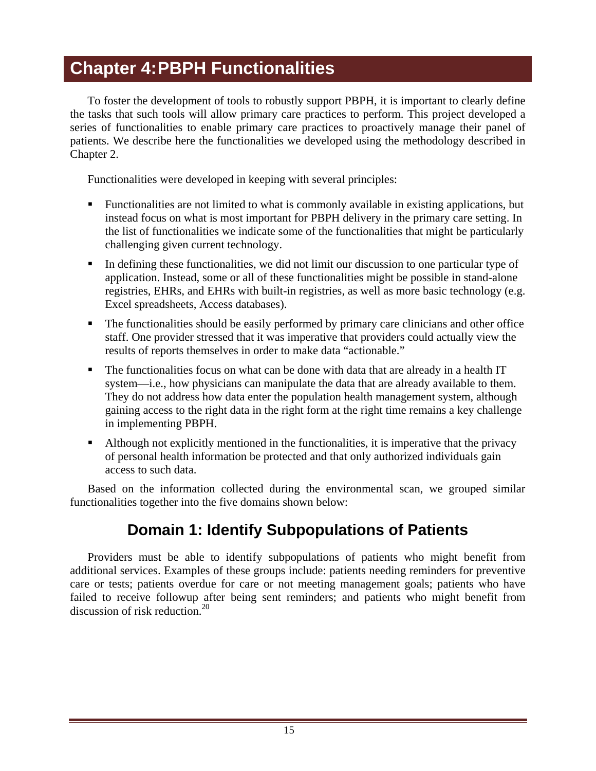# Chapter 4: PBPH Functionalities

To foster the development of tools to robustly support PBPH, it is important to clearly define the tasks that such tools will allow primary care practices to perform. This project developed a series of functionalities to enable primary care practices to proactively manage their panel of patients. We describe here the functionalities we developed using the methodology described in Chapter 2.

Functionalities were developed in keeping with several principles:

- Functionalities are not limited to what is commonly available in existing applications, but instead focus on what is most important for PBPH delivery in the primary care setting. In the list of functionalities we indicate some of the functionalities that might be particularly challenging given current technology.
- In defining these functionalities, we did not limit our discussion to one particular type of application. Instead, some or all of these functionalities might be possible in stand-alone registries, EHRs, and EHRs with built-in registries, as well as more basic technology (e.g. Excel spreadsheets, Access databases).
- The functionalities should be easily performed by primary care clinicians and other office staff. One provider stressed that it was imperative that providers could actually view the results of reports themselves in order to make data "actionable."
- The functionalities focus on what can be done with data that are already in a health IT system—i.e., how physicians can manipulate the data that are already available to them. They do not address how data enter the population health management system, although gaining access to the right data in the right form at the right time remains a key challenge in implementing PBPH.
- Although not explicitly mentioned in the functionalities, it is imperative that the privacy of personal health information be protected and that only authorized individuals gain access to such data.

Based on the information collected during the environmental scan, we grouped similar functionalities together into the five domains shown below:

## Domain 1: Identify Subpopulations of Patients

Providers must be able to identify subpopulations of patients who might benefit from additional services. Examples of these groups include: patients needing reminders for preventive care or tests; patients overdue for care or not meeting management goals; patients who have failed to receive followup after being sent reminders; and patients who might benefit from discussion of risk reduction.[20]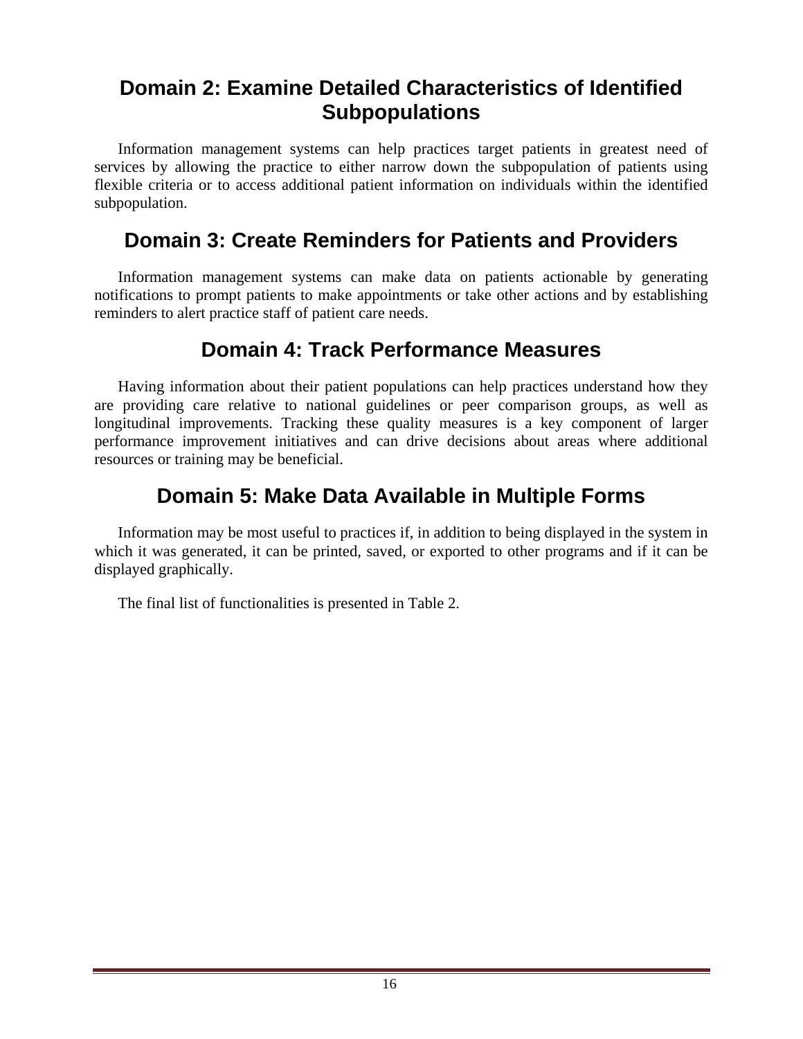## Domain 2: Examine Detailed Characteristics of Identified Subpopulations

Information management systems can help practices target patients in greatest need of services by allowing the practice to either narrow down the subpopulation of patients using flexible criteria or to access additional patient information on individuals within the identified subpopulation.

## Domain 3: Create Reminders for Patients and Providers

Information management systems can make data on patients actionable by generating notifications to prompt patients to make appointments or take other actions and by establishing reminders to alert practice staff of patient care needs.

## Domain 4: Track Performance Measures

Having information about their patient populations can help practices understand how they are providing care relative to national guidelines or peer comparison groups, as well as longitudinal improvements. Tracking these quality measures is a key component of larger performance improvement initiatives and can drive decisions about areas where additional resources or training may be beneficial.

## Domain 5: Make Data Available in Multiple Forms

Information may be most useful to practices if, in addition to being displayed in the system in which it was generated, it can be printed, saved, or exported to other programs and if it can be displayed graphically.

The final list of functionalities is presented in Table 2.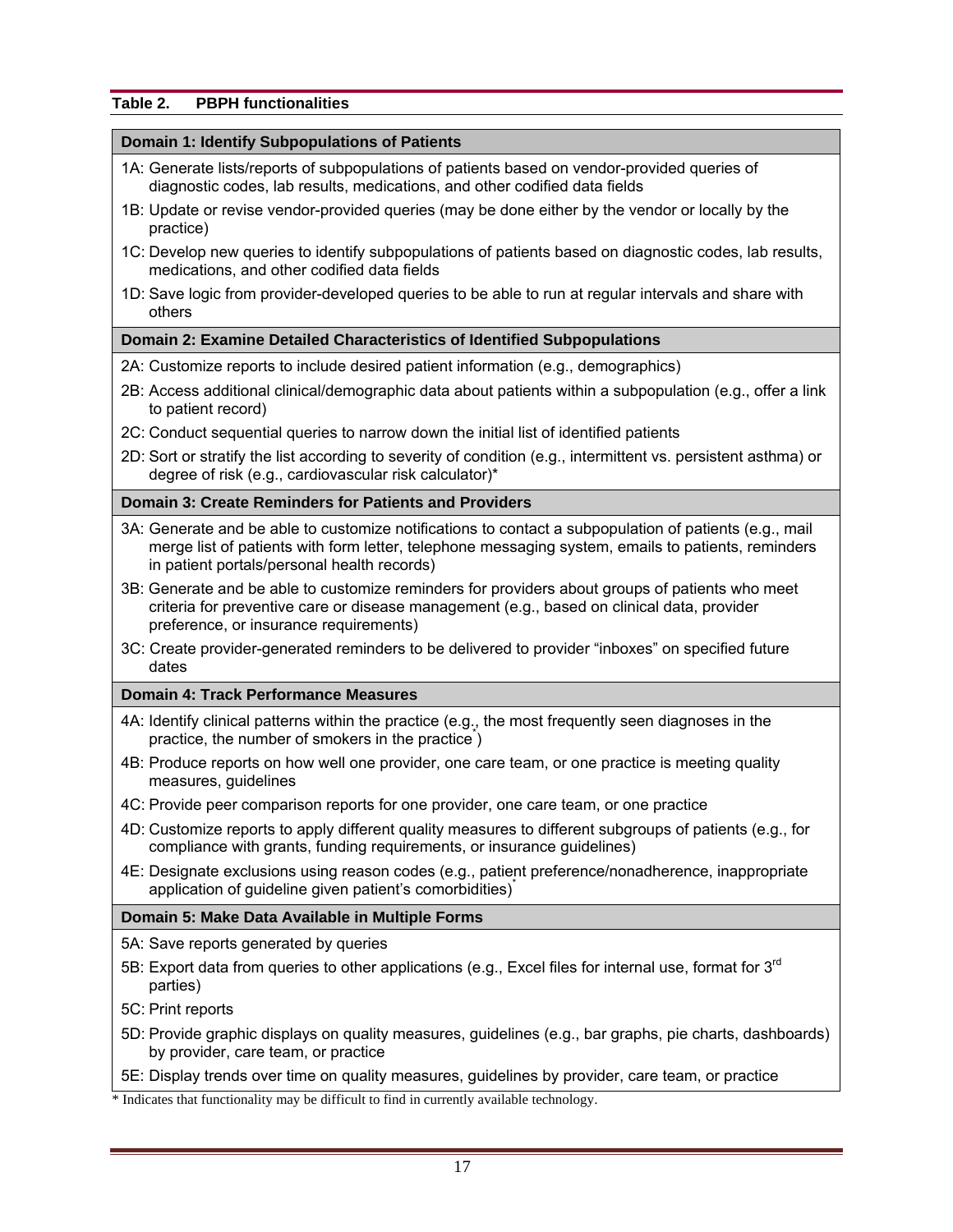**Table 2. PBPH functionalities**

| **Domain 1: Identify Subpopulations of Patients** |
|---|
| 1A: Generate lists/reports of subpopulations of patients based on vendor-provided queries of diagnostic codes, lab results, medications, and other codified data fields |
| 1B: Update or revise vendor-provided queries (may be done either by the vendor or locally by the practice) |
| 1C: Develop new queries to identify subpopulations of patients based on diagnostic codes, lab results, medications, and other codified data fields |
| 1D: Save logic from provider-developed queries to be able to run at regular intervals and share with others |
| **Domain 2: Examine Detailed Characteristics of Identified Subpopulations** |
| 2A: Customize reports to include desired patient information (e.g., demographics) |
| 2B: Access additional clinical/demographic data about patients within a subpopulation (e.g., offer a link to patient record) |
| 2C: Conduct sequential queries to narrow down the initial list of identified patients |
| 2D: Sort or stratify the list according to severity of condition (e.g., intermittent vs. persistent asthma) or degree of risk (e.g., cardiovascular risk calculator)* |
| **Domain 3: Create Reminders for Patients and Providers** |
| 3A: Generate and be able to customize notifications to contact a subpopulation of patients (e.g., mail merge list of patients with form letter, telephone messaging system, emails to patients, reminders in patient portals/personal health records) |
| 3B: Generate and be able to customize reminders for providers about groups of patients who meet criteria for preventive care or disease management (e.g., based on clinical data, provider preference, or insurance requirements) |
| 3C: Create provider-generated reminders to be delivered to provider "inboxes" on specified future dates |
| **Domain 4: Track Performance Measures** |
| 4A: Identify clinical patterns within the practice (e.g., the most frequently seen diagnoses in the practice, the number of smokers in the practice*) |
| 4B: Produce reports on how well one provider, one care team, or one practice is meeting quality measures, guidelines |
| 4C: Provide peer comparison reports for one provider, one care team, or one practice |
| 4D: Customize reports to apply different quality measures to different subgroups of patients (e.g., for compliance with grants, funding requirements, or insurance guidelines) |
| 4E: Designate exclusions using reason codes (e.g., patient preference/nonadherence, inappropriate application of guideline given patient's comorbidities)* |
| **Domain 5: Make Data Available in Multiple Forms** |
| 5A: Save reports generated by queries |
| 5B: Export data from queries to other applications (e.g., Excel files for internal use, format for 3rd parties) |
| 5C: Print reports |
| 5D: Provide graphic displays on quality measures, guidelines (e.g., bar graphs, pie charts, dashboards) by provider, care team, or practice |
| 5E: Display trends over time on quality measures, guidelines by provider, care team, or practice |

\* Indicates that functionality may be difficult to find in currently available technology.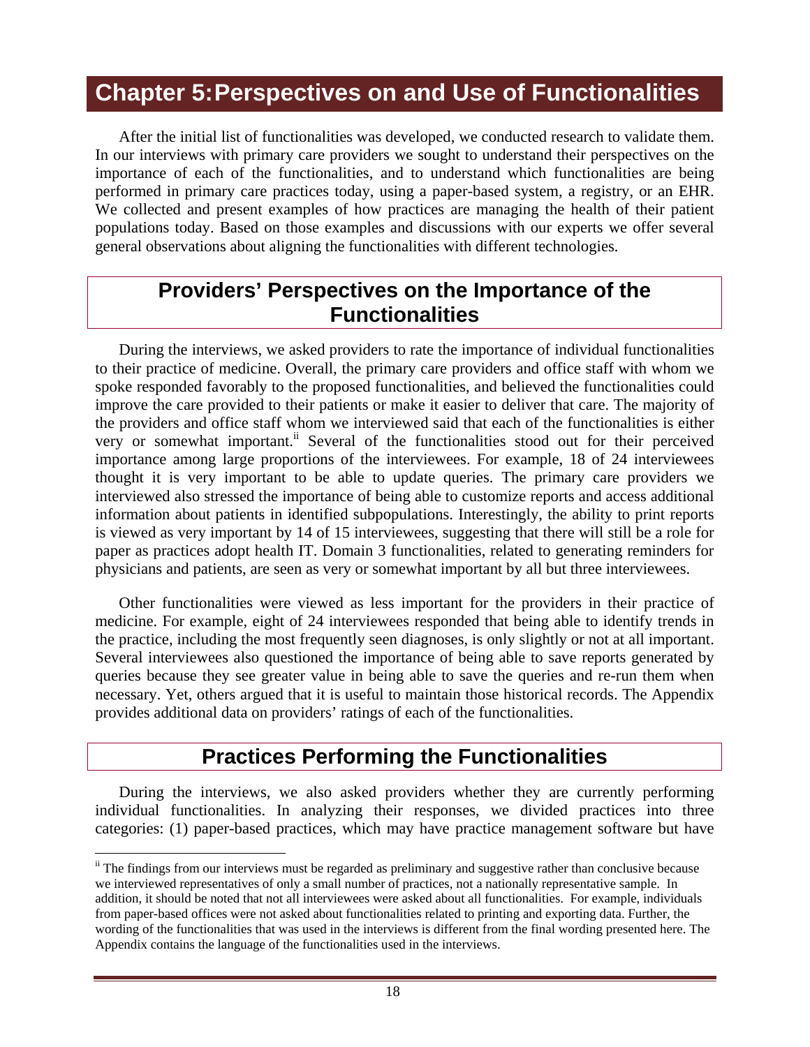# Chapter 5: Perspectives on and Use of Functionalities

After the initial list of functionalities was developed, we conducted research to validate them. In our interviews with primary care providers we sought to understand their perspectives on the importance of each of the functionalities, and to understand which functionalities are being performed in primary care practices today, using a paper-based system, a registry, or an EHR. We collected and present examples of how practices are managing the health of their patient populations today. Based on those examples and discussions with our experts we offer several general observations about aligning the functionalities with different technologies.

## Providers' Perspectives on the Importance of the Functionalities

During the interviews, we asked providers to rate the importance of individual functionalities to their practice of medicine. Overall, the primary care providers and office staff with whom we spoke responded favorably to the proposed functionalities, and believed the functionalities could improve the care provided to their patients or make it easier to deliver that care. The majority of the providers and office staff whom we interviewed said that each of the functionalities is either very or somewhat important.[ii] Several of the functionalities stood out for their perceived importance among large proportions of the interviewees. For example, 18 of 24 interviewees thought it is very important to be able to update queries. The primary care providers we interviewed also stressed the importance of being able to customize reports and access additional information about patients in identified subpopulations. Interestingly, the ability to print reports is viewed as very important by 14 of 15 interviewees, suggesting that there will still be a role for paper as practices adopt health IT. Domain 3 functionalities, related to generating reminders for physicians and patients, are seen as very or somewhat important by all but three interviewees.

Other functionalities were viewed as less important for the providers in their practice of medicine. For example, eight of 24 interviewees responded that being able to identify trends in the practice, including the most frequently seen diagnoses, is only slightly or not at all important. Several interviewees also questioned the importance of being able to save reports generated by queries because they see greater value in being able to save the queries and re-run them when necessary. Yet, others argued that it is useful to maintain those historical records. The Appendix provides additional data on providers' ratings of each of the functionalities.

## Practices Performing the Functionalities

During the interviews, we also asked providers whether they are currently performing individual functionalities. In analyzing their responses, we divided practices into three categories: (1) paper-based practices, which may have practice management software but have

[ii] The findings from our interviews must be regarded as preliminary and suggestive rather than conclusive because we interviewed representatives of only a small number of practices, not a nationally representative sample. In addition, it should be noted that not all interviewees were asked about all functionalities. For example, individuals from paper-based offices were not asked about functionalities related to printing and exporting data. Further, the wording of the functionalities that was used in the interviews is different from the final wording presented here. The Appendix contains the language of the functionalities used in the interviews.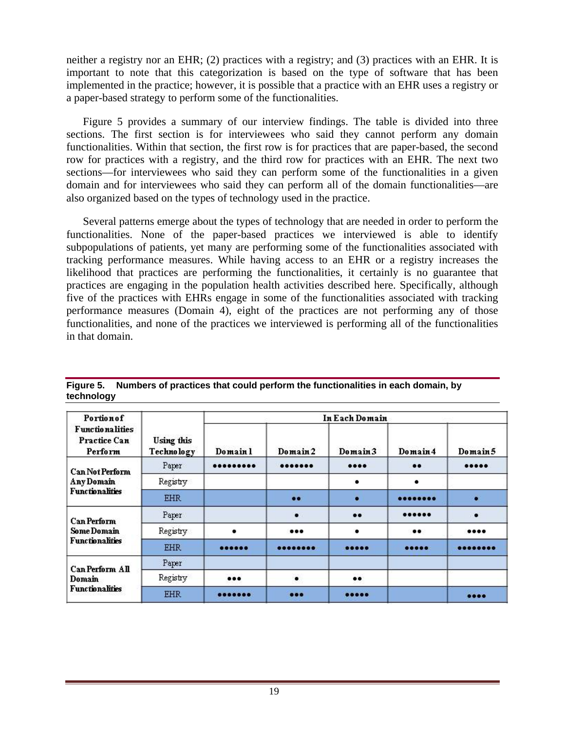neither a registry nor an EHR; (2) practices with a registry; and (3) practices with an EHR. It is important to note that this categorization is based on the type of software that has been implemented in the practice; however, it is possible that a practice with an EHR uses a registry or a paper-based strategy to perform some of the functionalities.

Figure 5 provides a summary of our interview findings. The table is divided into three sections. The first section is for interviewees who said they cannot perform any domain functionalities. Within that section, the first row is for practices that are paper-based, the second row for practices with a registry, and the third row for practices with an EHR. The next two sections—for interviewees who said they can perform some of the functionalities in a given domain and for interviewees who said they can perform all of the domain functionalities—are also organized based on the types of technology used in the practice.

Several patterns emerge about the types of technology that are needed in order to perform the functionalities. None of the paper-based practices we interviewed is able to identify subpopulations of patients, yet many are performing some of the functionalities associated with tracking performance measures. While having access to an EHR or a registry increases the likelihood that practices are performing the functionalities, it certainly is no guarantee that practices are engaging in the population health activities described here. Specifically, although five of the practices with EHRs engage in some of the functionalities associated with tracking performance measures (Domain 4), eight of the practices are not performing any of those functionalities, and none of the practices we interviewed is performing all of the functionalities in that domain.

**Figure 5. Numbers of practices that could perform the functionalities in each domain, by technology**

| Portion of Functionalities Practice Can Perform | Using this Technology | In Each Domain | | | | |
|---|---|---|---|---|---|---|
| | | Domain 1 | Domain 2 | Domain 3 | Domain 4 | Domain 5 |
| Can Not Perform Any Domain Functionalities | Paper | ••••••••• | ••••••• | •••• | •• | ••••• |
| | Registry | | | • | • | |
| | EHR | | •• | • | •••••••• | • |
| Can Perform Some Domain Functionalities | Paper | | • | •• | •••••• | • |
| | Registry | • | ••• | • | •• | •••• |
| | EHR | •••••• | •••••••• | ••••• | ••••• | •••••••• |
| Can Perform All Domain Functionalities | Paper | | | | | |
| | Registry | ••• | • | •• | | |
| | EHR | ••••••• | ••• | ••••• | | •••• |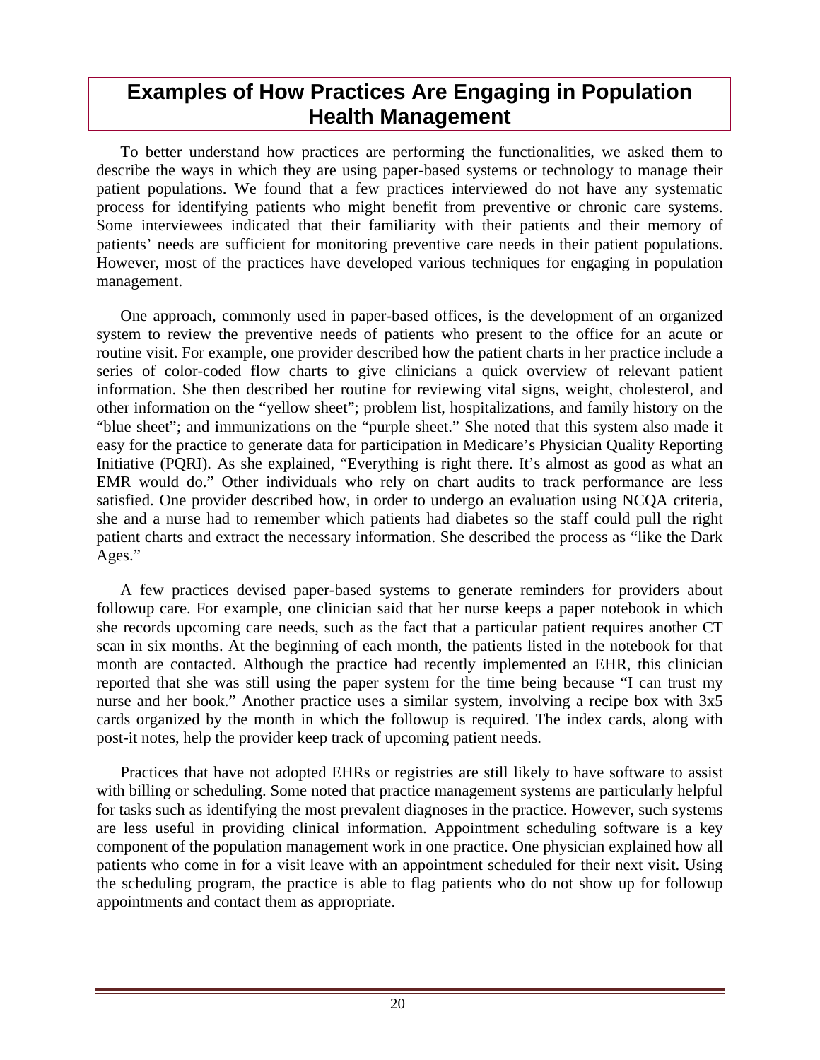# Examples of How Practices Are Engaging in Population Health Management

To better understand how practices are performing the functionalities, we asked them to describe the ways in which they are using paper-based systems or technology to manage their patient populations. We found that a few practices interviewed do not have any systematic process for identifying patients who might benefit from preventive or chronic care systems. Some interviewees indicated that their familiarity with their patients and their memory of patients' needs are sufficient for monitoring preventive care needs in their patient populations. However, most of the practices have developed various techniques for engaging in population management.

One approach, commonly used in paper-based offices, is the development of an organized system to review the preventive needs of patients who present to the office for an acute or routine visit. For example, one provider described how the patient charts in her practice include a series of color-coded flow charts to give clinicians a quick overview of relevant patient information. She then described her routine for reviewing vital signs, weight, cholesterol, and other information on the "yellow sheet"; problem list, hospitalizations, and family history on the "blue sheet"; and immunizations on the "purple sheet." She noted that this system also made it easy for the practice to generate data for participation in Medicare's Physician Quality Reporting Initiative (PQRI). As she explained, "Everything is right there. It's almost as good as what an EMR would do." Other individuals who rely on chart audits to track performance are less satisfied. One provider described how, in order to undergo an evaluation using NCQA criteria, she and a nurse had to remember which patients had diabetes so the staff could pull the right patient charts and extract the necessary information. She described the process as "like the Dark Ages."

A few practices devised paper-based systems to generate reminders for providers about followup care. For example, one clinician said that her nurse keeps a paper notebook in which she records upcoming care needs, such as the fact that a particular patient requires another CT scan in six months. At the beginning of each month, the patients listed in the notebook for that month are contacted. Although the practice had recently implemented an EHR, this clinician reported that she was still using the paper system for the time being because "I can trust my nurse and her book." Another practice uses a similar system, involving a recipe box with 3x5 cards organized by the month in which the followup is required. The index cards, along with post-it notes, help the provider keep track of upcoming patient needs.

Practices that have not adopted EHRs or registries are still likely to have software to assist with billing or scheduling. Some noted that practice management systems are particularly helpful for tasks such as identifying the most prevalent diagnoses in the practice. However, such systems are less useful in providing clinical information. Appointment scheduling software is a key component of the population management work in one practice. One physician explained how all patients who come in for a visit leave with an appointment scheduled for their next visit. Using the scheduling program, the practice is able to flag patients who do not show up for followup appointments and contact them as appropriate.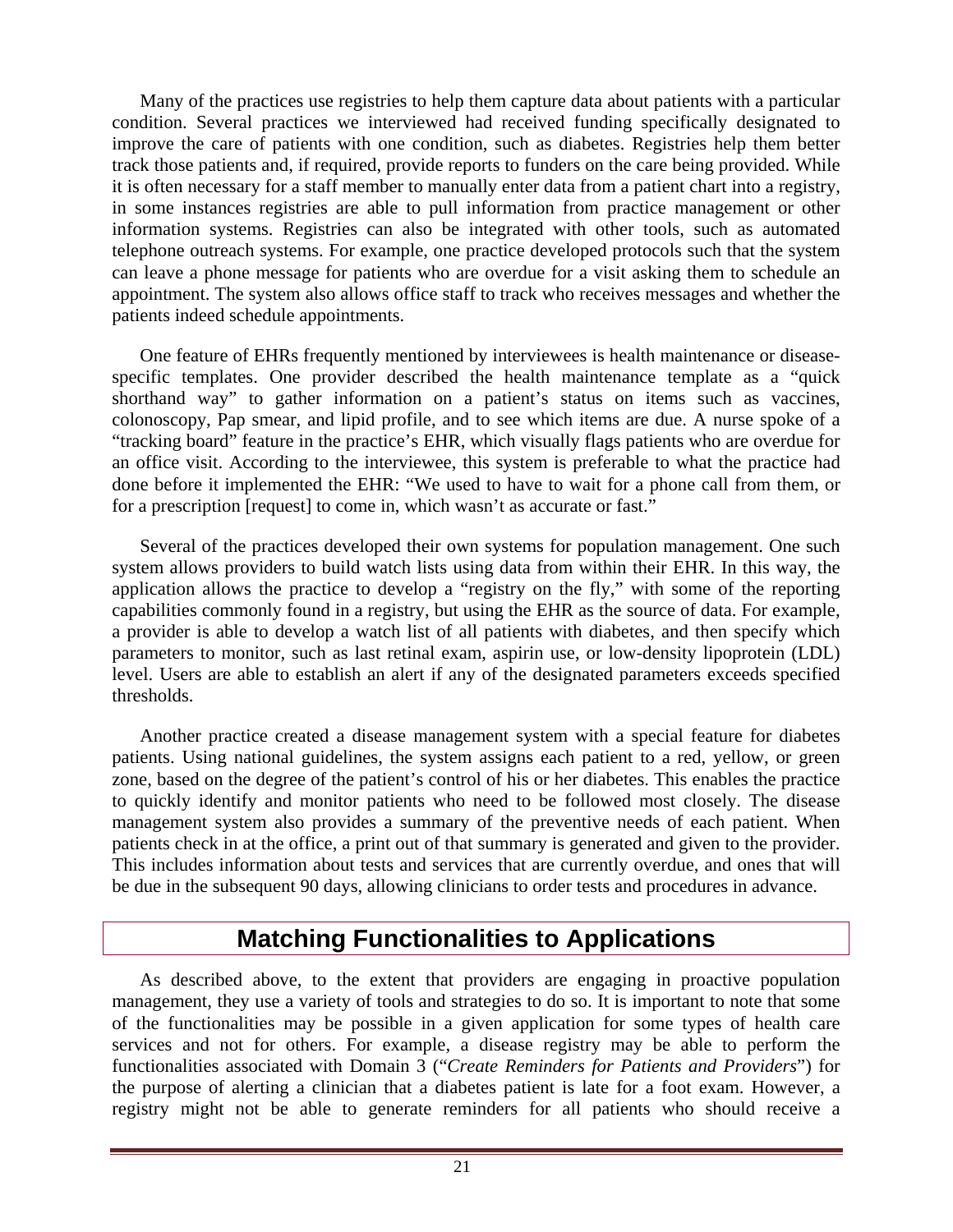Many of the practices use registries to help them capture data about patients with a particular condition. Several practices we interviewed had received funding specifically designated to improve the care of patients with one condition, such as diabetes. Registries help them better track those patients and, if required, provide reports to funders on the care being provided. While it is often necessary for a staff member to manually enter data from a patient chart into a registry, in some instances registries are able to pull information from practice management or other information systems. Registries can also be integrated with other tools, such as automated telephone outreach systems. For example, one practice developed protocols such that the system can leave a phone message for patients who are overdue for a visit asking them to schedule an appointment. The system also allows office staff to track who receives messages and whether the patients indeed schedule appointments.

One feature of EHRs frequently mentioned by interviewees is health maintenance or disease-specific templates. One provider described the health maintenance template as a "quick shorthand way" to gather information on a patient's status on items such as vaccines, colonoscopy, Pap smear, and lipid profile, and to see which items are due. A nurse spoke of a "tracking board" feature in the practice's EHR, which visually flags patients who are overdue for an office visit. According to the interviewee, this system is preferable to what the practice had done before it implemented the EHR: "We used to have to wait for a phone call from them, or for a prescription [request] to come in, which wasn't as accurate or fast."

Several of the practices developed their own systems for population management. One such system allows providers to build watch lists using data from within their EHR. In this way, the application allows the practice to develop a "registry on the fly," with some of the reporting capabilities commonly found in a registry, but using the EHR as the source of data. For example, a provider is able to develop a watch list of all patients with diabetes, and then specify which parameters to monitor, such as last retinal exam, aspirin use, or low-density lipoprotein (LDL) level. Users are able to establish an alert if any of the designated parameters exceeds specified thresholds.

Another practice created a disease management system with a special feature for diabetes patients. Using national guidelines, the system assigns each patient to a red, yellow, or green zone, based on the degree of the patient's control of his or her diabetes. This enables the practice to quickly identify and monitor patients who need to be followed most closely. The disease management system also provides a summary of the preventive needs of each patient. When patients check in at the office, a print out of that summary is generated and given to the provider. This includes information about tests and services that are currently overdue, and ones that will be due in the subsequent 90 days, allowing clinicians to order tests and procedures in advance.

## Matching Functionalities to Applications

As described above, to the extent that providers are engaging in proactive population management, they use a variety of tools and strategies to do so. It is important to note that some of the functionalities may be possible in a given application for some types of health care services and not for others. For example, a disease registry may be able to perform the functionalities associated with Domain 3 ("*Create Reminders for Patients and Providers*") for the purpose of alerting a clinician that a diabetes patient is late for a foot exam. However, a registry might not be able to generate reminders for all patients who should receive a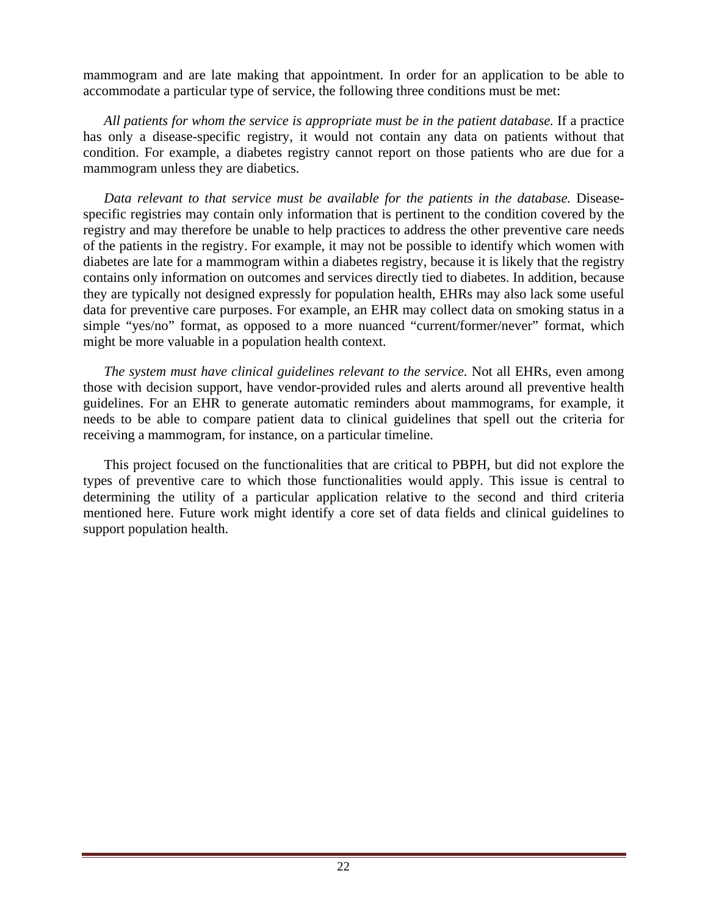mammogram and are late making that appointment. In order for an application to be able to accommodate a particular type of service, the following three conditions must be met:

*All patients for whom the service is appropriate must be in the patient database.* If a practice has only a disease-specific registry, it would not contain any data on patients without that condition. For example, a diabetes registry cannot report on those patients who are due for a mammogram unless they are diabetics.

*Data relevant to that service must be available for the patients in the database.* Disease-specific registries may contain only information that is pertinent to the condition covered by the registry and may therefore be unable to help practices to address the other preventive care needs of the patients in the registry. For example, it may not be possible to identify which women with diabetes are late for a mammogram within a diabetes registry, because it is likely that the registry contains only information on outcomes and services directly tied to diabetes. In addition, because they are typically not designed expressly for population health, EHRs may also lack some useful data for preventive care purposes. For example, an EHR may collect data on smoking status in a simple "yes/no" format, as opposed to a more nuanced "current/former/never" format, which might be more valuable in a population health context.

*The system must have clinical guidelines relevant to the service.* Not all EHRs, even among those with decision support, have vendor-provided rules and alerts around all preventive health guidelines. For an EHR to generate automatic reminders about mammograms, for example, it needs to be able to compare patient data to clinical guidelines that spell out the criteria for receiving a mammogram, for instance, on a particular timeline.

This project focused on the functionalities that are critical to PBPH, but did not explore the types of preventive care to which those functionalities would apply. This issue is central to determining the utility of a particular application relative to the second and third criteria mentioned here. Future work might identify a core set of data fields and clinical guidelines to support population health.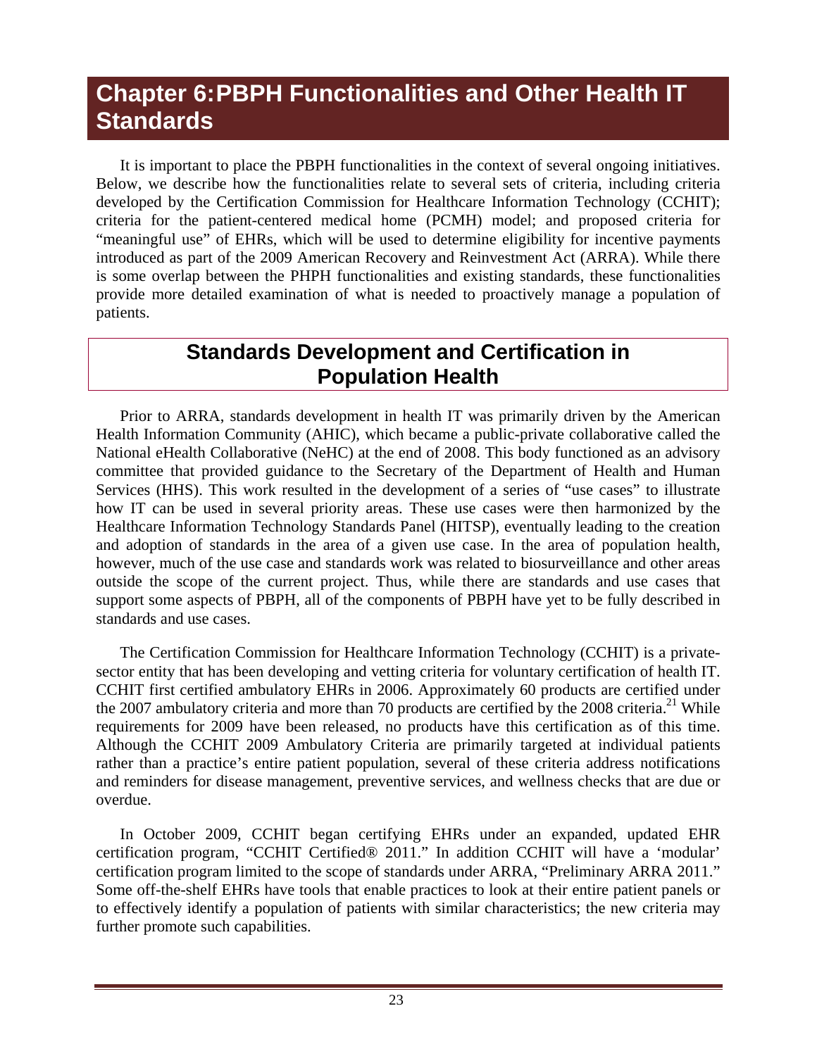# Chapter 6: PBPH Functionalities and Other Health IT Standards

It is important to place the PBPH functionalities in the context of several ongoing initiatives. Below, we describe how the functionalities relate to several sets of criteria, including criteria developed by the Certification Commission for Healthcare Information Technology (CCHIT); criteria for the patient-centered medical home (PCMH) model; and proposed criteria for "meaningful use" of EHRs, which will be used to determine eligibility for incentive payments introduced as part of the 2009 American Recovery and Reinvestment Act (ARRA). While there is some overlap between the PHPH functionalities and existing standards, these functionalities provide more detailed examination of what is needed to proactively manage a population of patients.

## Standards Development and Certification in Population Health

Prior to ARRA, standards development in health IT was primarily driven by the American Health Information Community (AHIC), which became a public-private collaborative called the National eHealth Collaborative (NeHC) at the end of 2008. This body functioned as an advisory committee that provided guidance to the Secretary of the Department of Health and Human Services (HHS). This work resulted in the development of a series of "use cases" to illustrate how IT can be used in several priority areas. These use cases were then harmonized by the Healthcare Information Technology Standards Panel (HITSP), eventually leading to the creation and adoption of standards in the area of a given use case. In the area of population health, however, much of the use case and standards work was related to biosurveillance and other areas outside the scope of the current project. Thus, while there are standards and use cases that support some aspects of PBPH, all of the components of PBPH have yet to be fully described in standards and use cases.

The Certification Commission for Healthcare Information Technology (CCHIT) is a private-sector entity that has been developing and vetting criteria for voluntary certification of health IT. CCHIT first certified ambulatory EHRs in 2006. Approximately 60 products are certified under the 2007 ambulatory criteria and more than 70 products are certified by the 2008 criteria.[21] While requirements for 2009 have been released, no products have this certification as of this time. Although the CCHIT 2009 Ambulatory Criteria are primarily targeted at individual patients rather than a practice's entire patient population, several of these criteria address notifications and reminders for disease management, preventive services, and wellness checks that are due or overdue.

In October 2009, CCHIT began certifying EHRs under an expanded, updated EHR certification program, "CCHIT Certified® 2011." In addition CCHIT will have a 'modular' certification program limited to the scope of standards under ARRA, "Preliminary ARRA 2011." Some off-the-shelf EHRs have tools that enable practices to look at their entire patient panels or to effectively identify a population of patients with similar characteristics; the new criteria may further promote such capabilities.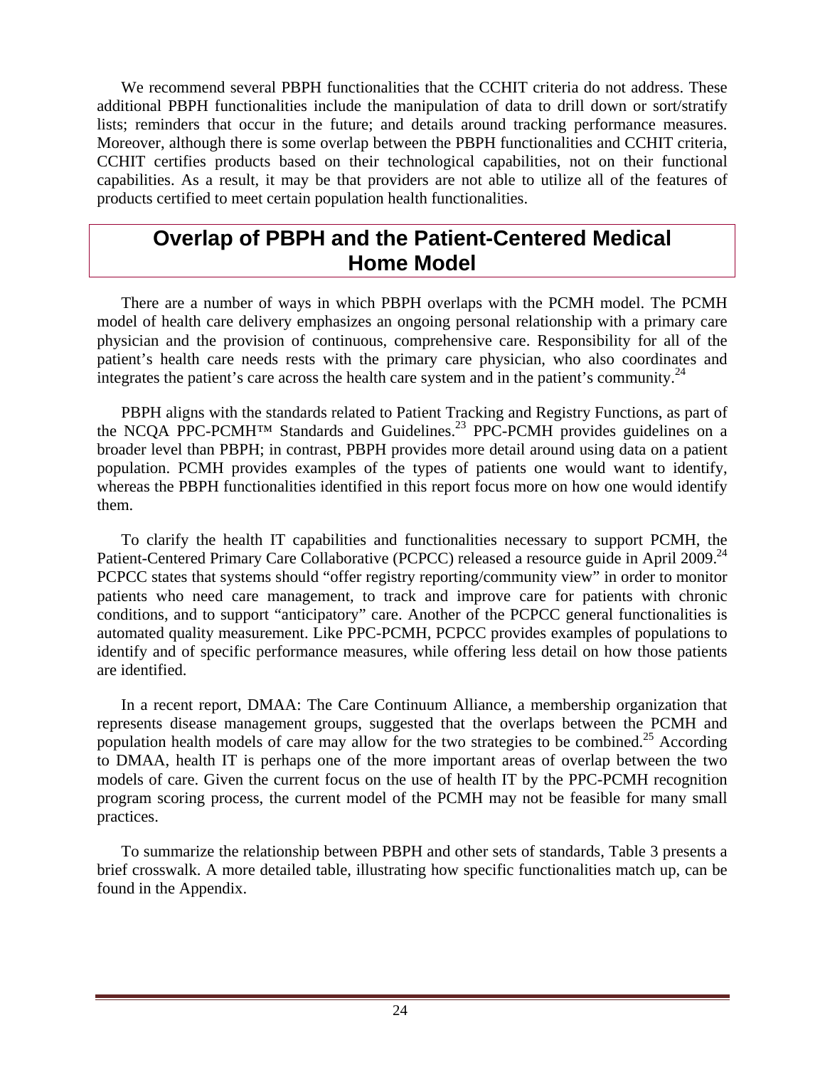We recommend several PBPH functionalities that the CCHIT criteria do not address. These additional PBPH functionalities include the manipulation of data to drill down or sort/stratify lists; reminders that occur in the future; and details around tracking performance measures. Moreover, although there is some overlap between the PBPH functionalities and CCHIT criteria, CCHIT certifies products based on their technological capabilities, not on their functional capabilities. As a result, it may be that providers are not able to utilize all of the features of products certified to meet certain population health functionalities.

## Overlap of PBPH and the Patient-Centered Medical Home Model

There are a number of ways in which PBPH overlaps with the PCMH model. The PCMH model of health care delivery emphasizes an ongoing personal relationship with a primary care physician and the provision of continuous, comprehensive care. Responsibility for all of the patient's health care needs rests with the primary care physician, who also coordinates and integrates the patient's care across the health care system and in the patient's community.[24]

PBPH aligns with the standards related to Patient Tracking and Registry Functions, as part of the NCQA PPC-PCMH™ Standards and Guidelines.[23] PPC-PCMH provides guidelines on a broader level than PBPH; in contrast, PBPH provides more detail around using data on a patient population. PCMH provides examples of the types of patients one would want to identify, whereas the PBPH functionalities identified in this report focus more on how one would identify them.

To clarify the health IT capabilities and functionalities necessary to support PCMH, the Patient-Centered Primary Care Collaborative (PCPCC) released a resource guide in April 2009.[24] PCPCC states that systems should "offer registry reporting/community view" in order to monitor patients who need care management, to track and improve care for patients with chronic conditions, and to support "anticipatory" care. Another of the PCPCC general functionalities is automated quality measurement. Like PPC-PCMH, PCPCC provides examples of populations to identify and of specific performance measures, while offering less detail on how those patients are identified.

In a recent report, DMAA: The Care Continuum Alliance, a membership organization that represents disease management groups, suggested that the overlaps between the PCMH and population health models of care may allow for the two strategies to be combined.[25] According to DMAA, health IT is perhaps one of the more important areas of overlap between the two models of care. Given the current focus on the use of health IT by the PPC-PCMH recognition program scoring process, the current model of the PCMH may not be feasible for many small practices.

To summarize the relationship between PBPH and other sets of standards, Table 3 presents a brief crosswalk. A more detailed table, illustrating how specific functionalities match up, can be found in the Appendix.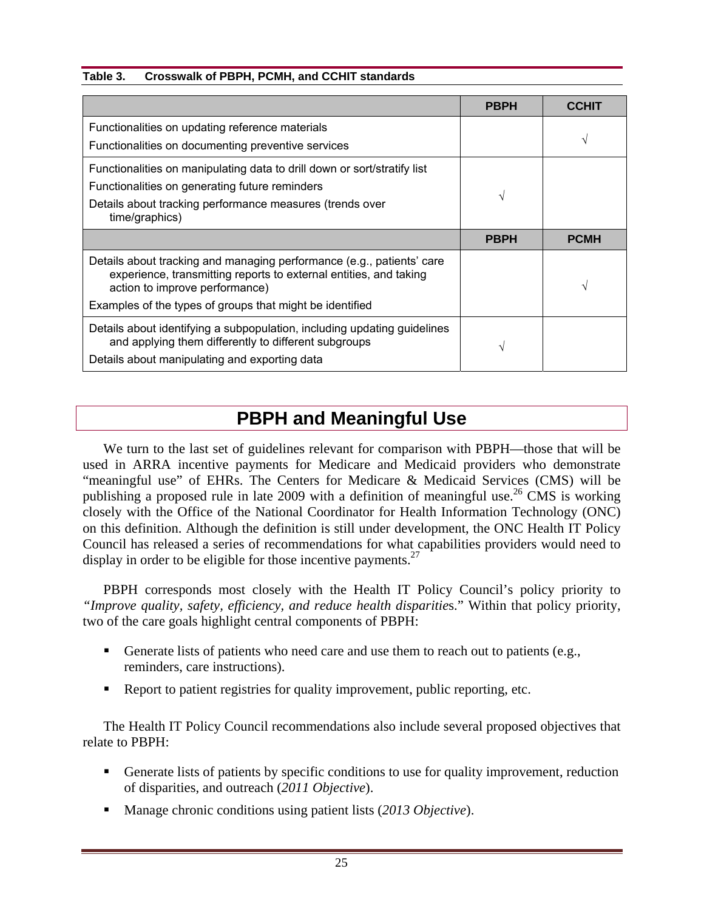**Table 3. Crosswalk of PBPH, PCMH, and CCHIT standards**

| | PBPH | CCHIT |
|---|---|---|
| Functionalities on updating reference materials<br>Functionalities on documenting preventive services | | √ |
| Functionalities on manipulating data to drill down or sort/stratify list<br>Functionalities on generating future reminders<br>Details about tracking performance measures (trends over time/graphics) | √ | |
| | **PBPH** | **PCMH** |
| Details about tracking and managing performance (e.g., patients' care experience, transmitting reports to external entities, and taking action to improve performance)<br>Examples of the types of groups that might be identified | | √ |
| Details about identifying a subpopulation, including updating guidelines and applying them differently to different subgroups<br>Details about manipulating and exporting data | √ | |

## PBPH and Meaningful Use

We turn to the last set of guidelines relevant for comparison with PBPH—those that will be used in ARRA incentive payments for Medicare and Medicaid providers who demonstrate "meaningful use" of EHRs. The Centers for Medicare & Medicaid Services (CMS) will be publishing a proposed rule in late 2009 with a definition of meaningful use.[26] CMS is working closely with the Office of the National Coordinator for Health Information Technology (ONC) on this definition. Although the definition is still under development, the ONC Health IT Policy Council has released a series of recommendations for what capabilities providers would need to display in order to be eligible for those incentive payments.[27]

PBPH corresponds most closely with the Health IT Policy Council's policy priority to *"Improve quality, safety, efficiency, and reduce health disparities."* Within that policy priority, two of the care goals highlight central components of PBPH:

- Generate lists of patients who need care and use them to reach out to patients (e.g., reminders, care instructions).
- Report to patient registries for quality improvement, public reporting, etc.

The Health IT Policy Council recommendations also include several proposed objectives that relate to PBPH:

- Generate lists of patients by specific conditions to use for quality improvement, reduction of disparities, and outreach (*2011 Objective*).
- Manage chronic conditions using patient lists (*2013 Objective*).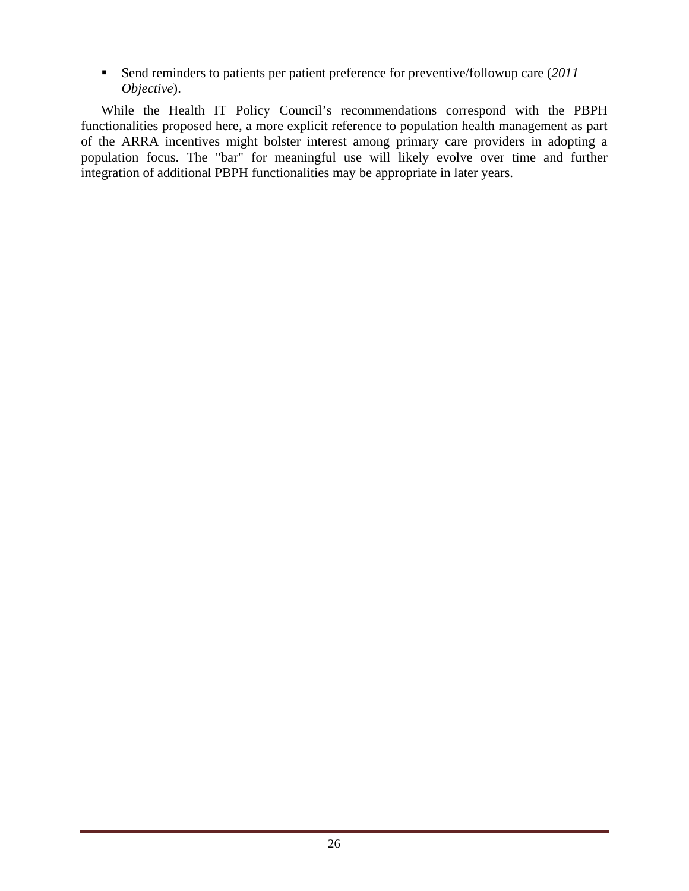- Send reminders to patients per patient preference for preventive/followup care (*2011 Objective*).

While the Health IT Policy Council's recommendations correspond with the PBPH functionalities proposed here, a more explicit reference to population health management as part of the ARRA incentives might bolster interest among primary care providers in adopting a population focus. The "bar" for meaningful use will likely evolve over time and further integration of additional PBPH functionalities may be appropriate in later years.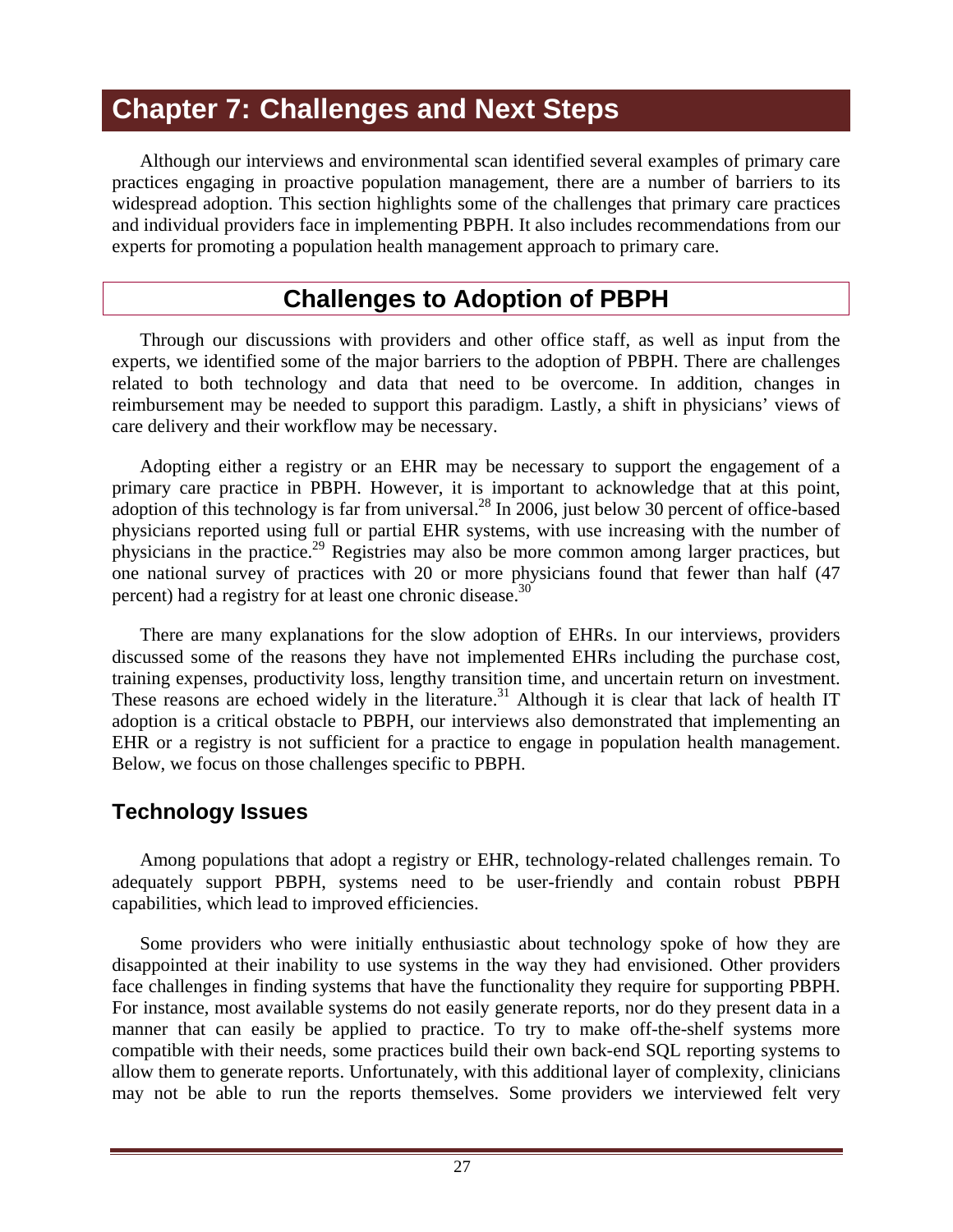# Chapter 7: Challenges and Next Steps

Although our interviews and environmental scan identified several examples of primary care practices engaging in proactive population management, there are a number of barriers to its widespread adoption. This section highlights some of the challenges that primary care practices and individual providers face in implementing PBPH. It also includes recommendations from our experts for promoting a population health management approach to primary care.

## Challenges to Adoption of PBPH

Through our discussions with providers and other office staff, as well as input from the experts, we identified some of the major barriers to the adoption of PBPH. There are challenges related to both technology and data that need to be overcome. In addition, changes in reimbursement may be needed to support this paradigm. Lastly, a shift in physicians' views of care delivery and their workflow may be necessary.

Adopting either a registry or an EHR may be necessary to support the engagement of a primary care practice in PBPH. However, it is important to acknowledge that at this point, adoption of this technology is far from universal.[28] In 2006, just below 30 percent of office-based physicians reported using full or partial EHR systems, with use increasing with the number of physicians in the practice.[29] Registries may also be more common among larger practices, but one national survey of practices with 20 or more physicians found that fewer than half (47 percent) had a registry for at least one chronic disease.[30]

There are many explanations for the slow adoption of EHRs. In our interviews, providers discussed some of the reasons they have not implemented EHRs including the purchase cost, training expenses, productivity loss, lengthy transition time, and uncertain return on investment. These reasons are echoed widely in the literature.[31] Although it is clear that lack of health IT adoption is a critical obstacle to PBPH, our interviews also demonstrated that implementing an EHR or a registry is not sufficient for a practice to engage in population health management. Below, we focus on those challenges specific to PBPH.

### Technology Issues

Among populations that adopt a registry or EHR, technology-related challenges remain. To adequately support PBPH, systems need to be user-friendly and contain robust PBPH capabilities, which lead to improved efficiencies.

Some providers who were initially enthusiastic about technology spoke of how they are disappointed at their inability to use systems in the way they had envisioned. Other providers face challenges in finding systems that have the functionality they require for supporting PBPH. For instance, most available systems do not easily generate reports, nor do they present data in a manner that can easily be applied to practice. To try to make off-the-shelf systems more compatible with their needs, some practices build their own back-end SQL reporting systems to allow them to generate reports. Unfortunately, with this additional layer of complexity, clinicians may not be able to run the reports themselves. Some providers we interviewed felt very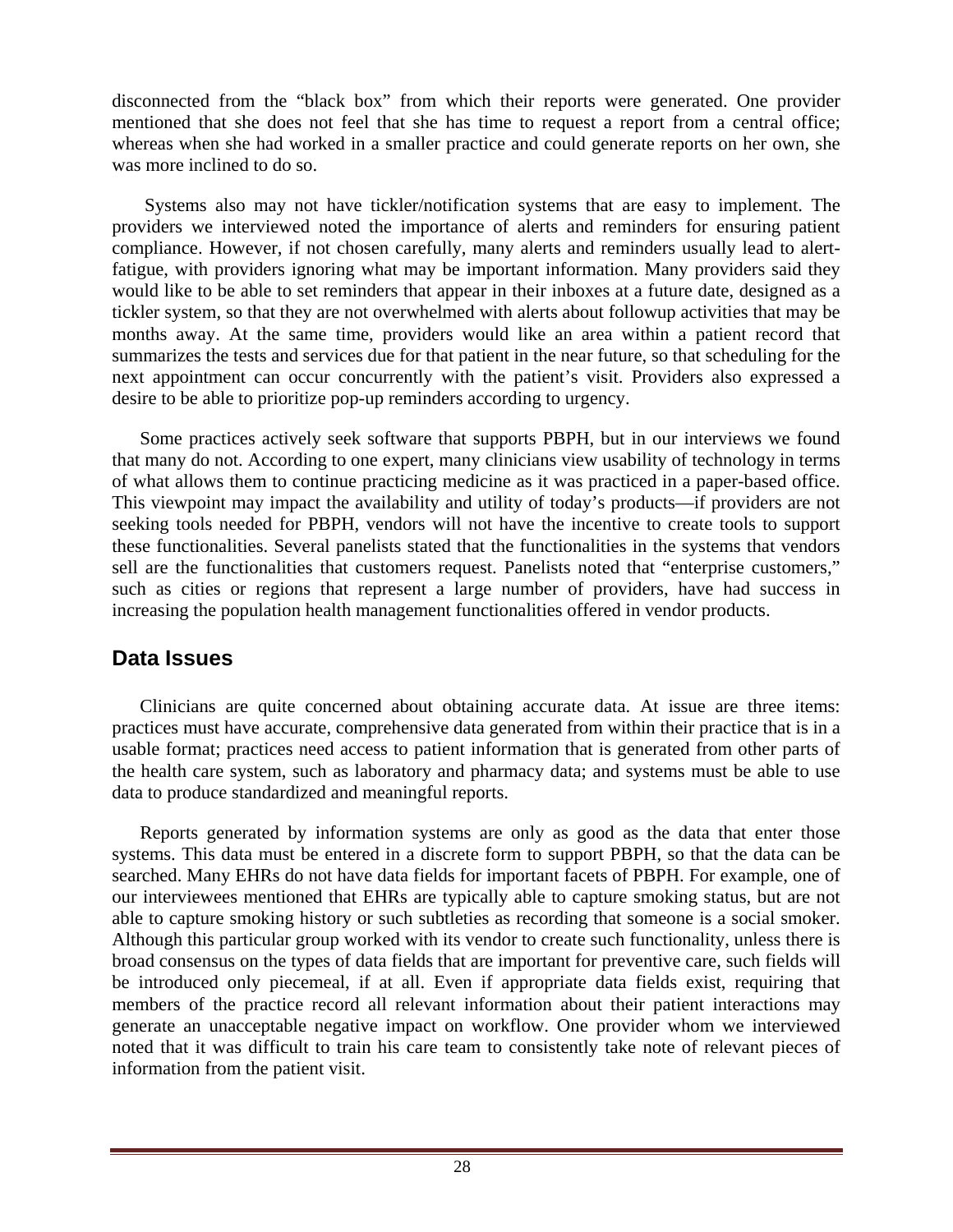disconnected from the "black box" from which their reports were generated. One provider mentioned that she does not feel that she has time to request a report from a central office; whereas when she had worked in a smaller practice and could generate reports on her own, she was more inclined to do so.

Systems also may not have tickler/notification systems that are easy to implement. The providers we interviewed noted the importance of alerts and reminders for ensuring patient compliance. However, if not chosen carefully, many alerts and reminders usually lead to alert-fatigue, with providers ignoring what may be important information. Many providers said they would like to be able to set reminders that appear in their inboxes at a future date, designed as a tickler system, so that they are not overwhelmed with alerts about followup activities that may be months away. At the same time, providers would like an area within a patient record that summarizes the tests and services due for that patient in the near future, so that scheduling for the next appointment can occur concurrently with the patient's visit. Providers also expressed a desire to be able to prioritize pop-up reminders according to urgency.

Some practices actively seek software that supports PBPH, but in our interviews we found that many do not. According to one expert, many clinicians view usability of technology in terms of what allows them to continue practicing medicine as it was practiced in a paper-based office. This viewpoint may impact the availability and utility of today's products—if providers are not seeking tools needed for PBPH, vendors will not have the incentive to create tools to support these functionalities. Several panelists stated that the functionalities in the systems that vendors sell are the functionalities that customers request. Panelists noted that "enterprise customers," such as cities or regions that represent a large number of providers, have had success in increasing the population health management functionalities offered in vendor products.

## Data Issues

Clinicians are quite concerned about obtaining accurate data. At issue are three items: practices must have accurate, comprehensive data generated from within their practice that is in a usable format; practices need access to patient information that is generated from other parts of the health care system, such as laboratory and pharmacy data; and systems must be able to use data to produce standardized and meaningful reports.

Reports generated by information systems are only as good as the data that enter those systems. This data must be entered in a discrete form to support PBPH, so that the data can be searched. Many EHRs do not have data fields for important facets of PBPH. For example, one of our interviewees mentioned that EHRs are typically able to capture smoking status, but are not able to capture smoking history or such subtleties as recording that someone is a social smoker. Although this particular group worked with its vendor to create such functionality, unless there is broad consensus on the types of data fields that are important for preventive care, such fields will be introduced only piecemeal, if at all. Even if appropriate data fields exist, requiring that members of the practice record all relevant information about their patient interactions may generate an unacceptable negative impact on workflow. One provider whom we interviewed noted that it was difficult to train his care team to consistently take note of relevant pieces of information from the patient visit.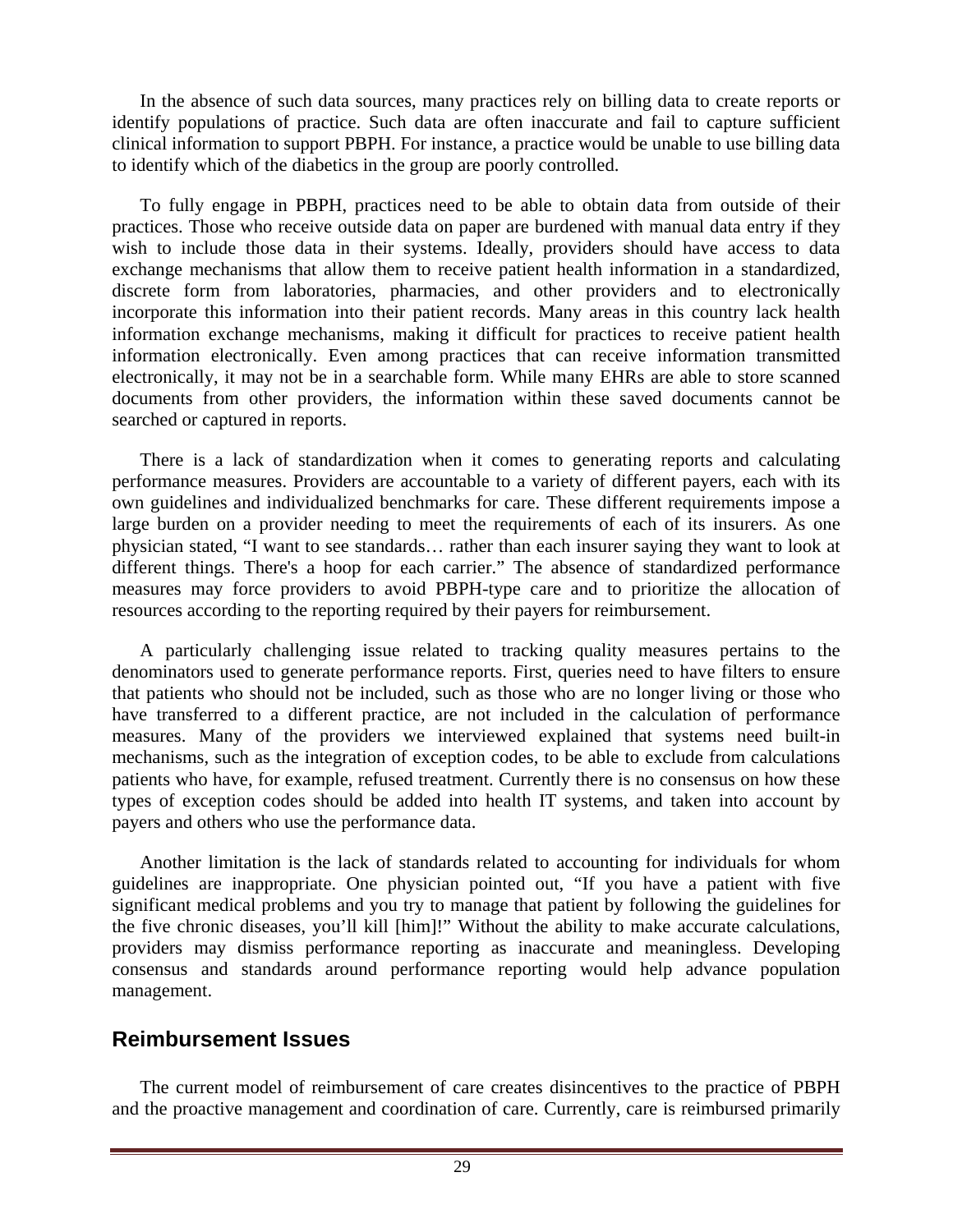In the absence of such data sources, many practices rely on billing data to create reports or identify populations of practice. Such data are often inaccurate and fail to capture sufficient clinical information to support PBPH. For instance, a practice would be unable to use billing data to identify which of the diabetics in the group are poorly controlled.

To fully engage in PBPH, practices need to be able to obtain data from outside of their practices. Those who receive outside data on paper are burdened with manual data entry if they wish to include those data in their systems. Ideally, providers should have access to data exchange mechanisms that allow them to receive patient health information in a standardized, discrete form from laboratories, pharmacies, and other providers and to electronically incorporate this information into their patient records. Many areas in this country lack health information exchange mechanisms, making it difficult for practices to receive patient health information electronically. Even among practices that can receive information transmitted electronically, it may not be in a searchable form. While many EHRs are able to store scanned documents from other providers, the information within these saved documents cannot be searched or captured in reports.

There is a lack of standardization when it comes to generating reports and calculating performance measures. Providers are accountable to a variety of different payers, each with its own guidelines and individualized benchmarks for care. These different requirements impose a large burden on a provider needing to meet the requirements of each of its insurers. As one physician stated, "I want to see standards… rather than each insurer saying they want to look at different things. There's a hoop for each carrier." The absence of standardized performance measures may force providers to avoid PBPH-type care and to prioritize the allocation of resources according to the reporting required by their payers for reimbursement.

A particularly challenging issue related to tracking quality measures pertains to the denominators used to generate performance reports. First, queries need to have filters to ensure that patients who should not be included, such as those who are no longer living or those who have transferred to a different practice, are not included in the calculation of performance measures. Many of the providers we interviewed explained that systems need built-in mechanisms, such as the integration of exception codes, to be able to exclude from calculations patients who have, for example, refused treatment. Currently there is no consensus on how these types of exception codes should be added into health IT systems, and taken into account by payers and others who use the performance data.

Another limitation is the lack of standards related to accounting for individuals for whom guidelines are inappropriate. One physician pointed out, "If you have a patient with five significant medical problems and you try to manage that patient by following the guidelines for the five chronic diseases, you'll kill [him]!" Without the ability to make accurate calculations, providers may dismiss performance reporting as inaccurate and meaningless. Developing consensus and standards around performance reporting would help advance population management.

## Reimbursement Issues

The current model of reimbursement of care creates disincentives to the practice of PBPH and the proactive management and coordination of care. Currently, care is reimbursed primarily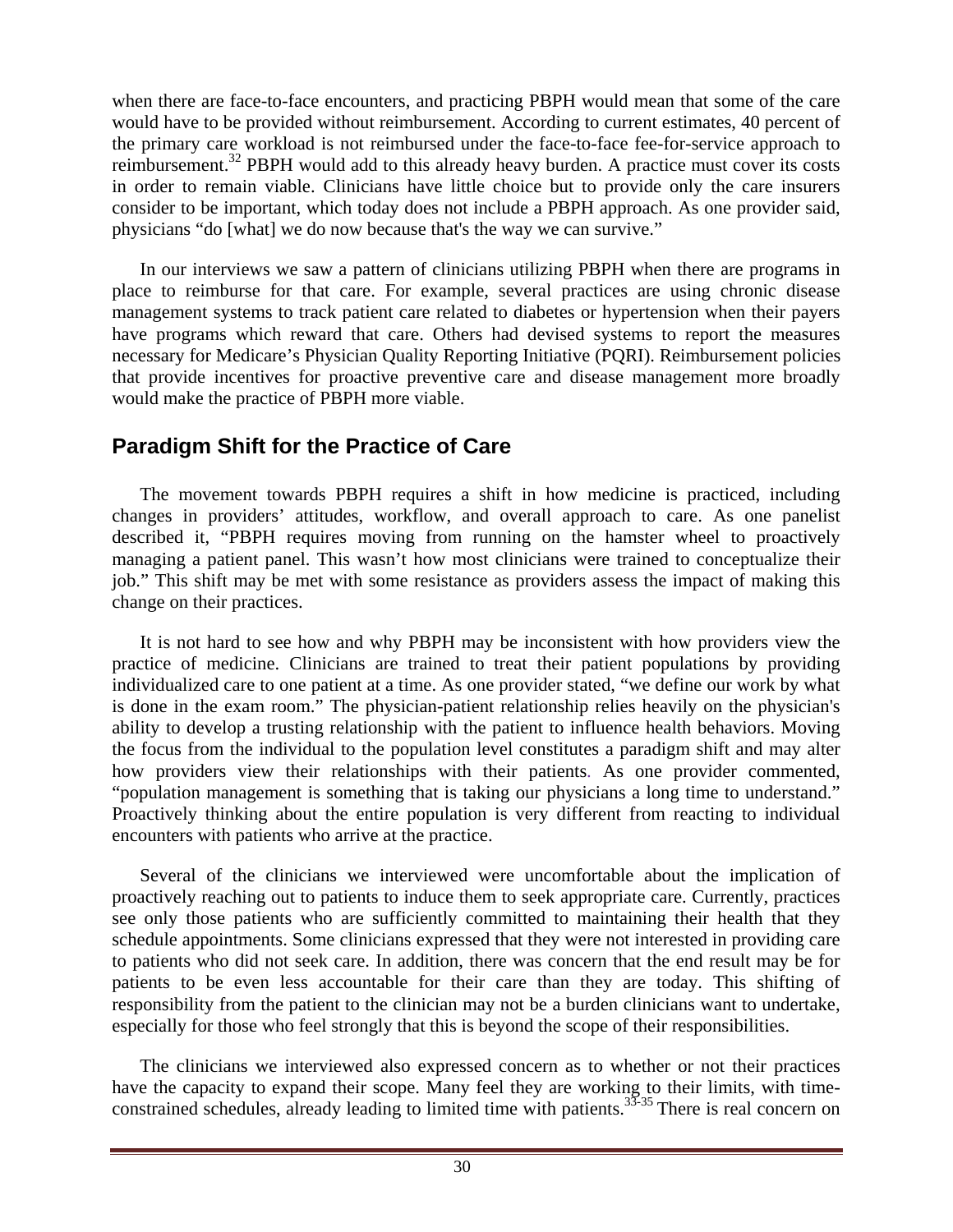when there are face-to-face encounters, and practicing PBPH would mean that some of the care would have to be provided without reimbursement. According to current estimates, 40 percent of the primary care workload is not reimbursed under the face-to-face fee-for-service approach to reimbursement.[32] PBPH would add to this already heavy burden. A practice must cover its costs in order to remain viable. Clinicians have little choice but to provide only the care insurers consider to be important, which today does not include a PBPH approach. As one provider said, physicians "do [what] we do now because that's the way we can survive."

In our interviews we saw a pattern of clinicians utilizing PBPH when there are programs in place to reimburse for that care. For example, several practices are using chronic disease management systems to track patient care related to diabetes or hypertension when their payers have programs which reward that care. Others had devised systems to report the measures necessary for Medicare's Physician Quality Reporting Initiative (PQRI). Reimbursement policies that provide incentives for proactive preventive care and disease management more broadly would make the practice of PBPH more viable.

## Paradigm Shift for the Practice of Care

The movement towards PBPH requires a shift in how medicine is practiced, including changes in providers' attitudes, workflow, and overall approach to care. As one panelist described it, "PBPH requires moving from running on the hamster wheel to proactively managing a patient panel. This wasn't how most clinicians were trained to conceptualize their job." This shift may be met with some resistance as providers assess the impact of making this change on their practices.

It is not hard to see how and why PBPH may be inconsistent with how providers view the practice of medicine. Clinicians are trained to treat their patient populations by providing individualized care to one patient at a time. As one provider stated, "we define our work by what is done in the exam room." The physician-patient relationship relies heavily on the physician's ability to develop a trusting relationship with the patient to influence health behaviors. Moving the focus from the individual to the population level constitutes a paradigm shift and may alter how providers view their relationships with their patients. As one provider commented, "population management is something that is taking our physicians a long time to understand." Proactively thinking about the entire population is very different from reacting to individual encounters with patients who arrive at the practice.

Several of the clinicians we interviewed were uncomfortable about the implication of proactively reaching out to patients to induce them to seek appropriate care. Currently, practices see only those patients who are sufficiently committed to maintaining their health that they schedule appointments. Some clinicians expressed that they were not interested in providing care to patients who did not seek care. In addition, there was concern that the end result may be for patients to be even less accountable for their care than they are today. This shifting of responsibility from the patient to the clinician may not be a burden clinicians want to undertake, especially for those who feel strongly that this is beyond the scope of their responsibilities.

The clinicians we interviewed also expressed concern as to whether or not their practices have the capacity to expand their scope. Many feel they are working to their limits, with time-constrained schedules, already leading to limited time with patients.[33-35] There is real concern on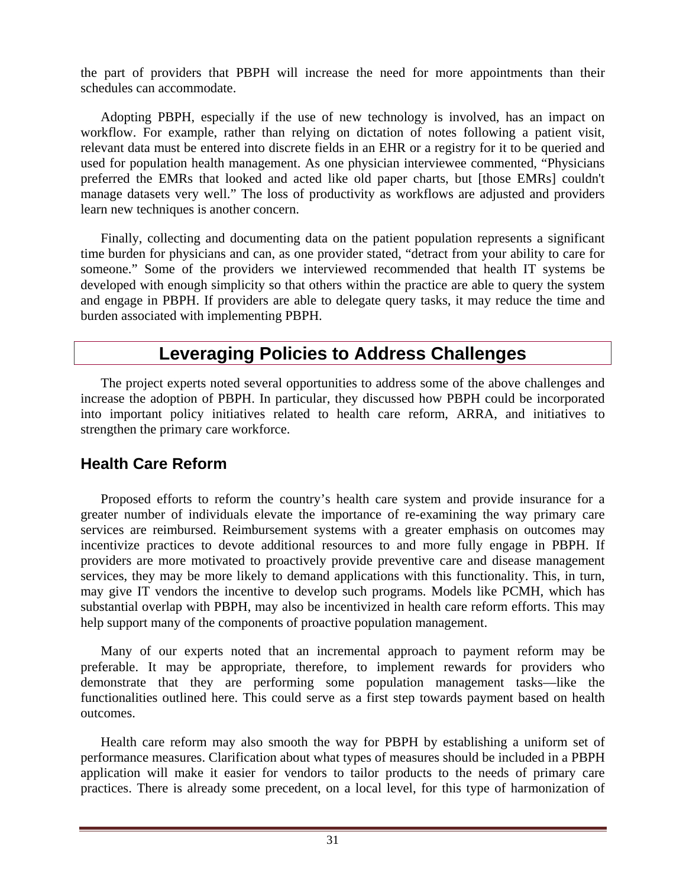the part of providers that PBPH will increase the need for more appointments than their schedules can accommodate.

Adopting PBPH, especially if the use of new technology is involved, has an impact on workflow. For example, rather than relying on dictation of notes following a patient visit, relevant data must be entered into discrete fields in an EHR or a registry for it to be queried and used for population health management. As one physician interviewee commented, "Physicians preferred the EMRs that looked and acted like old paper charts, but [those EMRs] couldn't manage datasets very well." The loss of productivity as workflows are adjusted and providers learn new techniques is another concern.

Finally, collecting and documenting data on the patient population represents a significant time burden for physicians and can, as one provider stated, "detract from your ability to care for someone." Some of the providers we interviewed recommended that health IT systems be developed with enough simplicity so that others within the practice are able to query the system and engage in PBPH. If providers are able to delegate query tasks, it may reduce the time and burden associated with implementing PBPH.

# Leveraging Policies to Address Challenges

The project experts noted several opportunities to address some of the above challenges and increase the adoption of PBPH. In particular, they discussed how PBPH could be incorporated into important policy initiatives related to health care reform, ARRA, and initiatives to strengthen the primary care workforce.

## Health Care Reform

Proposed efforts to reform the country's health care system and provide insurance for a greater number of individuals elevate the importance of re-examining the way primary care services are reimbursed. Reimbursement systems with a greater emphasis on outcomes may incentivize practices to devote additional resources to and more fully engage in PBPH. If providers are more motivated to proactively provide preventive care and disease management services, they may be more likely to demand applications with this functionality. This, in turn, may give IT vendors the incentive to develop such programs. Models like PCMH, which has substantial overlap with PBPH, may also be incentivized in health care reform efforts. This may help support many of the components of proactive population management.

Many of our experts noted that an incremental approach to payment reform may be preferable. It may be appropriate, therefore, to implement rewards for providers who demonstrate that they are performing some population management tasks—like the functionalities outlined here. This could serve as a first step towards payment based on health outcomes.

Health care reform may also smooth the way for PBPH by establishing a uniform set of performance measures. Clarification about what types of measures should be included in a PBPH application will make it easier for vendors to tailor products to the needs of primary care practices. There is already some precedent, on a local level, for this type of harmonization of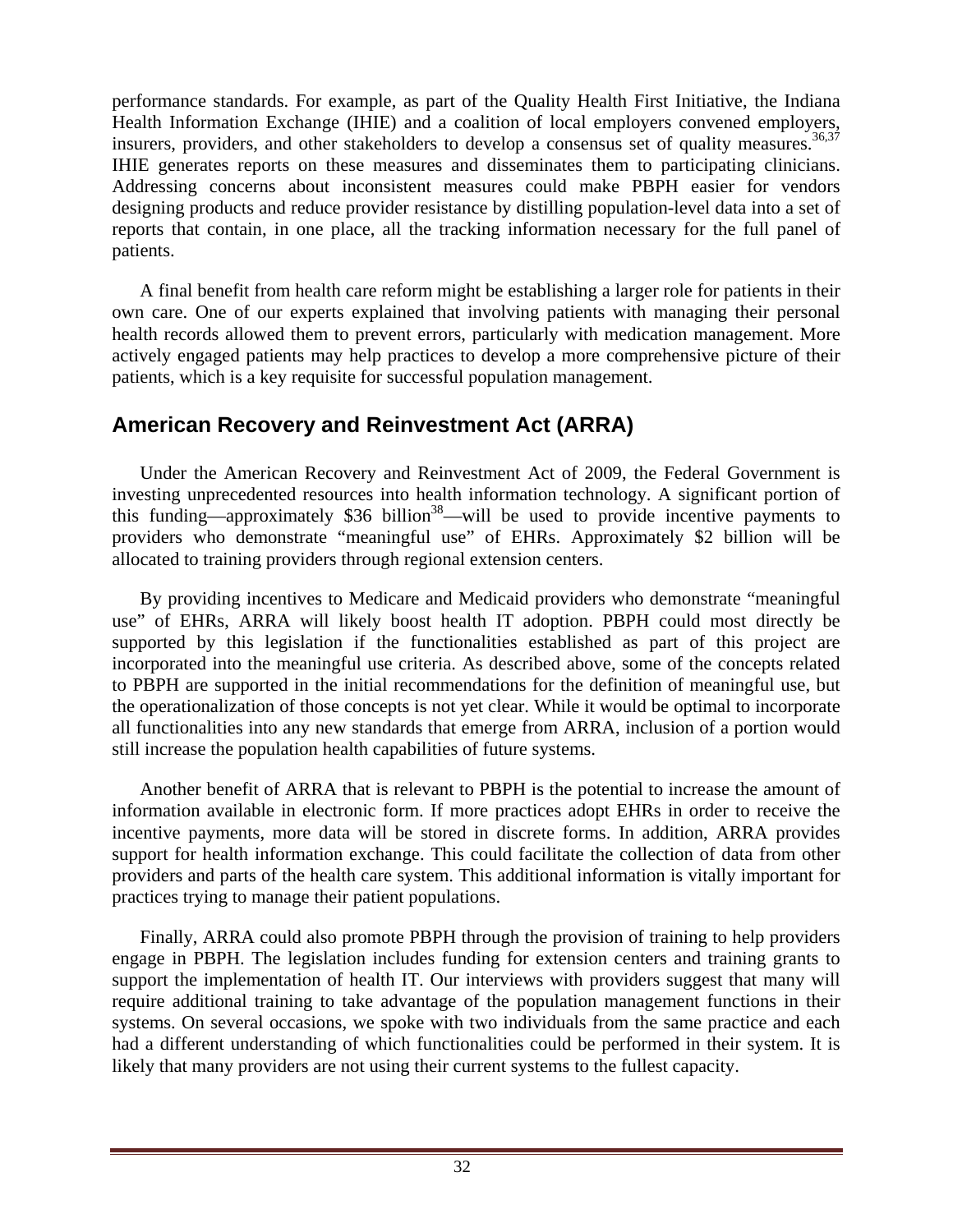performance standards. For example, as part of the Quality Health First Initiative, the Indiana Health Information Exchange (IHIE) and a coalition of local employers convened employers, insurers, providers, and other stakeholders to develop a consensus set of quality measures.[36,37] IHIE generates reports on these measures and disseminates them to participating clinicians. Addressing concerns about inconsistent measures could make PBPH easier for vendors designing products and reduce provider resistance by distilling population-level data into a set of reports that contain, in one place, all the tracking information necessary for the full panel of patients.

A final benefit from health care reform might be establishing a larger role for patients in their own care. One of our experts explained that involving patients with managing their personal health records allowed them to prevent errors, particularly with medication management. More actively engaged patients may help practices to develop a more comprehensive picture of their patients, which is a key requisite for successful population management.

## American Recovery and Reinvestment Act (ARRA)

Under the American Recovery and Reinvestment Act of 2009, the Federal Government is investing unprecedented resources into health information technology. A significant portion of this funding—approximately $36 billion[38]—will be used to provide incentive payments to providers who demonstrate "meaningful use" of EHRs. Approximately $2 billion will be allocated to training providers through regional extension centers.

By providing incentives to Medicare and Medicaid providers who demonstrate "meaningful use" of EHRs, ARRA will likely boost health IT adoption. PBPH could most directly be supported by this legislation if the functionalities established as part of this project are incorporated into the meaningful use criteria. As described above, some of the concepts related to PBPH are supported in the initial recommendations for the definition of meaningful use, but the operationalization of those concepts is not yet clear. While it would be optimal to incorporate all functionalities into any new standards that emerge from ARRA, inclusion of a portion would still increase the population health capabilities of future systems.

Another benefit of ARRA that is relevant to PBPH is the potential to increase the amount of information available in electronic form. If more practices adopt EHRs in order to receive the incentive payments, more data will be stored in discrete forms. In addition, ARRA provides support for health information exchange. This could facilitate the collection of data from other providers and parts of the health care system. This additional information is vitally important for practices trying to manage their patient populations.

Finally, ARRA could also promote PBPH through the provision of training to help providers engage in PBPH. The legislation includes funding for extension centers and training grants to support the implementation of health IT. Our interviews with providers suggest that many will require additional training to take advantage of the population management functions in their systems. On several occasions, we spoke with two individuals from the same practice and each had a different understanding of which functionalities could be performed in their system. It is likely that many providers are not using their current systems to the fullest capacity.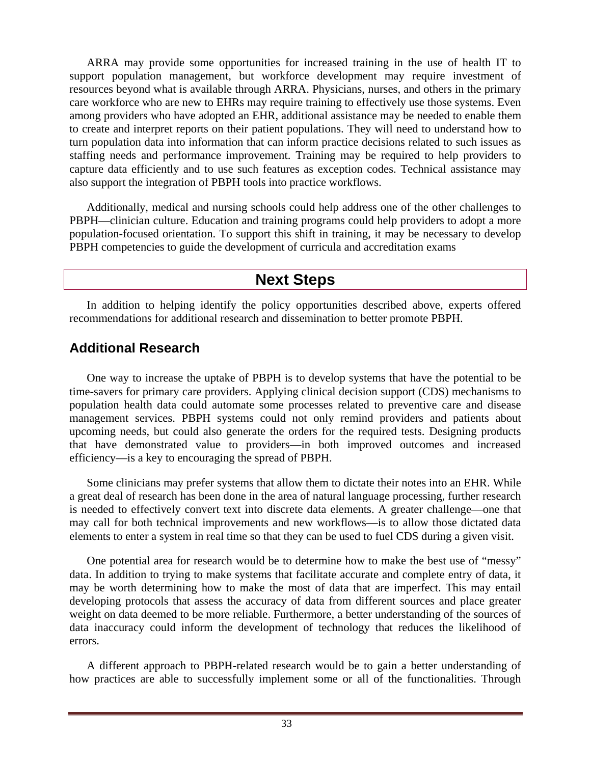ARRA may provide some opportunities for increased training in the use of health IT to support population management, but workforce development may require investment of resources beyond what is available through ARRA. Physicians, nurses, and others in the primary care workforce who are new to EHRs may require training to effectively use those systems. Even among providers who have adopted an EHR, additional assistance may be needed to enable them to create and interpret reports on their patient populations. They will need to understand how to turn population data into information that can inform practice decisions related to such issues as staffing needs and performance improvement. Training may be required to help providers to capture data efficiently and to use such features as exception codes. Technical assistance may also support the integration of PBPH tools into practice workflows.

Additionally, medical and nursing schools could help address one of the other challenges to PBPH—clinician culture. Education and training programs could help providers to adopt a more population-focused orientation. To support this shift in training, it may be necessary to develop PBPH competencies to guide the development of curricula and accreditation exams

# Next Steps

In addition to helping identify the policy opportunities described above, experts offered recommendations for additional research and dissemination to better promote PBPH.

## Additional Research

One way to increase the uptake of PBPH is to develop systems that have the potential to be time-savers for primary care providers. Applying clinical decision support (CDS) mechanisms to population health data could automate some processes related to preventive care and disease management services. PBPH systems could not only remind providers and patients about upcoming needs, but could also generate the orders for the required tests. Designing products that have demonstrated value to providers—in both improved outcomes and increased efficiency—is a key to encouraging the spread of PBPH.

Some clinicians may prefer systems that allow them to dictate their notes into an EHR. While a great deal of research has been done in the area of natural language processing, further research is needed to effectively convert text into discrete data elements. A greater challenge—one that may call for both technical improvements and new workflows—is to allow those dictated data elements to enter a system in real time so that they can be used to fuel CDS during a given visit.

One potential area for research would be to determine how to make the best use of "messy" data. In addition to trying to make systems that facilitate accurate and complete entry of data, it may be worth determining how to make the most of data that are imperfect. This may entail developing protocols that assess the accuracy of data from different sources and place greater weight on data deemed to be more reliable. Furthermore, a better understanding of the sources of data inaccuracy could inform the development of technology that reduces the likelihood of errors.

A different approach to PBPH-related research would be to gain a better understanding of how practices are able to successfully implement some or all of the functionalities. Through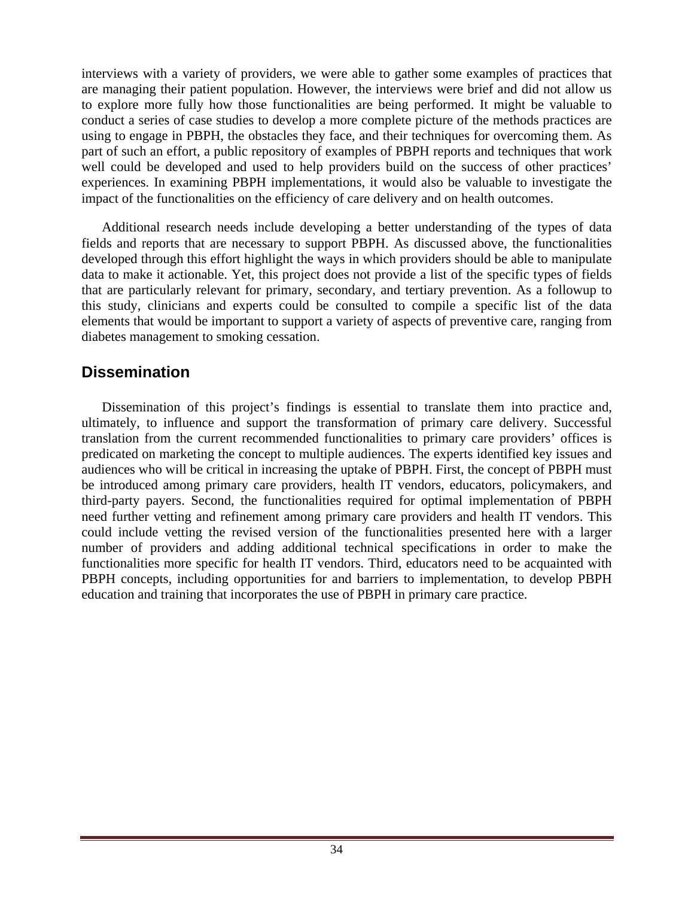interviews with a variety of providers, we were able to gather some examples of practices that are managing their patient population. However, the interviews were brief and did not allow us to explore more fully how those functionalities are being performed. It might be valuable to conduct a series of case studies to develop a more complete picture of the methods practices are using to engage in PBPH, the obstacles they face, and their techniques for overcoming them. As part of such an effort, a public repository of examples of PBPH reports and techniques that work well could be developed and used to help providers build on the success of other practices' experiences. In examining PBPH implementations, it would also be valuable to investigate the impact of the functionalities on the efficiency of care delivery and on health outcomes.

Additional research needs include developing a better understanding of the types of data fields and reports that are necessary to support PBPH. As discussed above, the functionalities developed through this effort highlight the ways in which providers should be able to manipulate data to make it actionable. Yet, this project does not provide a list of the specific types of fields that are particularly relevant for primary, secondary, and tertiary prevention. As a followup to this study, clinicians and experts could be consulted to compile a specific list of the data elements that would be important to support a variety of aspects of preventive care, ranging from diabetes management to smoking cessation.

## Dissemination

Dissemination of this project's findings is essential to translate them into practice and, ultimately, to influence and support the transformation of primary care delivery. Successful translation from the current recommended functionalities to primary care providers' offices is predicated on marketing the concept to multiple audiences. The experts identified key issues and audiences who will be critical in increasing the uptake of PBPH. First, the concept of PBPH must be introduced among primary care providers, health IT vendors, educators, policymakers, and third-party payers. Second, the functionalities required for optimal implementation of PBPH need further vetting and refinement among primary care providers and health IT vendors. This could include vetting the revised version of the functionalities presented here with a larger number of providers and adding additional technical specifications in order to make the functionalities more specific for health IT vendors. Third, educators need to be acquainted with PBPH concepts, including opportunities for and barriers to implementation, to develop PBPH education and training that incorporates the use of PBPH in primary care practice.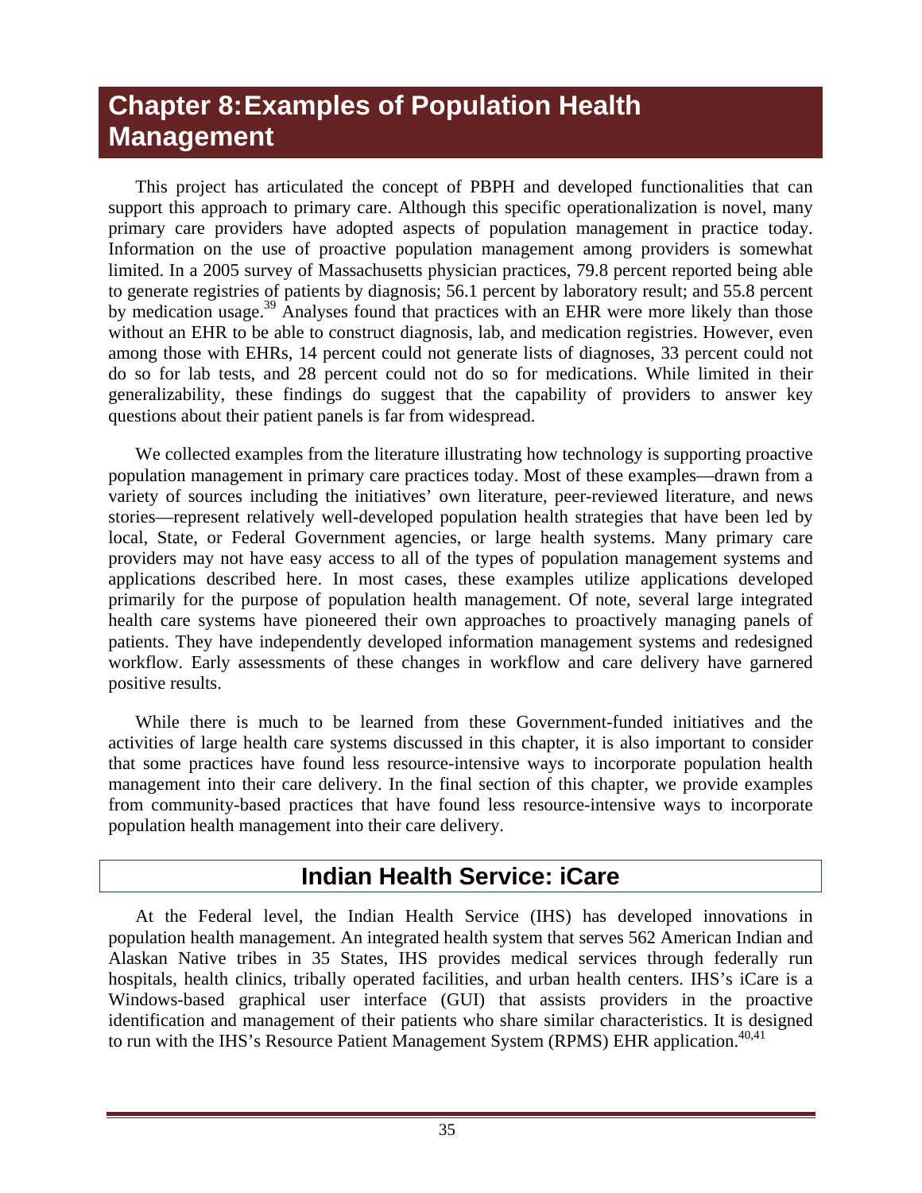# Chapter 8: Examples of Population Health Management

This project has articulated the concept of PBPH and developed functionalities that can support this approach to primary care. Although this specific operationalization is novel, many primary care providers have adopted aspects of population management in practice today. Information on the use of proactive population management among providers is somewhat limited. In a 2005 survey of Massachusetts physician practices, 79.8 percent reported being able to generate registries of patients by diagnosis; 56.1 percent by laboratory result; and 55.8 percent by medication usage.[39] Analyses found that practices with an EHR were more likely than those without an EHR to be able to construct diagnosis, lab, and medication registries. However, even among those with EHRs, 14 percent could not generate lists of diagnoses, 33 percent could not do so for lab tests, and 28 percent could not do so for medications. While limited in their generalizability, these findings do suggest that the capability of providers to answer key questions about their patient panels is far from widespread.

We collected examples from the literature illustrating how technology is supporting proactive population management in primary care practices today. Most of these examples—drawn from a variety of sources including the initiatives' own literature, peer-reviewed literature, and news stories—represent relatively well-developed population health strategies that have been led by local, State, or Federal Government agencies, or large health systems. Many primary care providers may not have easy access to all of the types of population management systems and applications described here. In most cases, these examples utilize applications developed primarily for the purpose of population health management. Of note, several large integrated health care systems have pioneered their own approaches to proactively managing panels of patients. They have independently developed information management systems and redesigned workflow. Early assessments of these changes in workflow and care delivery have garnered positive results.

While there is much to be learned from these Government-funded initiatives and the activities of large health care systems discussed in this chapter, it is also important to consider that some practices have found less resource-intensive ways to incorporate population health management into their care delivery. In the final section of this chapter, we provide examples from community-based practices that have found less resource-intensive ways to incorporate population health management into their care delivery.

## Indian Health Service: iCare

At the Federal level, the Indian Health Service (IHS) has developed innovations in population health management. An integrated health system that serves 562 American Indian and Alaskan Native tribes in 35 States, IHS provides medical services through federally run hospitals, health clinics, tribally operated facilities, and urban health centers. IHS's iCare is a Windows-based graphical user interface (GUI) that assists providers in the proactive identification and management of their patients who share similar characteristics. It is designed to run with the IHS's Resource Patient Management System (RPMS) EHR application.[40,41]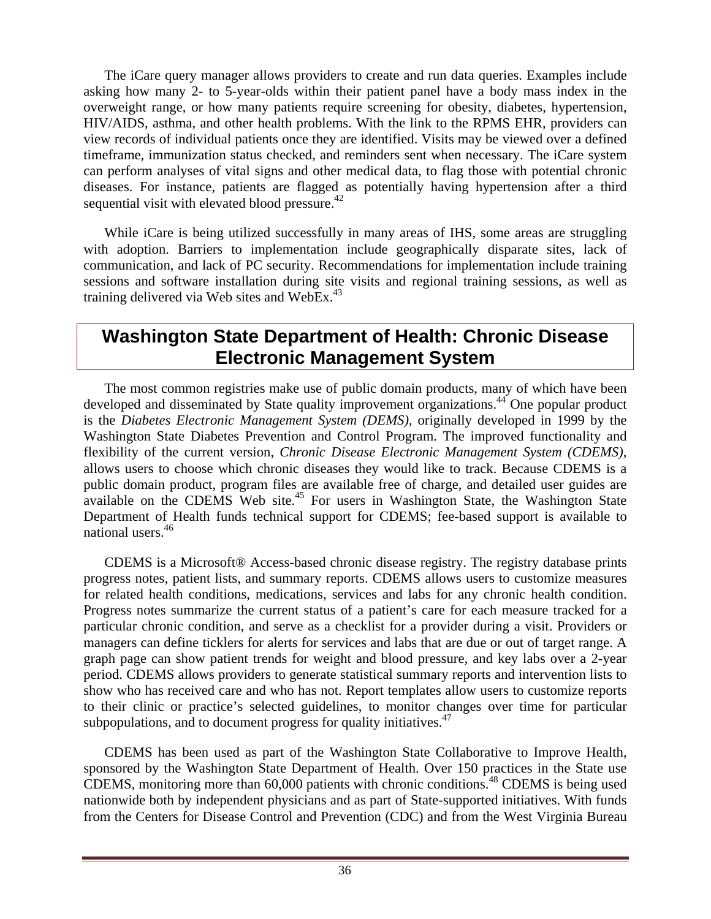The iCare query manager allows providers to create and run data queries. Examples include asking how many 2- to 5-year-olds within their patient panel have a body mass index in the overweight range, or how many patients require screening for obesity, diabetes, hypertension, HIV/AIDS, asthma, and other health problems. With the link to the RPMS EHR, providers can view records of individual patients once they are identified. Visits may be viewed over a defined timeframe, immunization status checked, and reminders sent when necessary. The iCare system can perform analyses of vital signs and other medical data, to flag those with potential chronic diseases. For instance, patients are flagged as potentially having hypertension after a third sequential visit with elevated blood pressure.[42]

While iCare is being utilized successfully in many areas of IHS, some areas are struggling with adoption. Barriers to implementation include geographically disparate sites, lack of communication, and lack of PC security. Recommendations for implementation include training sessions and software installation during site visits and regional training sessions, as well as training delivered via Web sites and WebEx.[43]

## Washington State Department of Health: Chronic Disease Electronic Management System

The most common registries make use of public domain products, many of which have been developed and disseminated by State quality improvement organizations.[44] One popular product is the *Diabetes Electronic Management System (DEMS)*, originally developed in 1999 by the Washington State Diabetes Prevention and Control Program. The improved functionality and flexibility of the current version, *Chronic Disease Electronic Management System (CDEMS)*, allows users to choose which chronic diseases they would like to track. Because CDEMS is a public domain product, program files are available free of charge, and detailed user guides are available on the CDEMS Web site.[45] For users in Washington State, the Washington State Department of Health funds technical support for CDEMS; fee-based support is available to national users.[46]

CDEMS is a Microsoft® Access-based chronic disease registry. The registry database prints progress notes, patient lists, and summary reports. CDEMS allows users to customize measures for related health conditions, medications, services and labs for any chronic health condition. Progress notes summarize the current status of a patient's care for each measure tracked for a particular chronic condition, and serve as a checklist for a provider during a visit. Providers or managers can define ticklers for alerts for services and labs that are due or out of target range. A graph page can show patient trends for weight and blood pressure, and key labs over a 2-year period. CDEMS allows providers to generate statistical summary reports and intervention lists to show who has received care and who has not. Report templates allow users to customize reports to their clinic or practice's selected guidelines, to monitor changes over time for particular subpopulations, and to document progress for quality initiatives.[47]

CDEMS has been used as part of the Washington State Collaborative to Improve Health, sponsored by the Washington State Department of Health. Over 150 practices in the State use CDEMS, monitoring more than 60,000 patients with chronic conditions.[48] CDEMS is being used nationwide both by independent physicians and as part of State-supported initiatives. With funds from the Centers for Disease Control and Prevention (CDC) and from the West Virginia Bureau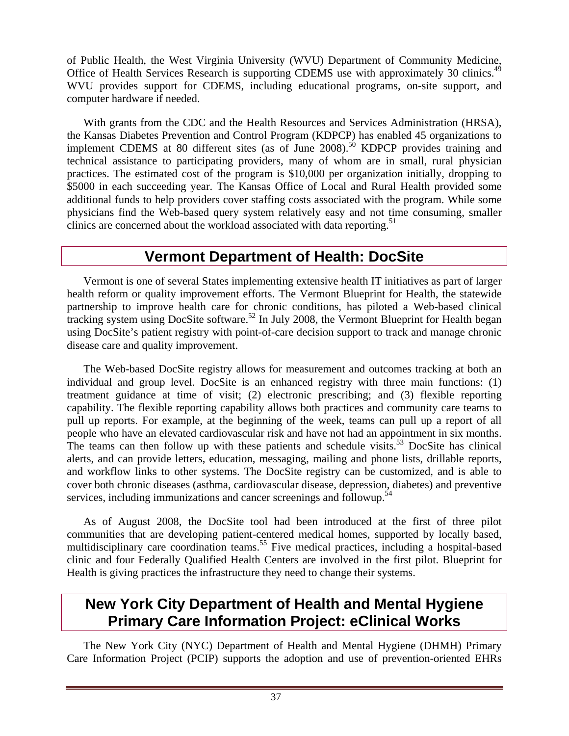of Public Health, the West Virginia University (WVU) Department of Community Medicine, Office of Health Services Research is supporting CDEMS use with approximately 30 clinics.[49] WVU provides support for CDEMS, including educational programs, on-site support, and computer hardware if needed.

With grants from the CDC and the Health Resources and Services Administration (HRSA), the Kansas Diabetes Prevention and Control Program (KDPCP) has enabled 45 organizations to implement CDEMS at 80 different sites (as of June 2008).[50] KDPCP provides training and technical assistance to participating providers, many of whom are in small, rural physician practices. The estimated cost of the program is $10,000 per organization initially, dropping to $5000 in each succeeding year. The Kansas Office of Local and Rural Health provided some additional funds to help providers cover staffing costs associated with the program. While some physicians find the Web-based query system relatively easy and not time consuming, smaller clinics are concerned about the workload associated with data reporting.[51]

## Vermont Department of Health: DocSite

Vermont is one of several States implementing extensive health IT initiatives as part of larger health reform or quality improvement efforts. The Vermont Blueprint for Health, the statewide partnership to improve health care for chronic conditions, has piloted a Web-based clinical tracking system using DocSite software.[52] In July 2008, the Vermont Blueprint for Health began using DocSite's patient registry with point-of-care decision support to track and manage chronic disease care and quality improvement.

The Web-based DocSite registry allows for measurement and outcomes tracking at both an individual and group level. DocSite is an enhanced registry with three main functions: (1) treatment guidance at time of visit; (2) electronic prescribing; and (3) flexible reporting capability. The flexible reporting capability allows both practices and community care teams to pull up reports. For example, at the beginning of the week, teams can pull up a report of all people who have an elevated cardiovascular risk and have not had an appointment in six months. The teams can then follow up with these patients and schedule visits.[53] DocSite has clinical alerts, and can provide letters, education, messaging, mailing and phone lists, drillable reports, and workflow links to other systems. The DocSite registry can be customized, and is able to cover both chronic diseases (asthma, cardiovascular disease, depression, diabetes) and preventive services, including immunizations and cancer screenings and followup.[54]

As of August 2008, the DocSite tool had been introduced at the first of three pilot communities that are developing patient-centered medical homes, supported by locally based, multidisciplinary care coordination teams.[55] Five medical practices, including a hospital-based clinic and four Federally Qualified Health Centers are involved in the first pilot. Blueprint for Health is giving practices the infrastructure they need to change their systems.

## New York City Department of Health and Mental Hygiene Primary Care Information Project: eClinical Works

The New York City (NYC) Department of Health and Mental Hygiene (DHMH) Primary Care Information Project (PCIP) supports the adoption and use of prevention-oriented EHRs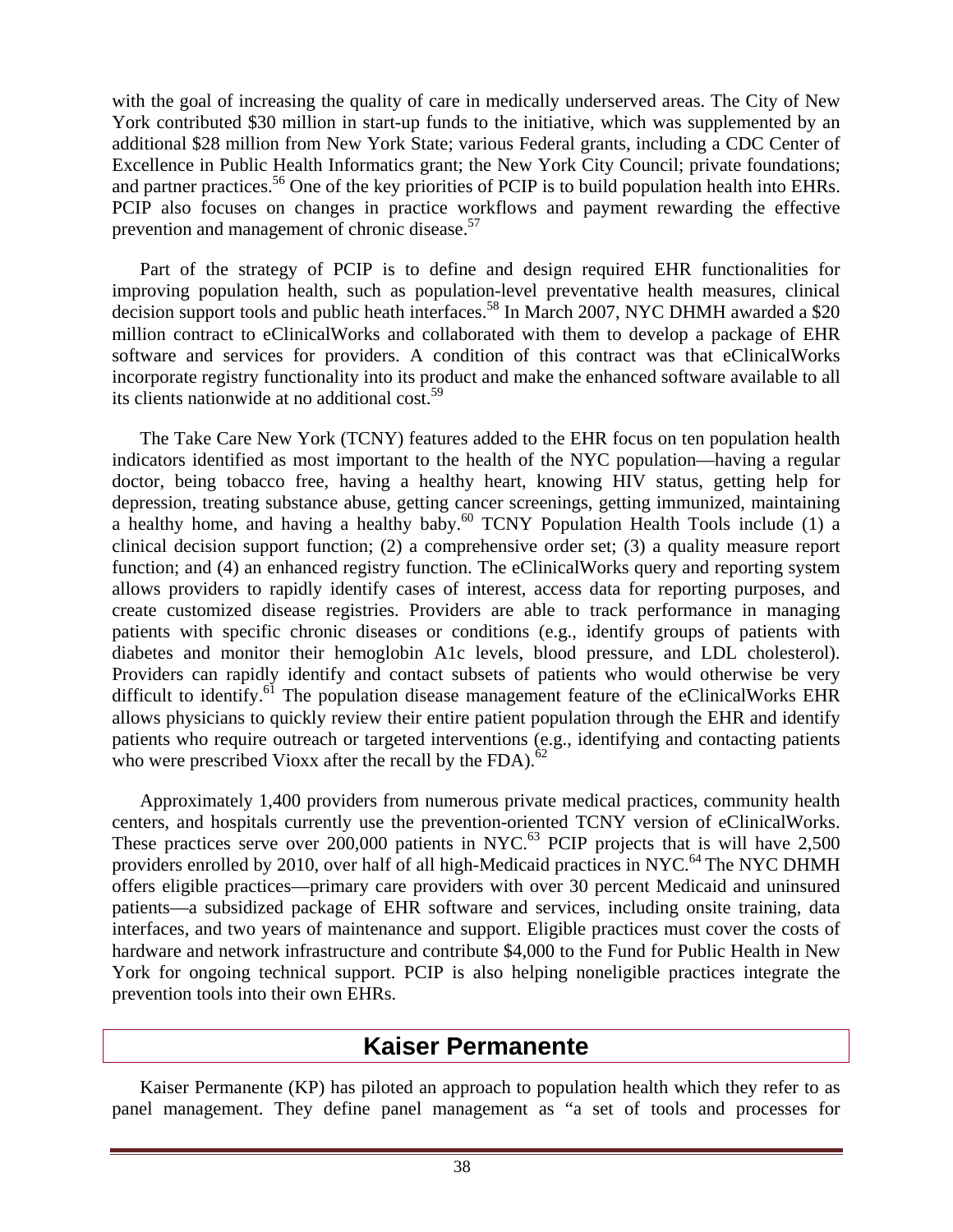with the goal of increasing the quality of care in medically underserved areas. The City of New York contributed $30 million in start-up funds to the initiative, which was supplemented by an additional $28 million from New York State; various Federal grants, including a CDC Center of Excellence in Public Health Informatics grant; the New York City Council; private foundations; and partner practices.[56] One of the key priorities of PCIP is to build population health into EHRs. PCIP also focuses on changes in practice workflows and payment rewarding the effective prevention and management of chronic disease.[57]

Part of the strategy of PCIP is to define and design required EHR functionalities for improving population health, such as population-level preventative health measures, clinical decision support tools and public heath interfaces.[58] In March 2007, NYC DHMH awarded a $20 million contract to eClinicalWorks and collaborated with them to develop a package of EHR software and services for providers. A condition of this contract was that eClinicalWorks incorporate registry functionality into its product and make the enhanced software available to all its clients nationwide at no additional cost.[59]

The Take Care New York (TCNY) features added to the EHR focus on ten population health indicators identified as most important to the health of the NYC population—having a regular doctor, being tobacco free, having a healthy heart, knowing HIV status, getting help for depression, treating substance abuse, getting cancer screenings, getting immunized, maintaining a healthy home, and having a healthy baby.[60] TCNY Population Health Tools include (1) a clinical decision support function; (2) a comprehensive order set; (3) a quality measure report function; and (4) an enhanced registry function. The eClinicalWorks query and reporting system allows providers to rapidly identify cases of interest, access data for reporting purposes, and create customized disease registries. Providers are able to track performance in managing patients with specific chronic diseases or conditions (e.g., identify groups of patients with diabetes and monitor their hemoglobin A1c levels, blood pressure, and LDL cholesterol). Providers can rapidly identify and contact subsets of patients who would otherwise be very difficult to identify.[61] The population disease management feature of the eClinicalWorks EHR allows physicians to quickly review their entire patient population through the EHR and identify patients who require outreach or targeted interventions (e.g., identifying and contacting patients who were prescribed Vioxx after the recall by the FDA).[62]

Approximately 1,400 providers from numerous private medical practices, community health centers, and hospitals currently use the prevention-oriented TCNY version of eClinicalWorks. These practices serve over 200,000 patients in NYC.[63] PCIP projects that is will have 2,500 providers enrolled by 2010, over half of all high-Medicaid practices in NYC.[64] The NYC DHMH offers eligible practices—primary care providers with over 30 percent Medicaid and uninsured patients—a subsidized package of EHR software and services, including onsite training, data interfaces, and two years of maintenance and support. Eligible practices must cover the costs of hardware and network infrastructure and contribute $4,000 to the Fund for Public Health in New York for ongoing technical support. PCIP is also helping noneligible practices integrate the prevention tools into their own EHRs.

## Kaiser Permanente

Kaiser Permanente (KP) has piloted an approach to population health which they refer to as panel management. They define panel management as "a set of tools and processes for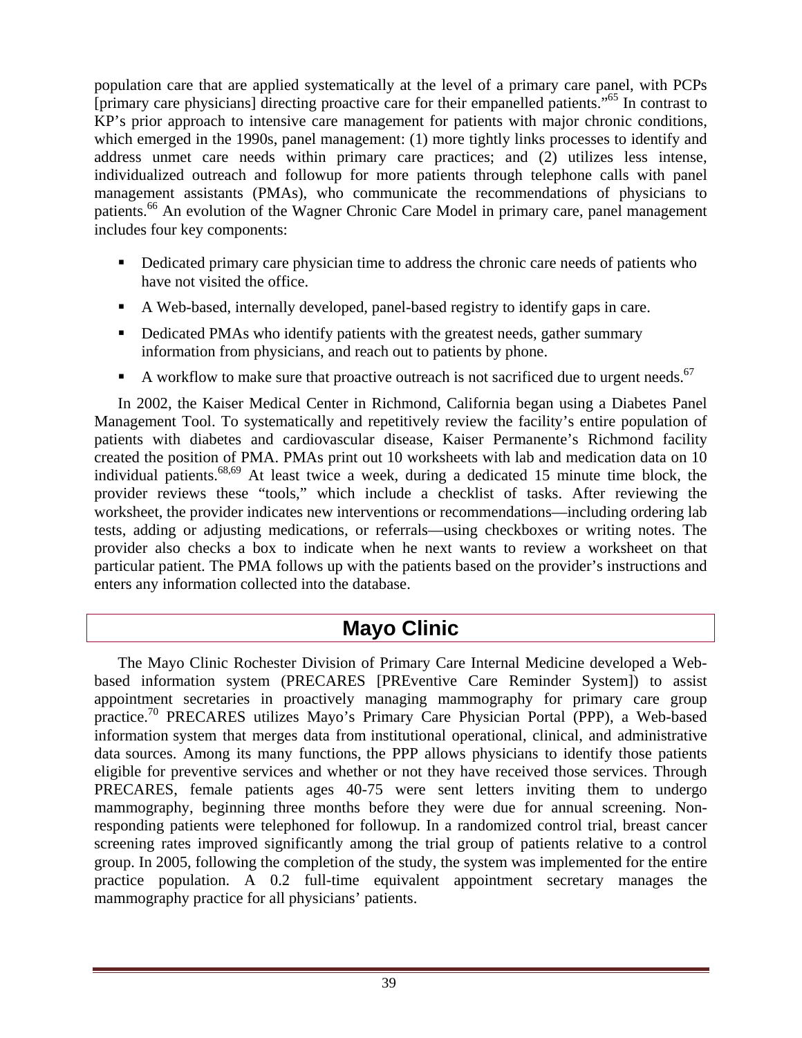population care that are applied systematically at the level of a primary care panel, with PCPs [primary care physicians] directing proactive care for their empanelled patients."[65] In contrast to KP's prior approach to intensive care management for patients with major chronic conditions, which emerged in the 1990s, panel management: (1) more tightly links processes to identify and address unmet care needs within primary care practices; and (2) utilizes less intense, individualized outreach and followup for more patients through telephone calls with panel management assistants (PMAs), who communicate the recommendations of physicians to patients.[66] An evolution of the Wagner Chronic Care Model in primary care, panel management includes four key components:

- Dedicated primary care physician time to address the chronic care needs of patients who have not visited the office.
- A Web-based, internally developed, panel-based registry to identify gaps in care.
- Dedicated PMAs who identify patients with the greatest needs, gather summary information from physicians, and reach out to patients by phone.
- A workflow to make sure that proactive outreach is not sacrificed due to urgent needs.[67]

In 2002, the Kaiser Medical Center in Richmond, California began using a Diabetes Panel Management Tool. To systematically and repetitively review the facility's entire population of patients with diabetes and cardiovascular disease, Kaiser Permanente's Richmond facility created the position of PMA. PMAs print out 10 worksheets with lab and medication data on 10 individual patients.[68,69] At least twice a week, during a dedicated 15 minute time block, the provider reviews these "tools," which include a checklist of tasks. After reviewing the worksheet, the provider indicates new interventions or recommendations—including ordering lab tests, adding or adjusting medications, or referrals—using checkboxes or writing notes. The provider also checks a box to indicate when he next wants to review a worksheet on that particular patient. The PMA follows up with the patients based on the provider's instructions and enters any information collected into the database.

## Mayo Clinic

The Mayo Clinic Rochester Division of Primary Care Internal Medicine developed a Web-based information system (PRECARES [PREventive Care Reminder System]) to assist appointment secretaries in proactively managing mammography for primary care group practice.[70] PRECARES utilizes Mayo's Primary Care Physician Portal (PPP), a Web-based information system that merges data from institutional operational, clinical, and administrative data sources. Among its many functions, the PPP allows physicians to identify those patients eligible for preventive services and whether or not they have received those services. Through PRECARES, female patients ages 40-75 were sent letters inviting them to undergo mammography, beginning three months before they were due for annual screening. Non-responding patients were telephoned for followup. In a randomized control trial, breast cancer screening rates improved significantly among the trial group of patients relative to a control group. In 2005, following the completion of the study, the system was implemented for the entire practice population. A 0.2 full-time equivalent appointment secretary manages the mammography practice for all physicians' patients.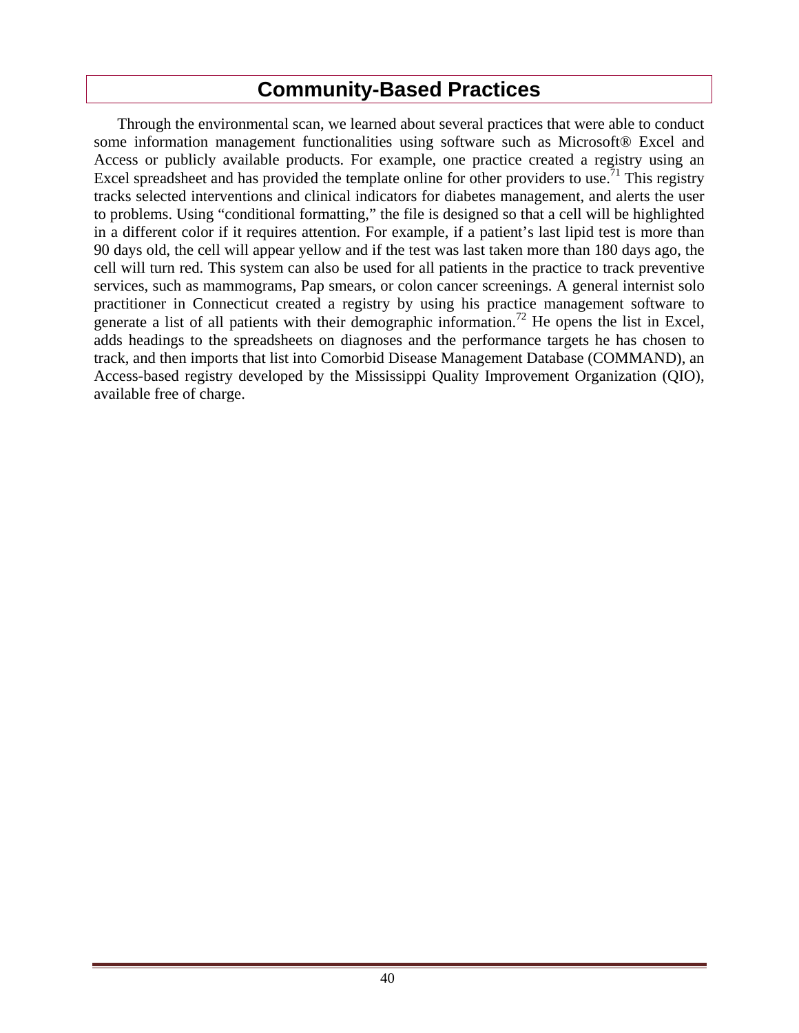## Community-Based Practices

Through the environmental scan, we learned about several practices that were able to conduct some information management functionalities using software such as Microsoft® Excel and Access or publicly available products. For example, one practice created a registry using an Excel spreadsheet and has provided the template online for other providers to use.[71] This registry tracks selected interventions and clinical indicators for diabetes management, and alerts the user to problems. Using "conditional formatting," the file is designed so that a cell will be highlighted in a different color if it requires attention. For example, if a patient's last lipid test is more than 90 days old, the cell will appear yellow and if the test was last taken more than 180 days ago, the cell will turn red. This system can also be used for all patients in the practice to track preventive services, such as mammograms, Pap smears, or colon cancer screenings. A general internist solo practitioner in Connecticut created a registry by using his practice management software to generate a list of all patients with their demographic information.[72] He opens the list in Excel, adds headings to the spreadsheets on diagnoses and the performance targets he has chosen to track, and then imports that list into Comorbid Disease Management Database (COMMAND), an Access-based registry developed by the Mississippi Quality Improvement Organization (QIO), available free of charge.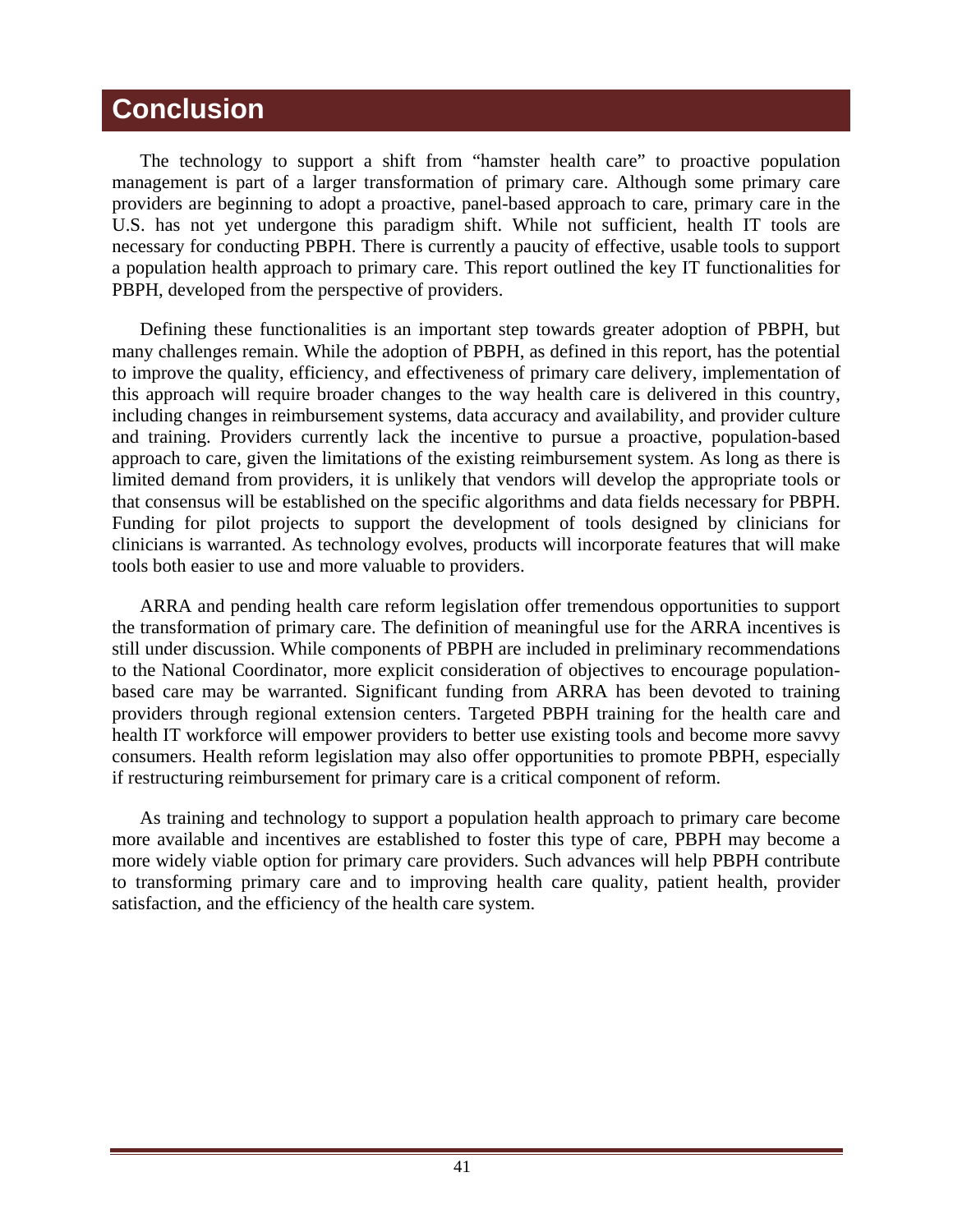# Conclusion

The technology to support a shift from "hamster health care" to proactive population management is part of a larger transformation of primary care. Although some primary care providers are beginning to adopt a proactive, panel-based approach to care, primary care in the U.S. has not yet undergone this paradigm shift. While not sufficient, health IT tools are necessary for conducting PBPH. There is currently a paucity of effective, usable tools to support a population health approach to primary care. This report outlined the key IT functionalities for PBPH, developed from the perspective of providers.

Defining these functionalities is an important step towards greater adoption of PBPH, but many challenges remain. While the adoption of PBPH, as defined in this report, has the potential to improve the quality, efficiency, and effectiveness of primary care delivery, implementation of this approach will require broader changes to the way health care is delivered in this country, including changes in reimbursement systems, data accuracy and availability, and provider culture and training. Providers currently lack the incentive to pursue a proactive, population-based approach to care, given the limitations of the existing reimbursement system. As long as there is limited demand from providers, it is unlikely that vendors will develop the appropriate tools or that consensus will be established on the specific algorithms and data fields necessary for PBPH. Funding for pilot projects to support the development of tools designed by clinicians for clinicians is warranted. As technology evolves, products will incorporate features that will make tools both easier to use and more valuable to providers.

ARRA and pending health care reform legislation offer tremendous opportunities to support the transformation of primary care. The definition of meaningful use for the ARRA incentives is still under discussion. While components of PBPH are included in preliminary recommendations to the National Coordinator, more explicit consideration of objectives to encourage population-based care may be warranted. Significant funding from ARRA has been devoted to training providers through regional extension centers. Targeted PBPH training for the health care and health IT workforce will empower providers to better use existing tools and become more savvy consumers. Health reform legislation may also offer opportunities to promote PBPH, especially if restructuring reimbursement for primary care is a critical component of reform.

As training and technology to support a population health approach to primary care become more available and incentives are established to foster this type of care, PBPH may become a more widely viable option for primary care providers. Such advances will help PBPH contribute to transforming primary care and to improving health care quality, patient health, provider satisfaction, and the efficiency of the health care system.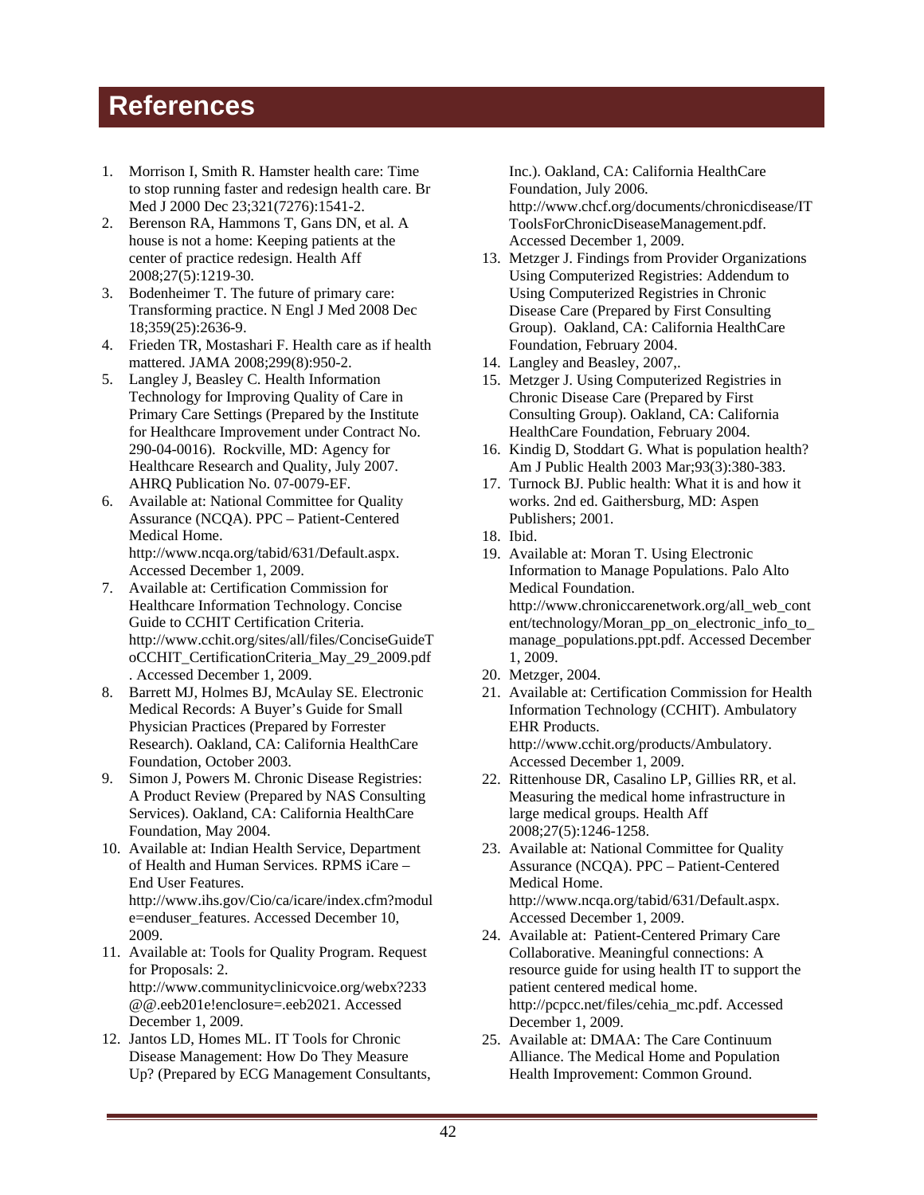# References

1. Morrison I, Smith R. Hamster health care: Time to stop running faster and redesign health care. Br Med J 2000 Dec 23;321(7276):1541-2.
2. Berenson RA, Hammons T, Gans DN, et al. A house is not a home: Keeping patients at the center of practice redesign. Health Aff 2008;27(5):1219-30.
3. Bodenheimer T. The future of primary care: Transforming practice. N Engl J Med 2008 Dec 18;359(25):2636-9.
4. Frieden TR, Mostashari F. Health care as if health mattered. JAMA 2008;299(8):950-2.
5. Langley J, Beasley C. Health Information Technology for Improving Quality of Care in Primary Care Settings (Prepared by the Institute for Healthcare Improvement under Contract No. 290-04-0016). Rockville, MD: Agency for Healthcare Research and Quality, July 2007. AHRQ Publication No. 07-0079-EF.
6. Available at: National Committee for Quality Assurance (NCQA). PPC – Patient-Centered Medical Home. http://www.ncqa.org/tabid/631/Default.aspx. Accessed December 1, 2009.
7. Available at: Certification Commission for Healthcare Information Technology. Concise Guide to CCHIT Certification Criteria. http://www.cchit.org/sites/all/files/ConciseGuideToCCHIT_CertificationCriteria_May_29_2009.pdf . Accessed December 1, 2009.
8. Barrett MJ, Holmes BJ, McAulay SE. Electronic Medical Records: A Buyer's Guide for Small Physician Practices (Prepared by Forrester Research). Oakland, CA: California HealthCare Foundation, October 2003.
9. Simon J, Powers M. Chronic Disease Registries: A Product Review (Prepared by NAS Consulting Services). Oakland, CA: California HealthCare Foundation, May 2004.
10. Available at: Indian Health Service, Department of Health and Human Services. RPMS iCare – End User Features. http://www.ihs.gov/Cio/ca/icare/index.cfm?module=enduser_features. Accessed December 10, 2009.
11. Available at: Tools for Quality Program. Request for Proposals: 2. http://www.communityclinicvoice.org/webx?233@@.eeb201e!enclosure=.eeb2021. Accessed December 1, 2009.
12. Jantos LD, Homes ML. IT Tools for Chronic Disease Management: How Do They Measure Up? (Prepared by ECG Management Consultants, Inc.). Oakland, CA: California HealthCare Foundation, July 2006. http://www.chcf.org/documents/chronicdisease/ITToolsForChronicDiseaseManagement.pdf. Accessed December 1, 2009.
13. Metzger J. Findings from Provider Organizations Using Computerized Registries: Addendum to Using Computerized Registries in Chronic Disease Care (Prepared by First Consulting Group). Oakland, CA: California HealthCare Foundation, February 2004.
14. Langley and Beasley, 2007,.
15. Metzger J. Using Computerized Registries in Chronic Disease Care (Prepared by First Consulting Group). Oakland, CA: California HealthCare Foundation, February 2004.
16. Kindig D, Stoddart G. What is population health? Am J Public Health 2003 Mar;93(3):380-383.
17. Turnock BJ. Public health: What it is and how it works. 2nd ed. Gaithersburg, MD: Aspen Publishers; 2001.
18. Ibid.
19. Available at: Moran T. Using Electronic Information to Manage Populations. Palo Alto Medical Foundation. http://www.chroniccarenetwork.org/all_web_content/technology/Moran_pp_on_electronic_info_to_manage_populations.ppt.pdf. Accessed December 1, 2009.
20. Metzger, 2004.
21. Available at: Certification Commission for Health Information Technology (CCHIT). Ambulatory EHR Products. http://www.cchit.org/products/Ambulatory. Accessed December 1, 2009.
22. Rittenhouse DR, Casalino LP, Gillies RR, et al. Measuring the medical home infrastructure in large medical groups. Health Aff 2008;27(5):1246-1258.
23. Available at: National Committee for Quality Assurance (NCQA). PPC – Patient-Centered Medical Home. http://www.ncqa.org/tabid/631/Default.aspx. Accessed December 1, 2009.
24. Available at: Patient-Centered Primary Care Collaborative. Meaningful connections: A resource guide for using health IT to support the patient centered medical home. http://pcpcc.net/files/cehia_mc.pdf. Accessed December 1, 2009.
25. Available at: DMAA: The Care Continuum Alliance. The Medical Home and Population Health Improvement: Common Ground.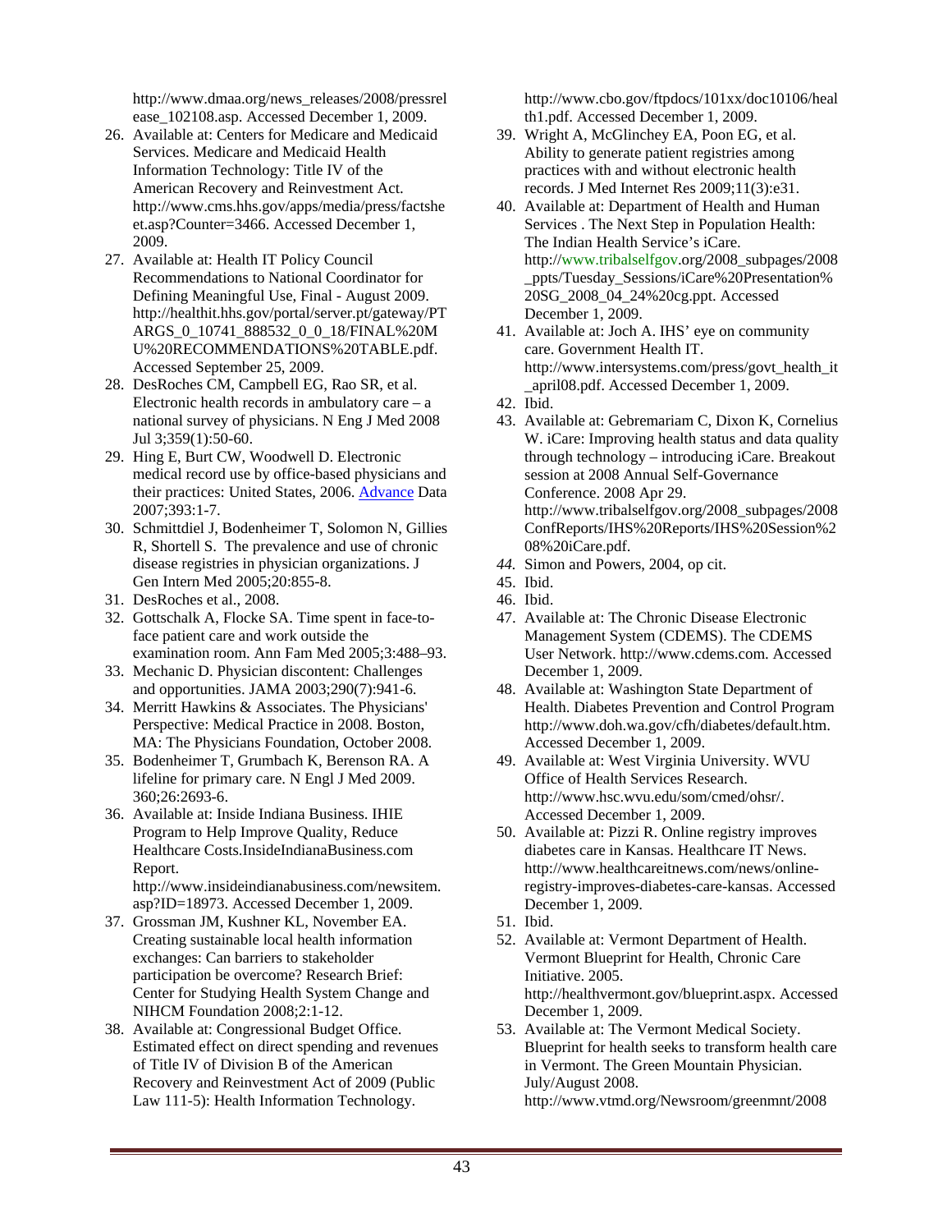http://www.dmaa.org/news_releases/2008/pressrelease_102108.asp. Accessed December 1, 2009.

26. Available at: Centers for Medicare and Medicaid Services. Medicare and Medicaid Health Information Technology: Title IV of the American Recovery and Reinvestment Act. http://www.cms.hhs.gov/apps/media/press/factsheet.asp?Counter=3466. Accessed December 1, 2009.
27. Available at: Health IT Policy Council Recommendations to National Coordinator for Defining Meaningful Use, Final - August 2009. http://healthit.hhs.gov/portal/server.pt/gateway/PTARGS_0_10741_888532_0_0_18/FINAL%20MU%20RECOMMENDATIONS%20TABLE.pdf. Accessed September 25, 2009.
28. DesRoches CM, Campbell EG, Rao SR, et al. Electronic health records in ambulatory care – a national survey of physicians. N Eng J Med 2008 Jul 3;359(1):50-60.
29. Hing E, Burt CW, Woodwell D. Electronic medical record use by office-based physicians and their practices: United States, 2006. Advance Data 2007;393:1-7.
30. Schmittdiel J, Bodenheimer T, Solomon N, Gillies R, Shortell S. The prevalence and use of chronic disease registries in physician organizations. J Gen Intern Med 2005;20:855-8.
31. DesRoches et al., 2008.
32. Gottschalk A, Flocke SA. Time spent in face-to-face patient care and work outside the examination room. Ann Fam Med 2005;3:488–93.
33. Mechanic D. Physician discontent: Challenges and opportunities. JAMA 2003;290(7):941-6.
34. Merritt Hawkins & Associates. The Physicians' Perspective: Medical Practice in 2008. Boston, MA: The Physicians Foundation, October 2008.
35. Bodenheimer T, Grumbach K, Berenson RA. A lifeline for primary care. N Engl J Med 2009. 360;26:2693-6.
36. Available at: Inside Indiana Business. IHIE Program to Help Improve Quality, Reduce Healthcare Costs.InsideIndianaBusiness.com Report. http://www.insideindianabusiness.com/newsitem.asp?ID=18973. Accessed December 1, 2009.
37. Grossman JM, Kushner KL, November EA. Creating sustainable local health information exchanges: Can barriers to stakeholder participation be overcome? Research Brief: Center for Studying Health System Change and NIHCM Foundation 2008;2:1-12.
38. Available at: Congressional Budget Office. Estimated effect on direct spending and revenues of Title IV of Division B of the American Recovery and Reinvestment Act of 2009 (Public Law 111-5): Health Information Technology. http://www.cbo.gov/ftpdocs/101xx/doc10106/health1.pdf. Accessed December 1, 2009.
39. Wright A, McGlinchey EA, Poon EG, et al. Ability to generate patient registries among practices with and without electronic health records. J Med Internet Res 2009;11(3):e31.
40. Available at: Department of Health and Human Services . The Next Step in Population Health: The Indian Health Service's iCare. http://www.tribalselfgov.org/2008_subpages/2008_ppts/Tuesday_Sessions/iCare%20Presentation%20SG_2008_04_24%20cg.ppt. Accessed December 1, 2009.
41. Available at: Joch A. IHS' eye on community care. Government Health IT. http://www.intersystems.com/press/govt_health_it_april08.pdf. Accessed December 1, 2009.
42. Ibid.
43. Available at: Gebremariam C, Dixon K, Cornelius W. iCare: Improving health status and data quality through technology – introducing iCare. Breakout session at 2008 Annual Self-Governance Conference. 2008 Apr 29. http://www.tribalselfgov.org/2008_subpages/2008ConfReports/IHS%20Reports/IHS%20Session%208%20iCare.pdf.
44. Simon and Powers, 2004, op cit.
45. Ibid.
46. Ibid.
47. Available at: The Chronic Disease Electronic Management System (CDEMS). The CDEMS User Network. http://www.cdems.com. Accessed December 1, 2009.
48. Available at: Washington State Department of Health. Diabetes Prevention and Control Program http://www.doh.wa.gov/cfh/diabetes/default.htm. Accessed December 1, 2009.
49. Available at: West Virginia University. WVU Office of Health Services Research. http://www.hsc.wvu.edu/som/cmed/ohsr/. Accessed December 1, 2009.
50. Available at: Pizzi R. Online registry improves diabetes care in Kansas. Healthcare IT News. http://www.healthcareitnews.com/news/online-registry-improves-diabetes-care-kansas. Accessed December 1, 2009.
51. Ibid.
52. Available at: Vermont Department of Health. Vermont Blueprint for Health, Chronic Care Initiative. 2005. http://healthvermont.gov/blueprint.aspx. Accessed December 1, 2009.
53. Available at: The Vermont Medical Society. Blueprint for health seeks to transform health care in Vermont. The Green Mountain Physician. July/August 2008. http://www.vtmd.org/Newsroom/greenmnt/2008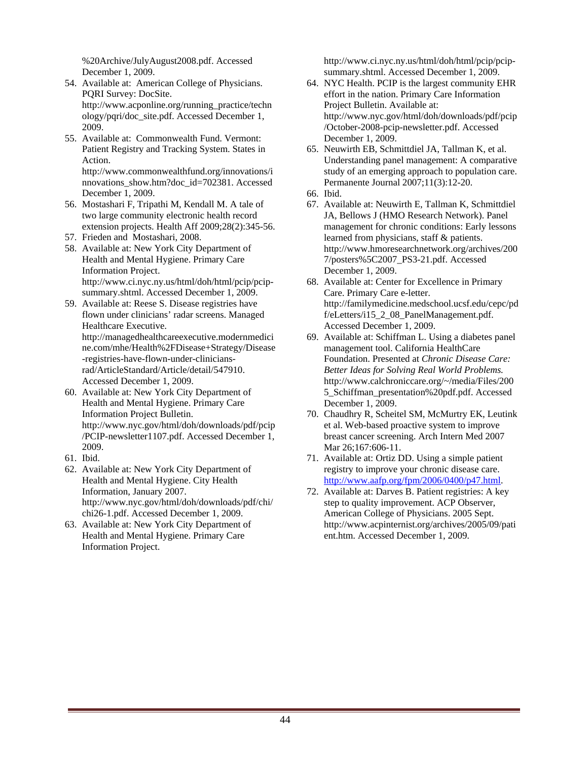%20Archive/JulyAugust2008.pdf. Accessed December 1, 2009.

54. Available at: American College of Physicians. PQRI Survey: DocSite. http://www.acponline.org/running_practice/technology/pqri/doc_site.pdf. Accessed December 1, 2009.
55. Available at: Commonwealth Fund. Vermont: Patient Registry and Tracking System. States in Action. http://www.commonwealthfund.org/innovations/innovations_show.htm?doc_id=702381. Accessed December 1, 2009.
56. Mostashari F, Tripathi M, Kendall M. A tale of two large community electronic health record extension projects. Health Aff 2009;28(2):345-56.
57. Frieden and Mostashari, 2008.
58. Available at: New York City Department of Health and Mental Hygiene. Primary Care Information Project. http://www.ci.nyc.ny.us/html/doh/html/pcip/pcip-summary.shtml. Accessed December 1, 2009.
59. Available at: Reese S. Disease registries have flown under clinicians' radar screens. Managed Healthcare Executive. http://managedhealthcareexecutive.modernmedicine.com/mhe/Health%2FDisease+Strategy/Disease-registries-have-flown-under-clinicians-rad/ArticleStandard/Article/detail/547910. Accessed December 1, 2009.
60. Available at: New York City Department of Health and Mental Hygiene. Primary Care Information Project Bulletin. http://www.nyc.gov/html/doh/downloads/pdf/pcip/PCIP-newsletter1107.pdf. Accessed December 1, 2009.
61. Ibid.
62. Available at: New York City Department of Health and Mental Hygiene. City Health Information, January 2007. http://www.nyc.gov/html/doh/downloads/pdf/chi/chi26-1.pdf. Accessed December 1, 2009.
63. Available at: New York City Department of Health and Mental Hygiene. Primary Care Information Project. http://www.ci.nyc.ny.us/html/doh/html/pcip/pcip-summary.shtml. Accessed December 1, 2009.
64. NYC Health. PCIP is the largest community EHR effort in the nation. Primary Care Information Project Bulletin. Available at: http://www.nyc.gov/html/doh/downloads/pdf/pcip/October-2008-pcip-newsletter.pdf. Accessed December 1, 2009.
65. Neuwirth EB, Schmittdiel JA, Tallman K, et al. Understanding panel management: A comparative study of an emerging approach to population care. Permanente Journal 2007;11(3):12-20.
66. Ibid.
67. Available at: Neuwirth E, Tallman K, Schmittdiel JA, Bellows J (HMO Research Network). Panel management for chronic conditions: Early lessons learned from physicians, staff & patients. http://www.hmoresearchnetwork.org/archives/2007/posters%5C2007_PS3-21.pdf. Accessed December 1, 2009.
68. Available at: Center for Excellence in Primary Care. Primary Care e-letter. http://familymedicine.medschool.ucsf.edu/cepc/pdf/eLetters/i15_2_08_PanelManagement.pdf. Accessed December 1, 2009.
69. Available at: Schiffman L. Using a diabetes panel management tool. California HealthCare Foundation. Presented at *Chronic Disease Care: Better Ideas for Solving Real World Problems.* http://www.calchroniccare.org/~/media/Files/2005_Schiffman_presentation%20pdf.pdf. Accessed December 1, 2009.
70. Chaudhry R, Scheitel SM, McMurtry EK, Leutink et al. Web-based proactive system to improve breast cancer screening. Arch Intern Med 2007 Mar 26;167:606-11.
71. Available at: Ortiz DD. Using a simple patient registry to improve your chronic disease care. http://www.aafp.org/fpm/2006/0400/p47.html.
72. Available at: Darves B. Patient registries: A key step to quality improvement. ACP Observer, American College of Physicians. 2005 Sept. http://www.acpinternist.org/archives/2005/09/patient.htm. Accessed December 1, 2009.